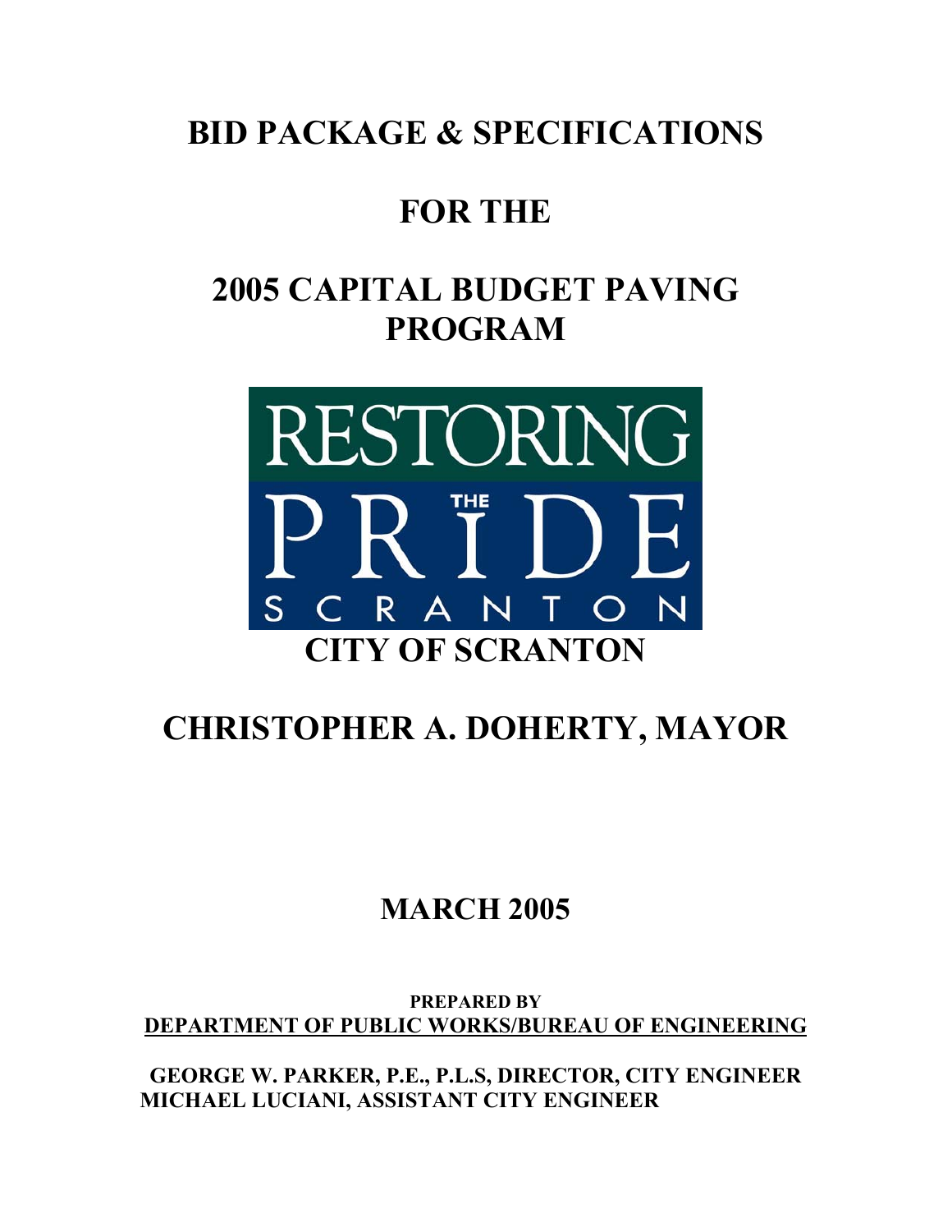# BID PACKAGE & SPECIFICATIONS

# FOR THE

# 2005 CAPITAL BUDGET PAVING PROGRAM

RESTORING THE PRIDE SCRANTON

## CITY OF SCRANTON

## CHRISTOPHER A. DOHERTY, MAYOR

## MARCH 2005

**PREPARED BY**
**DEPARTMENT OF PUBLIC WORKS/BUREAU OF ENGINEERING**

**GEORGE W. PARKER, P.E., P.L.S, DIRECTOR, CITY ENGINEER**
**MICHAEL LUCIANI, ASSISTANT CITY ENGINEER**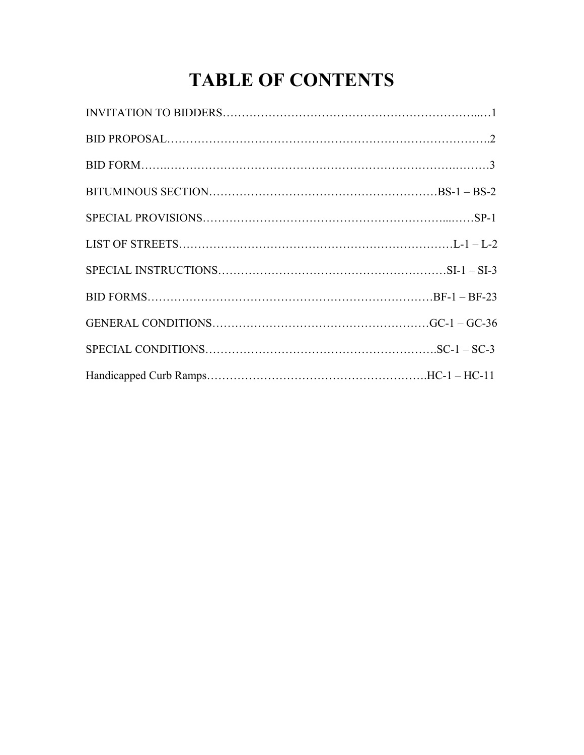# TABLE OF CONTENTS

INVITATION TO BIDDERS……………………………………………………………..…1

BID PROPOSAL……………………………………………………………………………2

BID FORM…….……………………………………………………………………….………3

BITUMINOUS SECTION……………………………………………………BS-1 – BS-2

SPECIAL PROVISIONS……………………………………………………...……SP-1

LIST OF STREETS……………………………………………………………………L-1 – L-2

SPECIAL INSTRUCTIONS…………………………………………………SI-1 – SI-3

BID FORMS…………………………………………………………………BF-1 – BF-23

GENERAL CONDITIONS…………………………………………………GC-1 – GC-36

SPECIAL CONDITIONS…………………………………………………….SC-1 – SC-3

Handicapped Curb Ramps………………………………………………….HC-1 – HC-11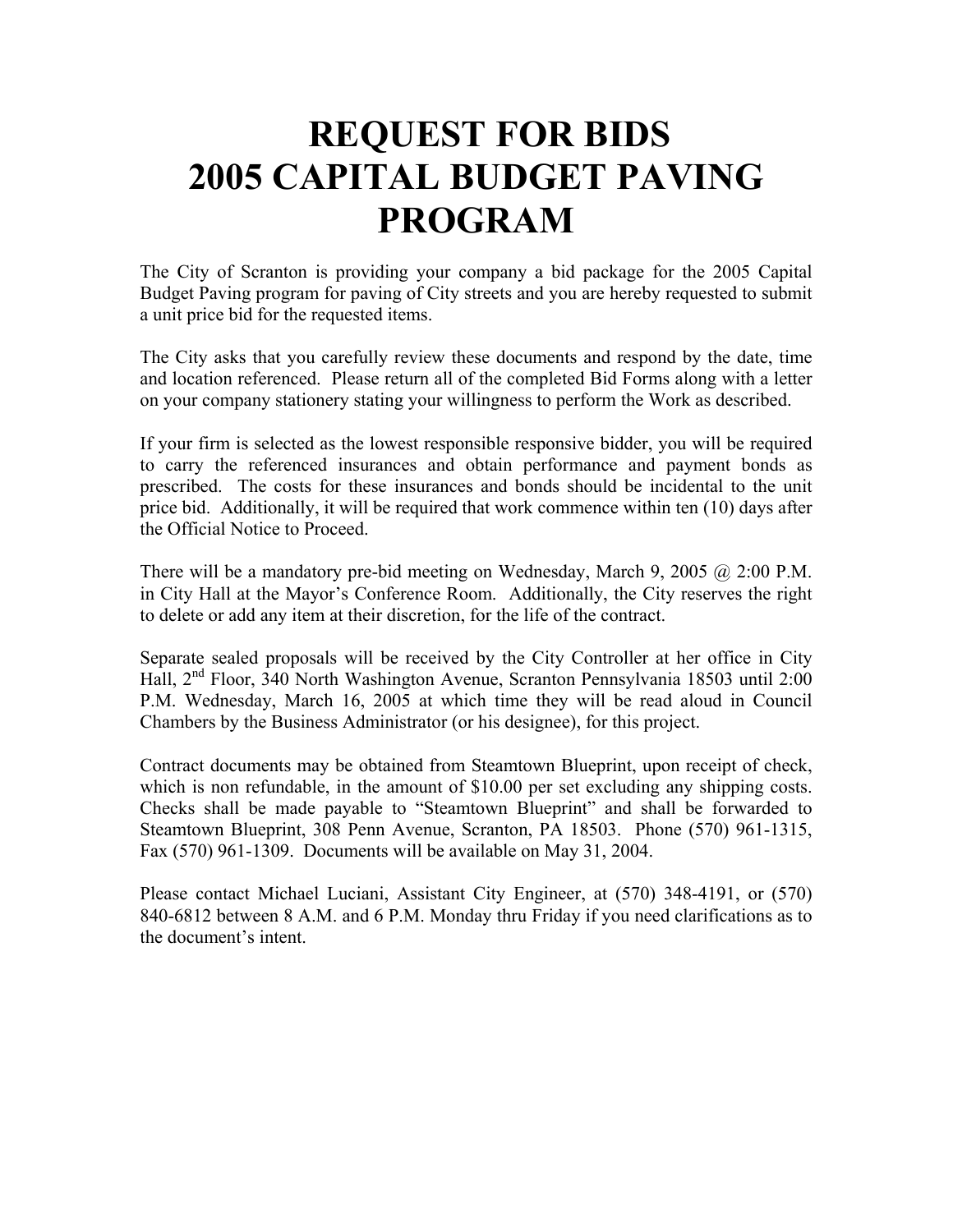# REQUEST FOR BIDS
# 2005 CAPITAL BUDGET PAVING PROGRAM

The City of Scranton is providing your company a bid package for the 2005 Capital Budget Paving program for paving of City streets and you are hereby requested to submit a unit price bid for the requested items.

The City asks that you carefully review these documents and respond by the date, time and location referenced. Please return all of the completed Bid Forms along with a letter on your company stationery stating your willingness to perform the Work as described.

If your firm is selected as the lowest responsible responsive bidder, you will be required to carry the referenced insurances and obtain performance and payment bonds as prescribed. The costs for these insurances and bonds should be incidental to the unit price bid. Additionally, it will be required that work commence within ten (10) days after the Official Notice to Proceed.

There will be a mandatory pre-bid meeting on Wednesday, March 9, 2005 @ 2:00 P.M. in City Hall at the Mayor's Conference Room. Additionally, the City reserves the right to delete or add any item at their discretion, for the life of the contract.

Separate sealed proposals will be received by the City Controller at her office in City Hall, 2nd Floor, 340 North Washington Avenue, Scranton Pennsylvania 18503 until 2:00 P.M. Wednesday, March 16, 2005 at which time they will be read aloud in Council Chambers by the Business Administrator (or his designee), for this project.

Contract documents may be obtained from Steamtown Blueprint, upon receipt of check, which is non refundable, in the amount of $10.00 per set excluding any shipping costs. Checks shall be made payable to "Steamtown Blueprint" and shall be forwarded to Steamtown Blueprint, 308 Penn Avenue, Scranton, PA 18503. Phone (570) 961-1315, Fax (570) 961-1309. Documents will be available on May 31, 2004.

Please contact Michael Luciani, Assistant City Engineer, at (570) 348-4191, or (570) 840-6812 between 8 A.M. and 6 P.M. Monday thru Friday if you need clarifications as to the document's intent.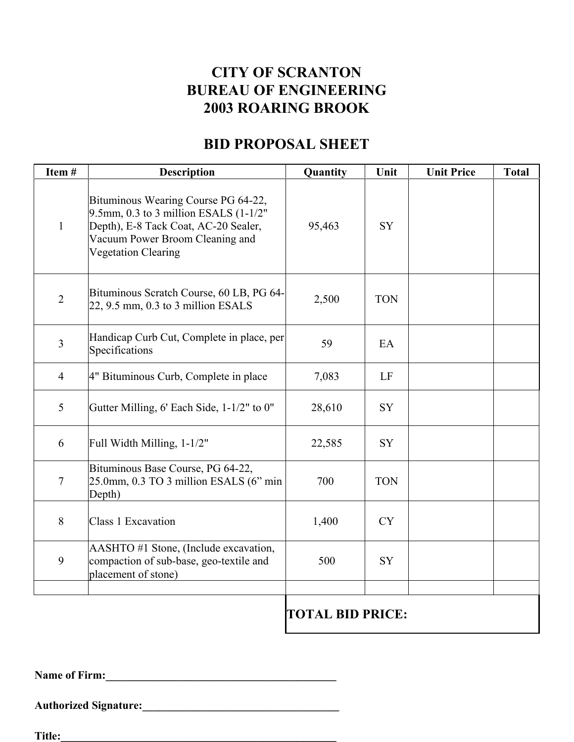# CITY OF SCRANTON
# BUREAU OF ENGINEERING
# 2003 ROARING BROOK

## BID PROPOSAL SHEET

| Item # | Description | Quantity | Unit | Unit Price | Total |
|---|---|---|---|---|---|
| 1 | Bituminous Wearing Course PG 64-22, 9.5mm, 0.3 to 3 million ESALS (1-1/2" Depth), E-8 Tack Coat, AC-20 Sealer, Vacuum Power Broom Cleaning and Vegetation Clearing | 95,463 | SY | | |
| 2 | Bituminous Scratch Course, 60 LB, PG 64-22, 9.5 mm, 0.3 to 3 million ESALS | 2,500 | TON | | |
| 3 | Handicap Curb Cut, Complete in place, per Specifications | 59 | EA | | |
| 4 | 4" Bituminous Curb, Complete in place | 7,083 | LF | | |
| 5 | Gutter Milling, 6' Each Side, 1-1/2" to 0" | 28,610 | SY | | |
| 6 | Full Width Milling, 1-1/2" | 22,585 | SY | | |
| 7 | Bituminous Base Course, PG 64-22, 25.0mm, 0.3 TO 3 million ESALS (6" min Depth) | 700 | TON | | |
| 8 | Class 1 Excavation | 1,400 | CY | | |
| 9 | AASHTO #1 Stone, (Include excavation, compaction of sub-base, geo-textile and placement of stone) | 500 | SY | | |
| | | | | | |
| | | **TOTAL BID PRICE:** | | | |

**Name of Firm:**___________________________________________

**Authorized Signature:**____________________________________

**Title:**____________________________________________________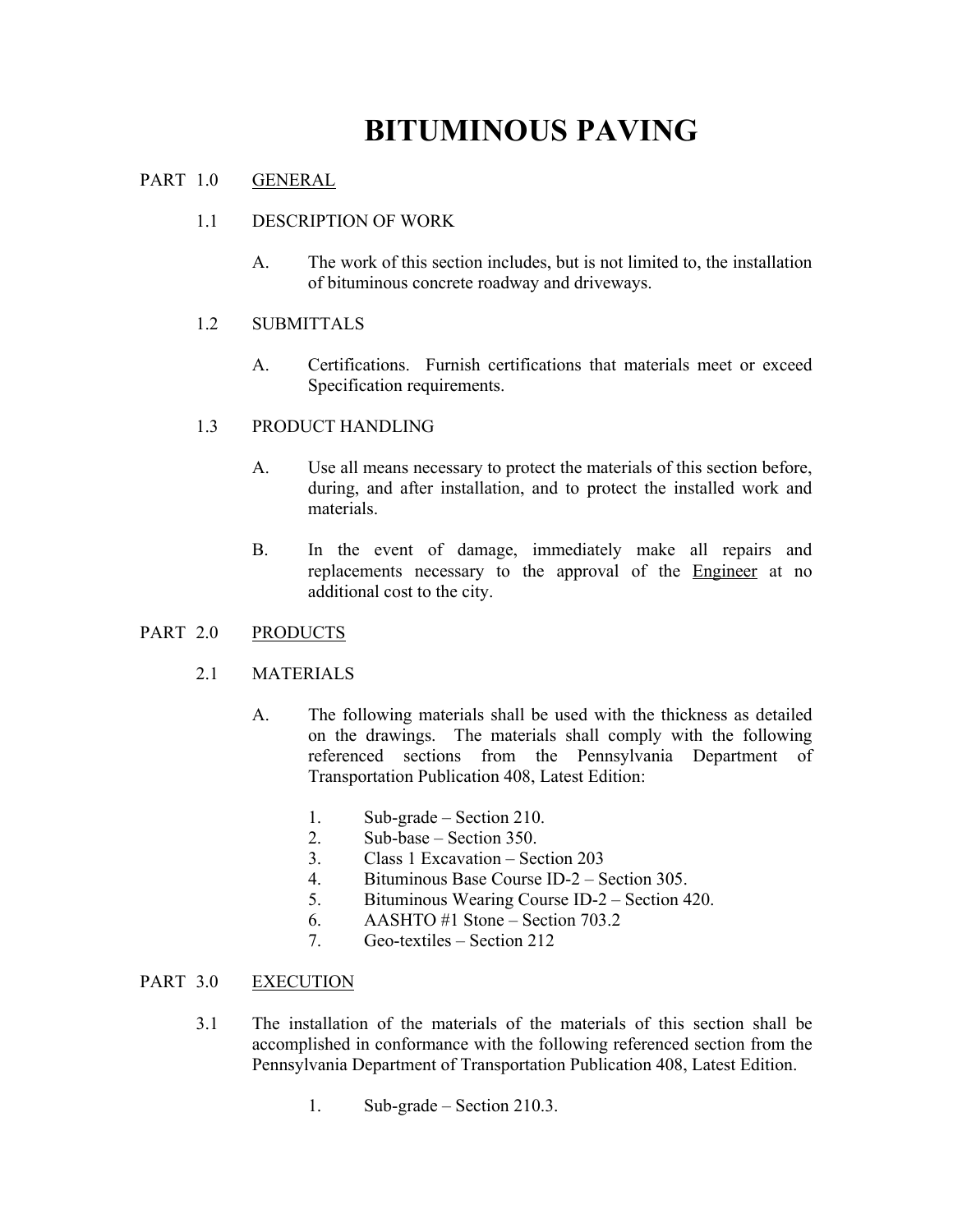# BITUMINOUS PAVING

PART 1.0 <u>GENERAL</u>

1.1 DESCRIPTION OF WORK

A. The work of this section includes, but is not limited to, the installation of bituminous concrete roadway and driveways.

1.2 SUBMITTALS

A. Certifications. Furnish certifications that materials meet or exceed Specification requirements.

1.3 PRODUCT HANDLING

A. Use all means necessary to protect the materials of this section before, during, and after installation, and to protect the installed work and materials.

B. In the event of damage, immediately make all repairs and replacements necessary to the approval of the <u>Engineer</u> at no additional cost to the city.

PART 2.0 <u>PRODUCTS</u>

2.1 MATERIALS

A. The following materials shall be used with the thickness as detailed on the drawings. The materials shall comply with the following referenced sections from the Pennsylvania Department of Transportation Publication 408, Latest Edition:

1. Sub-grade – Section 210.
2. Sub-base – Section 350.
3. Class 1 Excavation – Section 203
4. Bituminous Base Course ID-2 – Section 305.
5. Bituminous Wearing Course ID-2 – Section 420.
6. AASHTO #1 Stone – Section 703.2
7. Geo-textiles – Section 212

PART 3.0 <u>EXECUTION</u>

3.1 The installation of the materials of the materials of this section shall be accomplished in conformance with the following referenced section from the Pennsylvania Department of Transportation Publication 408, Latest Edition.

1. Sub-grade – Section 210.3.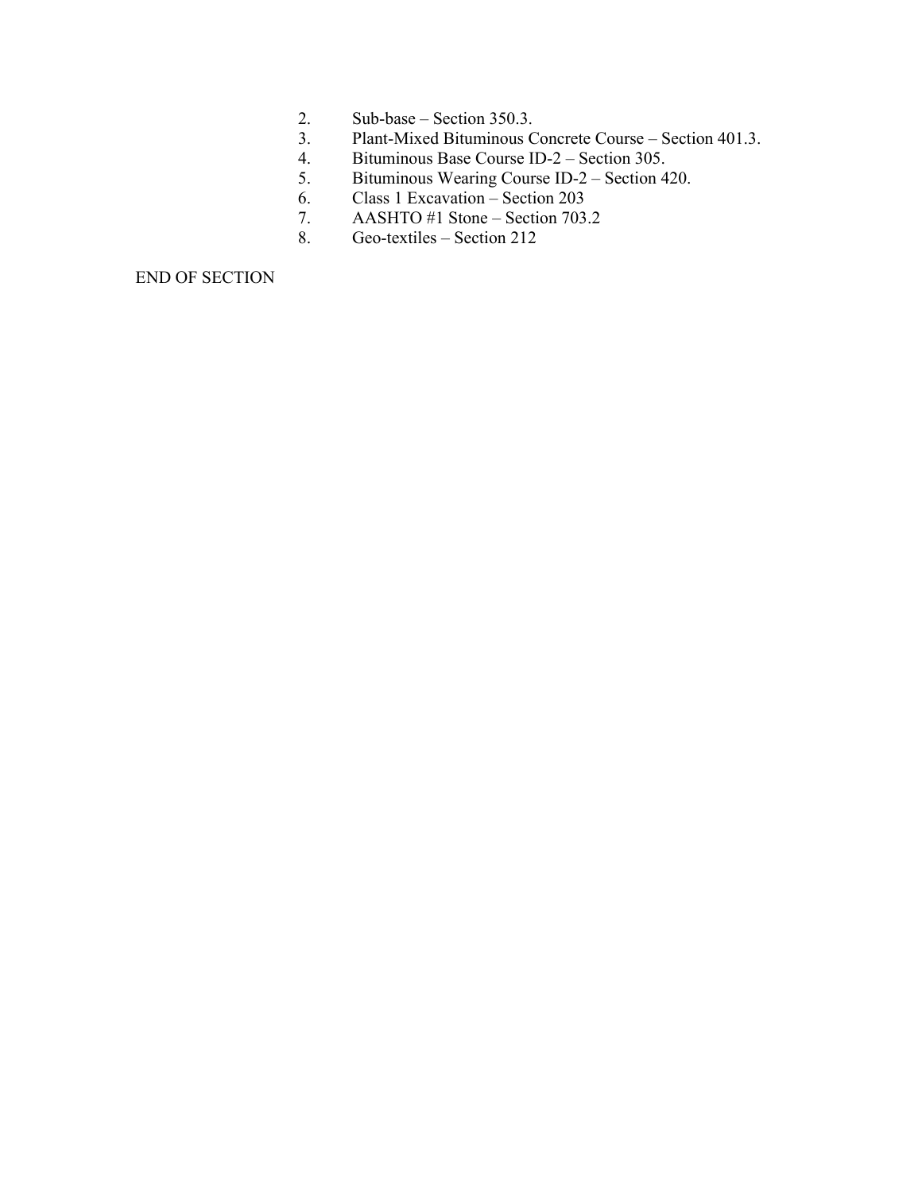2. Sub-base – Section 350.3.
3. Plant-Mixed Bituminous Concrete Course – Section 401.3.
4. Bituminous Base Course ID-2 – Section 305.
5. Bituminous Wearing Course ID-2 – Section 420.
6. Class 1 Excavation – Section 203
7. AASHTO #1 Stone – Section 703.2
8. Geo-textiles – Section 212

END OF SECTION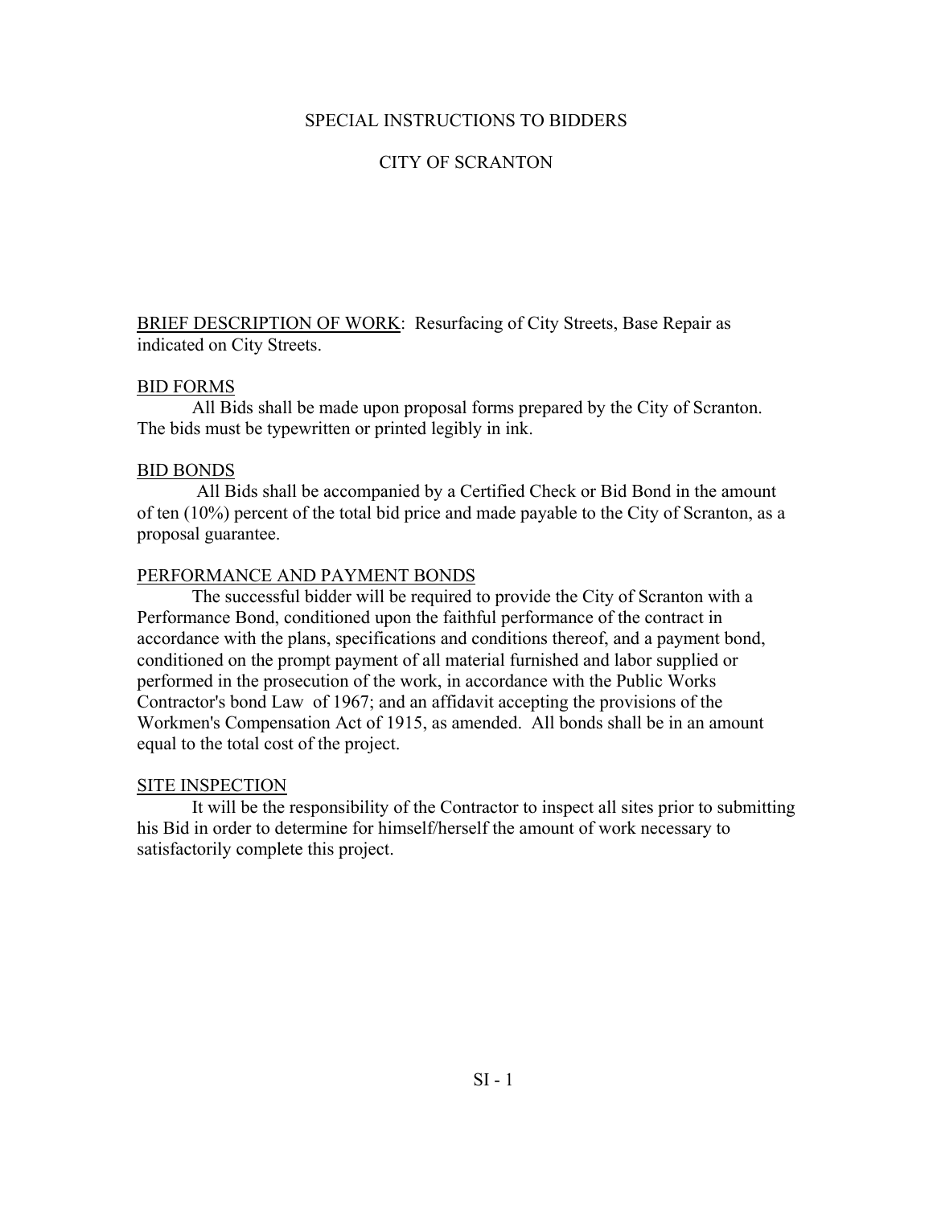# SPECIAL INSTRUCTIONS TO BIDDERS

## CITY OF SCRANTON

<u>BRIEF DESCRIPTION OF WORK</u>: Resurfacing of City Streets, Base Repair as indicated on City Streets.

<u>BID FORMS</u>

All Bids shall be made upon proposal forms prepared by the City of Scranton. The bids must be typewritten or printed legibly in ink.

<u>BID BONDS</u>

All Bids shall be accompanied by a Certified Check or Bid Bond in the amount of ten (10%) percent of the total bid price and made payable to the City of Scranton, as a proposal guarantee.

<u>PERFORMANCE AND PAYMENT BONDS</u>

The successful bidder will be required to provide the City of Scranton with a Performance Bond, conditioned upon the faithful performance of the contract in accordance with the plans, specifications and conditions thereof, and a payment bond, conditioned on the prompt payment of all material furnished and labor supplied or performed in the prosecution of the work, in accordance with the Public Works Contractor's bond Law of 1967; and an affidavit accepting the provisions of the Workmen's Compensation Act of 1915, as amended. All bonds shall be in an amount equal to the total cost of the project.

<u>SITE INSPECTION</u>

It will be the responsibility of the Contractor to inspect all sites prior to submitting his Bid in order to determine for himself/herself the amount of work necessary to satisfactorily complete this project.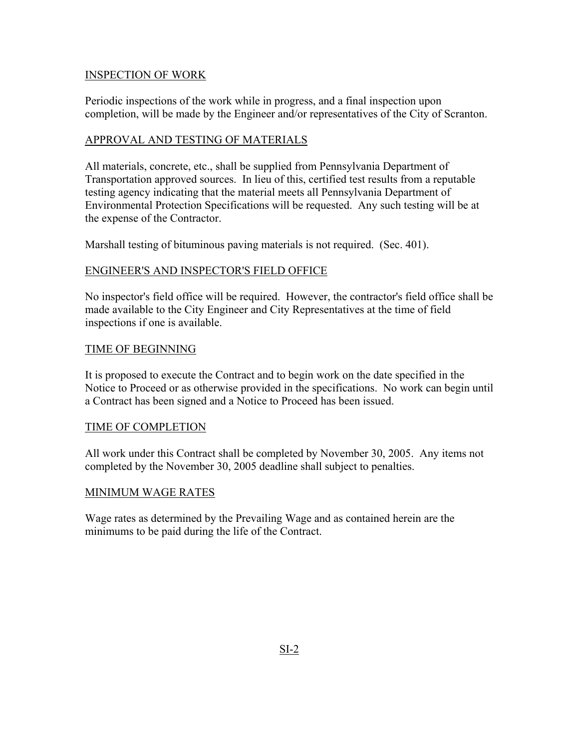## INSPECTION OF WORK

Periodic inspections of the work while in progress, and a final inspection upon completion, will be made by the Engineer and/or representatives of the City of Scranton.

## APPROVAL AND TESTING OF MATERIALS

All materials, concrete, etc., shall be supplied from Pennsylvania Department of Transportation approved sources. In lieu of this, certified test results from a reputable testing agency indicating that the material meets all Pennsylvania Department of Environmental Protection Specifications will be requested. Any such testing will be at the expense of the Contractor.

Marshall testing of bituminous paving materials is not required. (Sec. 401).

## ENGINEER'S AND INSPECTOR'S FIELD OFFICE

No inspector's field office will be required. However, the contractor's field office shall be made available to the City Engineer and City Representatives at the time of field inspections if one is available.

## TIME OF BEGINNING

It is proposed to execute the Contract and to begin work on the date specified in the Notice to Proceed or as otherwise provided in the specifications. No work can begin until a Contract has been signed and a Notice to Proceed has been issued.

## TIME OF COMPLETION

All work under this Contract shall be completed by November 30, 2005. Any items not completed by the November 30, 2005 deadline shall subject to penalties.

## MINIMUM WAGE RATES

Wage rates as determined by the Prevailing Wage and as contained herein are the minimums to be paid during the life of the Contract.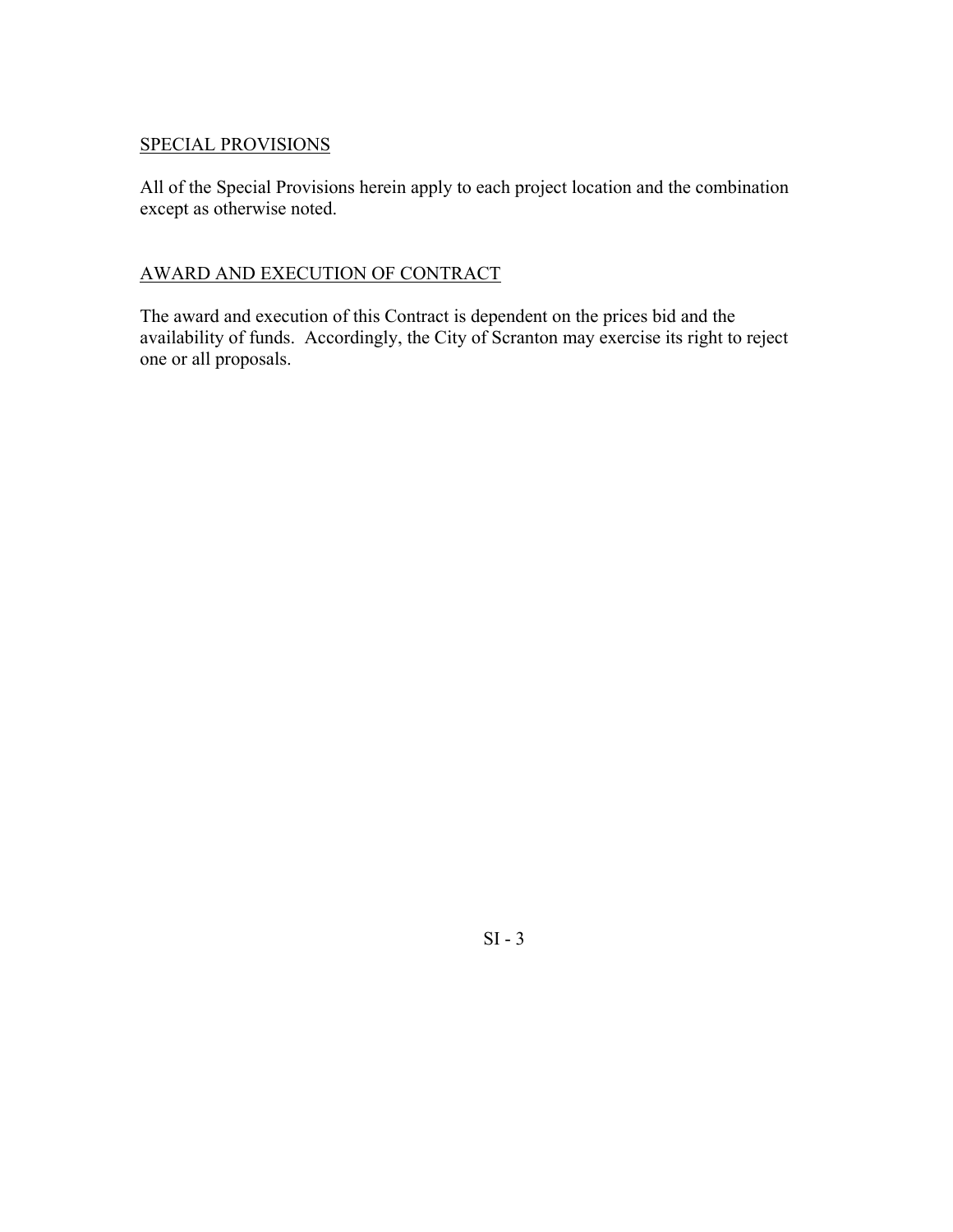## SPECIAL PROVISIONS

All of the Special Provisions herein apply to each project location and the combination except as otherwise noted.

## AWARD AND EXECUTION OF CONTRACT

The award and execution of this Contract is dependent on the prices bid and the availability of funds. Accordingly, the City of Scranton may exercise its right to reject one or all proposals.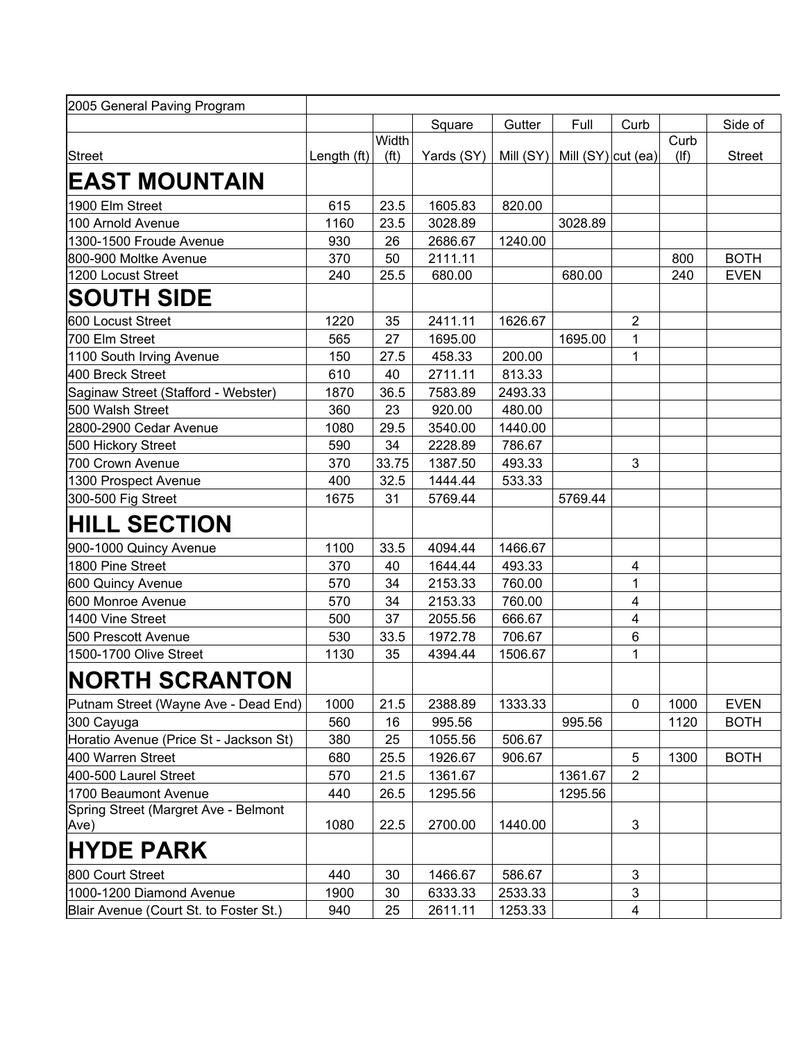| 2005 General Paving Program | | | | | | | | |
|---|---|---|---|---|---|---|---|---|
| | | | Square | Gutter | Full | Curb | | Side of |
| Street | Length (ft) | Width (ft) | Yards (SY) | Mill (SY) | Mill (SY) | cut (ea) | Curb (lf) | Street |
| **EAST MOUNTAIN** | | | | | | | | |
| 1900 Elm Street | 615 | 23.5 | 1605.83 | 820.00 | | | | |
| 100 Arnold Avenue | 1160 | 23.5 | 3028.89 | | 3028.89 | | | |
| 1300-1500 Froude Avenue | 930 | 26 | 2686.67 | 1240.00 | | | | |
| 800-900 Moltke Avenue | 370 | 50 | 2111.11 | | | | 800 | BOTH |
| 1200 Locust Street | 240 | 25.5 | 680.00 | | 680.00 | | 240 | EVEN |
| **SOUTH SIDE** | | | | | | | | |
| 600 Locust Street | 1220 | 35 | 2411.11 | 1626.67 | | 2 | | |
| 700 Elm Street | 565 | 27 | 1695.00 | | 1695.00 | 1 | | |
| 1100 South Irving Avenue | 150 | 27.5 | 458.33 | 200.00 | | 1 | | |
| 400 Breck Street | 610 | 40 | 2711.11 | 813.33 | | | | |
| Saginaw Street (Stafford - Webster) | 1870 | 36.5 | 7583.89 | 2493.33 | | | | |
| 500 Walsh Street | 360 | 23 | 920.00 | 480.00 | | | | |
| 2800-2900 Cedar Avenue | 1080 | 29.5 | 3540.00 | 1440.00 | | | | |
| 500 Hickory Street | 590 | 34 | 2228.89 | 786.67 | | | | |
| 700 Crown Avenue | 370 | 33.75 | 1387.50 | 493.33 | | 3 | | |
| 1300 Prospect Avenue | 400 | 32.5 | 1444.44 | 533.33 | | | | |
| 300-500 Fig Street | 1675 | 31 | 5769.44 | | 5769.44 | | | |
| **HILL SECTION** | | | | | | | | |
| 900-1000 Quincy Avenue | 1100 | 33.5 | 4094.44 | 1466.67 | | | | |
| 1800 Pine Street | 370 | 40 | 1644.44 | 493.33 | | 4 | | |
| 600 Quincy Avenue | 570 | 34 | 2153.33 | 760.00 | | 1 | | |
| 600 Monroe Avenue | 570 | 34 | 2153.33 | 760.00 | | 4 | | |
| 1400 Vine Street | 500 | 37 | 2055.56 | 666.67 | | 4 | | |
| 500 Prescott Avenue | 530 | 33.5 | 1972.78 | 706.67 | | 6 | | |
| 1500-1700 Olive Street | 1130 | 35 | 4394.44 | 1506.67 | | 1 | | |
| **NORTH SCRANTON** | | | | | | | | |
| Putnam Street (Wayne Ave - Dead End) | 1000 | 21.5 | 2388.89 | 1333.33 | | 0 | 1000 | EVEN |
| 300 Cayuga | 560 | 16 | 995.56 | | 995.56 | | 1120 | BOTH |
| Horatio Avenue (Price St - Jackson St) | 380 | 25 | 1055.56 | 506.67 | | | | |
| 400 Warren Street | 680 | 25.5 | 1926.67 | 906.67 | | 5 | 1300 | BOTH |
| 400-500 Laurel Street | 570 | 21.5 | 1361.67 | | 1361.67 | 2 | | |
| 1700 Beaumont Avenue | 440 | 26.5 | 1295.56 | | 1295.56 | | | |
| Spring Street (Margret Ave - Belmont Ave) | 1080 | 22.5 | 2700.00 | 1440.00 | | 3 | | |
| **HYDE PARK** | | | | | | | | |
| 800 Court Street | 440 | 30 | 1466.67 | 586.67 | | 3 | | |
| 1000-1200 Diamond Avenue | 1900 | 30 | 6333.33 | 2533.33 | | 3 | | |
| Blair Avenue (Court St. to Foster St.) | 940 | 25 | 2611.11 | 1253.33 | | 4 | | |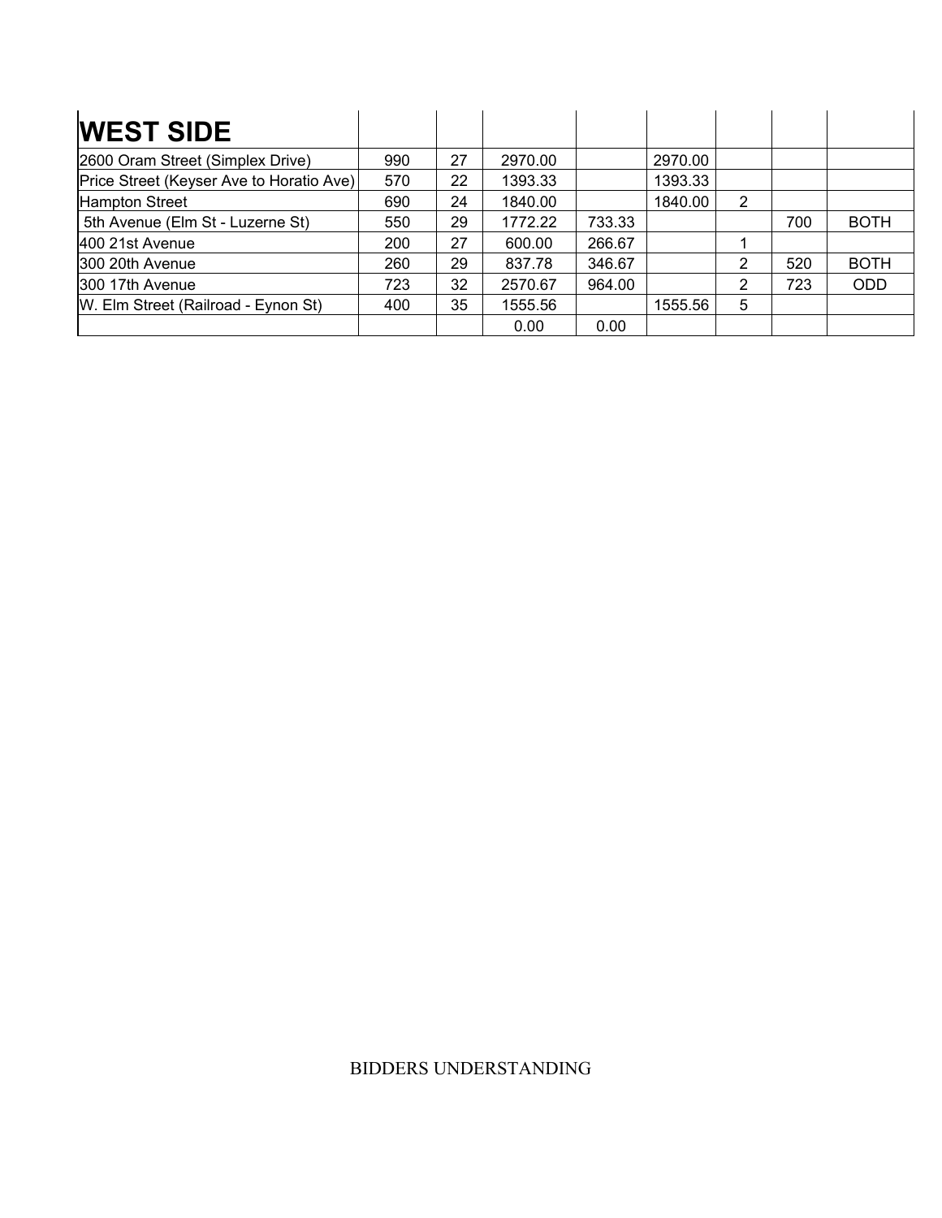| **WEST SIDE** | | | | | | | | |
|---|---|---|---|---|---|---|---|---|
| 2600 Oram Street (Simplex Drive) | 990 | 27 | 2970.00 | | 2970.00 | | | |
| Price Street (Keyser Ave to Horatio Ave) | 570 | 22 | 1393.33 | | 1393.33 | | | |
| Hampton Street | 690 | 24 | 1840.00 | | 1840.00 | 2 | | |
| 5th Avenue (Elm St - Luzerne St) | 550 | 29 | 1772.22 | 733.33 | | | 700 | BOTH |
| 400 21st Avenue | 200 | 27 | 600.00 | 266.67 | | 1 | | |
| 300 20th Avenue | 260 | 29 | 837.78 | 346.67 | | 2 | 520 | BOTH |
| 300 17th Avenue | 723 | 32 | 2570.67 | 964.00 | | 2 | 723 | ODD |
| W. Elm Street (Railroad - Eynon St) | 400 | 35 | 1555.56 | | 1555.56 | 5 | | |
| | | | 0.00 | 0.00 | | | | |

BIDDERS UNDERSTANDING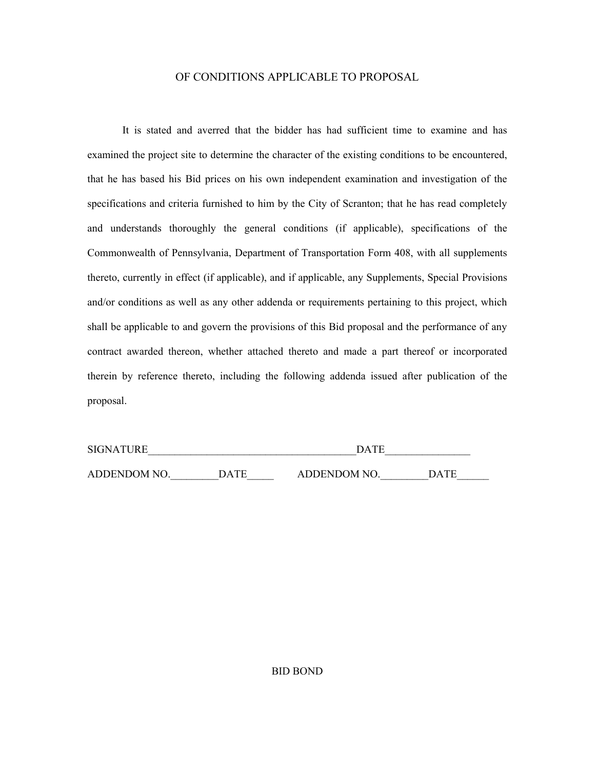## OF CONDITIONS APPLICABLE TO PROPOSAL

It is stated and averred that the bidder has had sufficient time to examine and has examined the project site to determine the character of the existing conditions to be encountered, that he has based his Bid prices on his own independent examination and investigation of the specifications and criteria furnished to him by the City of Scranton; that he has read completely and understands thoroughly the general conditions (if applicable), specifications of the Commonwealth of Pennsylvania, Department of Transportation Form 408, with all supplements thereto, currently in effect (if applicable), and if applicable, any Supplements, Special Provisions and/or conditions as well as any other addenda or requirements pertaining to this project, which shall be applicable to and govern the provisions of this Bid proposal and the performance of any contract awarded thereon, whether attached thereto and made a part thereof or incorporated therein by reference thereto, including the following addenda issued after publication of the proposal.

SIGNATURE______________________________________DATE_______________

ADDENDOM NO.________DATE_____ ADDENDOM NO.________DATE______

## BID BOND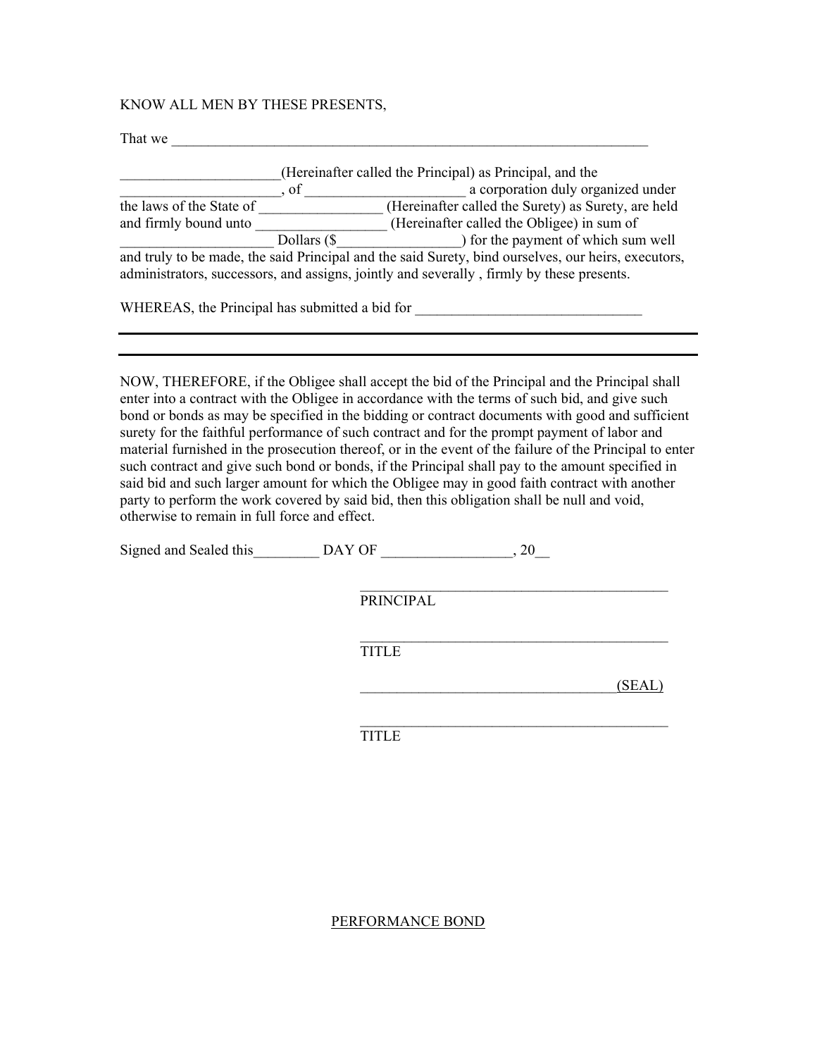KNOW ALL MEN BY THESE PRESENTS,

That we ______________________________________________________________________

______________________(Hereinafter called the Principal) as Principal, and the ______________________, of ______________________ a corporation duly organized under the laws of the State of _________________ (Hereinafter called the Surety) as Surety, are held and firmly bound unto __________________ (Hereinafter called the Obligee) in sum of _____________________ Dollars ($_________________) for the payment of which sum well and truly to be made, the said Principal and the said Surety, bind ourselves, our heirs, executors, administrators, successors, and assigns, jointly and severally , firmly by these presents.

WHEREAS, the Principal has submitted a bid for ________________________________

---

---

NOW, THEREFORE, if the Obligee shall accept the bid of the Principal and the Principal shall enter into a contract with the Obligee in accordance with the terms of such bid, and give such bond or bonds as may be specified in the bidding or contract documents with good and sufficient surety for the faithful performance of such contract and for the prompt payment of labor and material furnished in the prosecution thereof, or in the event of the failure of the Principal to enter such contract and give such bond or bonds, if the Principal shall pay to the amount specified in said bid and such larger amount for which the Obligee may in good faith contract with another party to perform the work covered by said bid, then this obligation shall be null and void, otherwise to remain in full force and effect.

Signed and Sealed this_________ DAY OF __________________, 20__

_____________________________________________
PRINCIPAL

_____________________________________________
TITLE

_____________________________________(SEAL)

_____________________________________________
TITLE

PERFORMANCE BOND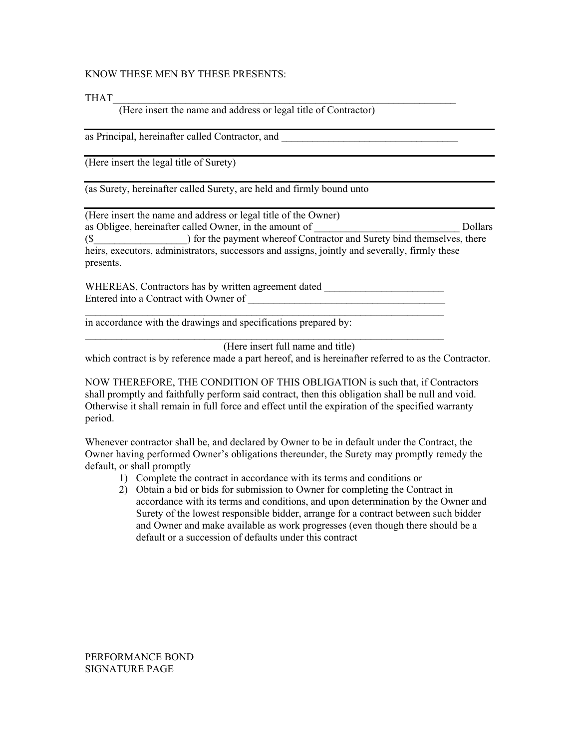KNOW THESE MEN BY THESE PRESENTS:

THAT\_\_\_\_\_\_\_\_\_\_\_\_\_\_\_\_\_\_\_\_\_\_\_\_\_\_\_\_\_\_\_\_\_\_\_\_\_\_\_\_\_\_\_\_\_\_\_\_\_\_\_\_\_\_\_\_\_\_\_\_\_\_\_\_\_\_\_\_\_\_

(Here insert the name and address or legal title of Contractor)

---

as Principal, hereinafter called Contractor, and \_\_\_\_\_\_\_\_\_\_\_\_\_\_\_\_\_\_\_\_\_\_\_\_\_\_\_\_\_\_\_\_\_\_\_

---

(Here insert the legal title of Surety)

---

(as Surety, hereinafter called Surety, are held and firmly bound unto

---

(Here insert the name and address or legal title of the Owner)
as Obligee, hereinafter called Owner, in the amount of \_\_\_\_\_\_\_\_\_\_\_\_\_\_\_\_\_\_\_\_\_\_\_\_\_\_\_\_\_ Dollars ($\_\_\_\_\_\_\_\_\_\_\_\_\_\_\_\_\_\_) for the payment whereof Contractor and Surety bind themselves, there heirs, executors, administrators, successors and assigns, jointly and severally, firmly these presents.

WHEREAS, Contractors has by written agreement dated \_\_\_\_\_\_\_\_\_\_\_\_\_\_\_\_\_\_\_\_\_\_\_
Entered into a Contract with Owner of \_\_\_\_\_\_\_\_\_\_\_\_\_\_\_\_\_\_\_\_\_\_\_\_\_\_\_\_\_\_\_\_\_\_\_\_\_\_\_
\_\_\_\_\_\_\_\_\_\_\_\_\_\_\_\_\_\_\_\_\_\_\_\_\_\_\_\_\_\_\_\_\_\_\_\_\_\_\_\_\_\_\_\_\_\_\_\_\_\_\_\_\_\_\_\_\_\_\_\_\_\_\_\_\_\_\_\_\_\_
in accordance with the drawings and specifications prepared by:
\_\_\_\_\_\_\_\_\_\_\_\_\_\_\_\_\_\_\_\_\_\_\_\_\_\_\_\_\_\_\_\_\_\_\_\_\_\_\_\_\_\_\_\_\_\_\_\_\_\_\_\_\_\_\_\_\_\_\_\_\_\_\_\_\_\_\_\_\_\_
(Here insert full name and title)
which contract is by reference made a part hereof, and is hereinafter referred to as the Contractor.

NOW THEREFORE, THE CONDITION OF THIS OBLIGATION is such that, if Contractors shall promptly and faithfully perform said contract, then this obligation shall be null and void. Otherwise it shall remain in full force and effect until the expiration of the specified warranty period.

Whenever contractor shall be, and declared by Owner to be in default under the Contract, the Owner having performed Owner's obligations thereunder, the Surety may promptly remedy the default, or shall promptly

1) Complete the contract in accordance with its terms and conditions or
2) Obtain a bid or bids for submission to Owner for completing the Contract in accordance with its terms and conditions, and upon determination by the Owner and Surety of the lowest responsible bidder, arrange for a contract between such bidder and Owner and make available as work progresses (even though there should be a default or a succession of defaults under this contract

PERFORMANCE BOND
SIGNATURE PAGE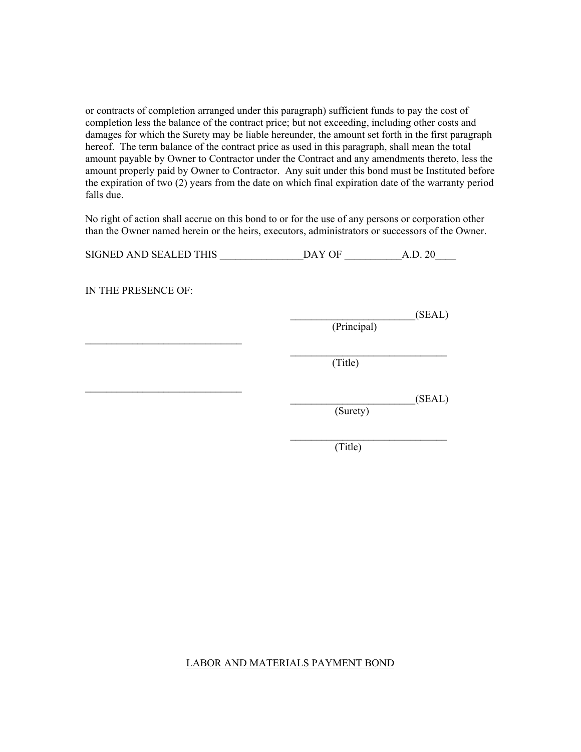or contracts of completion arranged under this paragraph) sufficient funds to pay the cost of completion less the balance of the contract price; but not exceeding, including other costs and damages for which the Surety may be liable hereunder, the amount set forth in the first paragraph hereof. The term balance of the contract price as used in this paragraph, shall mean the total amount payable by Owner to Contractor under the Contract and any amendments thereto, less the amount properly paid by Owner to Contractor. Any suit under this bond must be Instituted before the expiration of two (2) years from the date on which final expiration date of the warranty period falls due.

No right of action shall accrue on this bond to or for the use of any persons or corporation other than the Owner named herein or the heirs, executors, administrators or successors of the Owner.

SIGNED AND SEALED THIS ________________DAY OF ___________A.D. 20____

IN THE PRESENCE OF:

________________________(SEAL)
(Principal)

______________________________

______________________________
(Title)

______________________________

________________________(SEAL)
(Surety)

______________________________
(Title)

LABOR AND MATERIALS PAYMENT BOND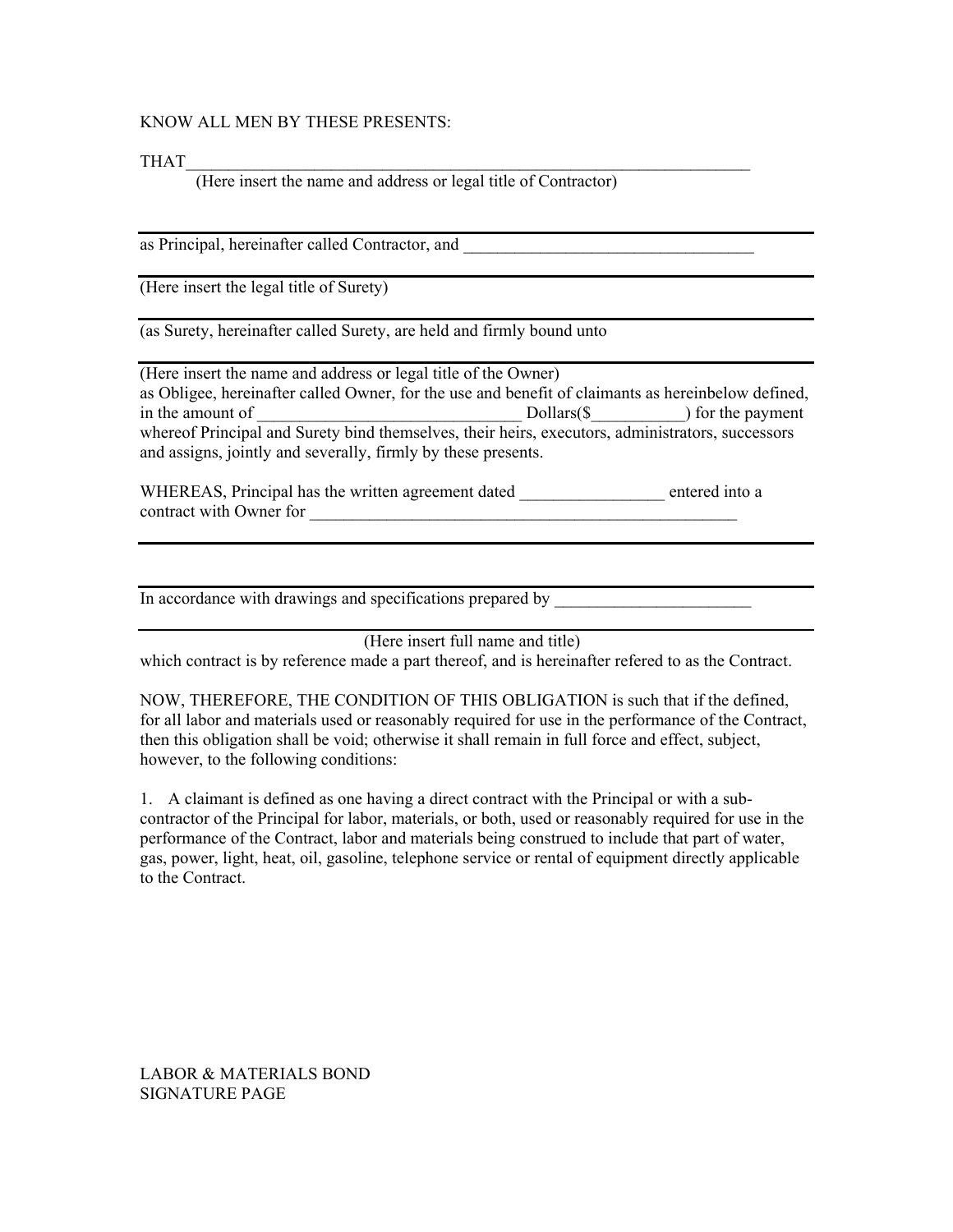KNOW ALL MEN BY THESE PRESENTS:

THAT\_\_\_\_\_\_\_\_\_\_\_\_\_\_\_\_\_\_\_\_\_\_\_\_\_\_\_\_\_\_\_\_\_\_\_\_\_\_\_\_\_\_\_\_\_\_\_\_\_\_\_\_\_\_\_\_\_\_\_\_\_\_\_\_\_\_\_\_

(Here insert the name and address or legal title of Contractor)

---

as Principal, hereinafter called Contractor, and \_\_\_\_\_\_\_\_\_\_\_\_\_\_\_\_\_\_\_\_\_\_\_\_\_\_\_\_\_\_\_\_\_\_\_

---

(Here insert the legal title of Surety)

---

(as Surety, hereinafter called Surety, are held and firmly bound unto

---

(Here insert the name and address or legal title of the Owner)
as Obligee, hereinafter called Owner, for the use and benefit of claimants as hereinbelow defined, in the amount of \_\_\_\_\_\_\_\_\_\_\_\_\_\_\_\_\_\_\_\_\_\_\_\_\_\_\_\_\_\_\_ Dollars($\_\_\_\_\_\_\_\_\_\_\_) for the payment whereof Principal and Surety bind themselves, their heirs, executors, administrators, successors and assigns, jointly and severally, firmly by these presents.

WHEREAS, Principal has the written agreement dated \_\_\_\_\_\_\_\_\_\_\_\_\_\_\_\_\_ entered into a contract with Owner for \_\_\_\_\_\_\_\_\_\_\_\_\_\_\_\_\_\_\_\_\_\_\_\_\_\_\_\_\_\_\_\_\_\_\_\_\_\_\_\_\_\_\_\_\_\_\_\_\_\_\_

---

---

In accordance with drawings and specifications prepared by \_\_\_\_\_\_\_\_\_\_\_\_\_\_\_\_\_\_\_\_\_\_\_

---

(Here insert full name and title)
which contract is by reference made a part thereof, and is hereinafter refered to as the Contract.

NOW, THEREFORE, THE CONDITION OF THIS OBLIGATION is such that if the defined, for all labor and materials used or reasonably required for use in the performance of the Contract, then this obligation shall be void; otherwise it shall remain in full force and effect, subject, however, to the following conditions:

1. A claimant is defined as one having a direct contract with the Principal or with a sub-contractor of the Principal for labor, materials, or both, used or reasonably required for use in the performance of the Contract, labor and materials being construed to include that part of water, gas, power, light, heat, oil, gasoline, telephone service or rental of equipment directly applicable to the Contract.

LABOR & MATERIALS BOND
SIGNATURE PAGE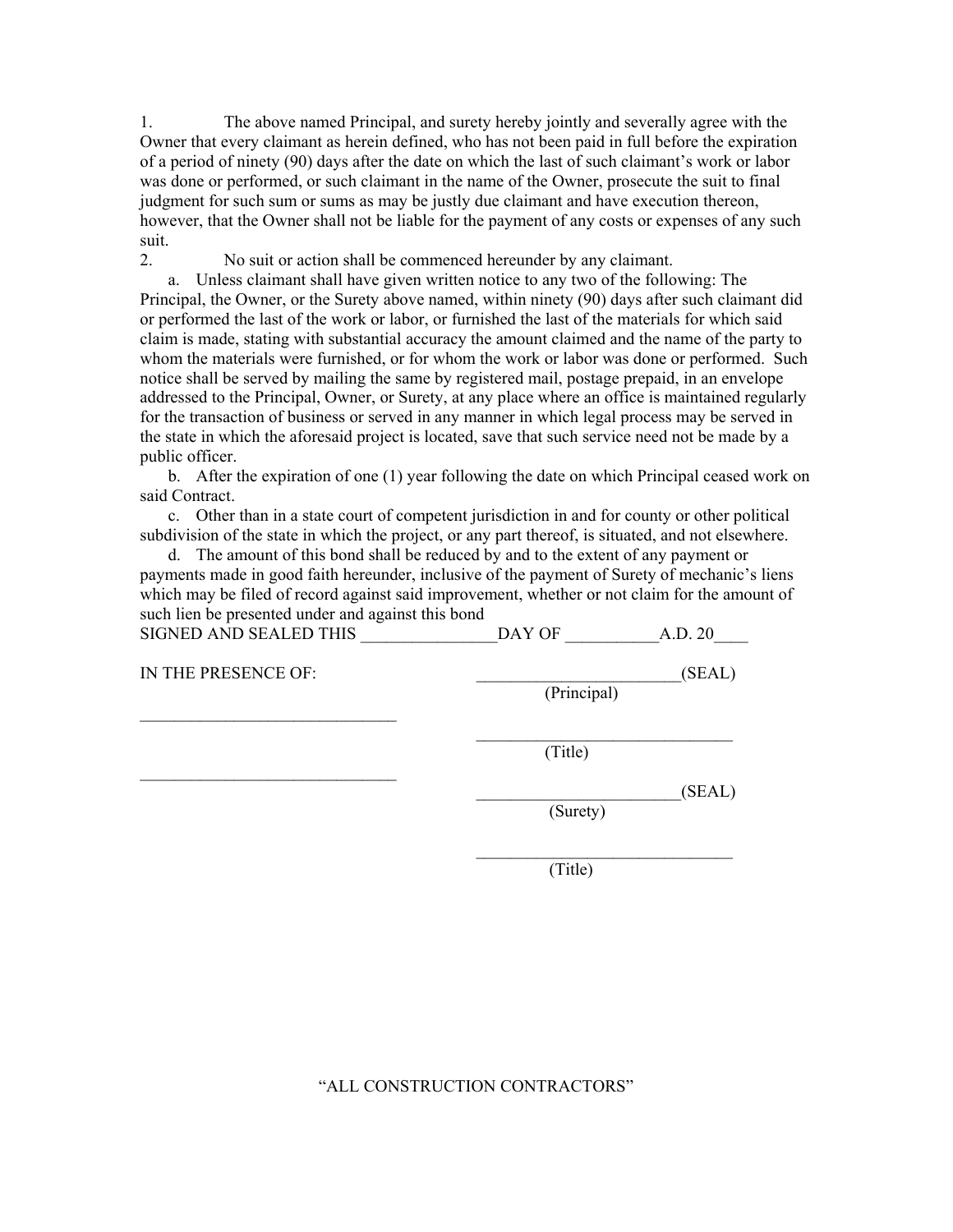1. The above named Principal, and surety hereby jointly and severally agree with the Owner that every claimant as herein defined, who has not been paid in full before the expiration of a period of ninety (90) days after the date on which the last of such claimant's work or labor was done or performed, or such claimant in the name of the Owner, prosecute the suit to final judgment for such sum or sums as may be justly due claimant and have execution thereon, however, that the Owner shall not be liable for the payment of any costs or expenses of any such suit.

2. No suit or action shall be commenced hereunder by any claimant.

   a. Unless claimant shall have given written notice to any two of the following: The Principal, the Owner, or the Surety above named, within ninety (90) days after such claimant did or performed the last of the work or labor, or furnished the last of the materials for which said claim is made, stating with substantial accuracy the amount claimed and the name of the party to whom the materials were furnished, or for whom the work or labor was done or performed. Such notice shall be served by mailing the same by registered mail, postage prepaid, in an envelope addressed to the Principal, Owner, or Surety, at any place where an office is maintained regularly for the transaction of business or served in any manner in which legal process may be served in the state in which the aforesaid project is located, save that such service need not be made by a public officer.

   b. After the expiration of one (1) year following the date on which Principal ceased work on said Contract.

   c. Other than in a state court of competent jurisdiction in and for county or other political subdivision of the state in which the project, or any part thereof, is situated, and not elsewhere.

   d. The amount of this bond shall be reduced by and to the extent of any payment or payments made in good faith hereunder, inclusive of the payment of Surety of mechanic's liens which may be filed of record against said improvement, whether or not claim for the amount of such lien be presented under and against this bond

SIGNED AND SEALED THIS ________________DAY OF ___________A.D. 20____

IN THE PRESENCE OF: ________________________(SEAL)
(Principal)

______________________________

______________________________
(Title)

______________________________

________________________(SEAL)
(Surety)

______________________________
(Title)

"ALL CONSTRUCTION CONTRACTORS"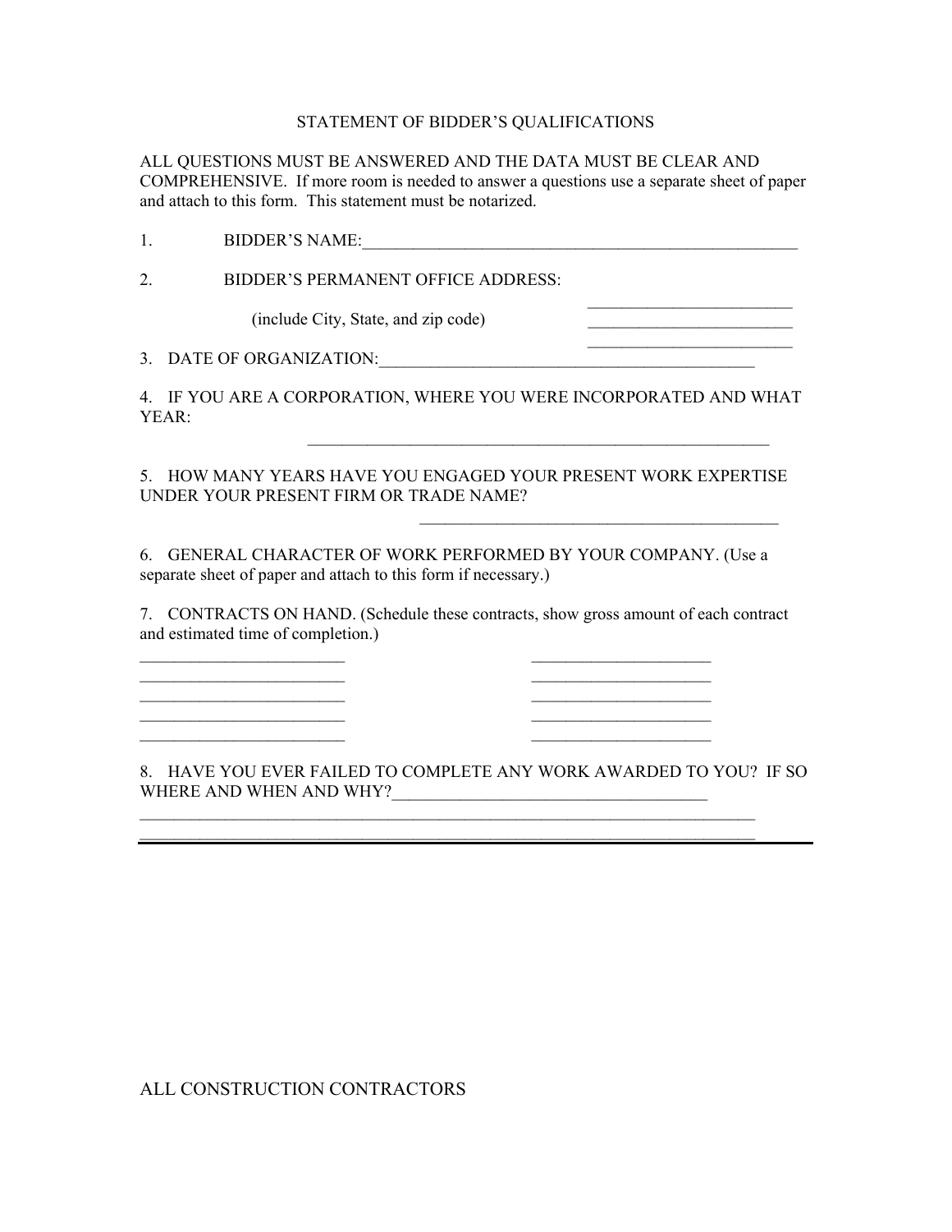# STATEMENT OF BIDDER'S QUALIFICATIONS

ALL QUESTIONS MUST BE ANSWERED AND THE DATA MUST BE CLEAR AND COMPREHENSIVE. If more room is needed to answer a questions use a separate sheet of paper and attach to this form. This statement must be notarized.

1. BIDDER'S NAME:_____________________________________________________

2. BIDDER'S PERMANENT OFFICE ADDRESS:

   (include City, State, and zip code)
   _________________________
   _________________________
   _________________________

3. DATE OF ORGANIZATION:______________________________________________

4. IF YOU ARE A CORPORATION, WHERE YOU WERE INCORPORATED AND WHAT YEAR:

   ________________________________________________________

5. HOW MANY YEARS HAVE YOU ENGAGED YOUR PRESENT WORK EXPERTISE UNDER YOUR PRESENT FIRM OR TRADE NAME?

   ____________________________________________

6. GENERAL CHARACTER OF WORK PERFORMED BY YOUR COMPANY. (Use a separate sheet of paper and attach to this form if necessary.)

7. CONTRACTS ON HAND. (Schedule these contracts, show gross amount of each contract and estimated time of completion.)

   _________________________ _____________________
   _________________________ _____________________
   _________________________ _____________________
   _________________________ _____________________
   _________________________ _____________________

8. HAVE YOU EVER FAILED TO COMPLETE ANY WORK AWARDED TO YOU? IF SO WHERE AND WHEN AND WHY?_____________________________________

   ___________________________________________________________________________
   ___________________________________________________________________________

ALL CONSTRUCTION CONTRACTORS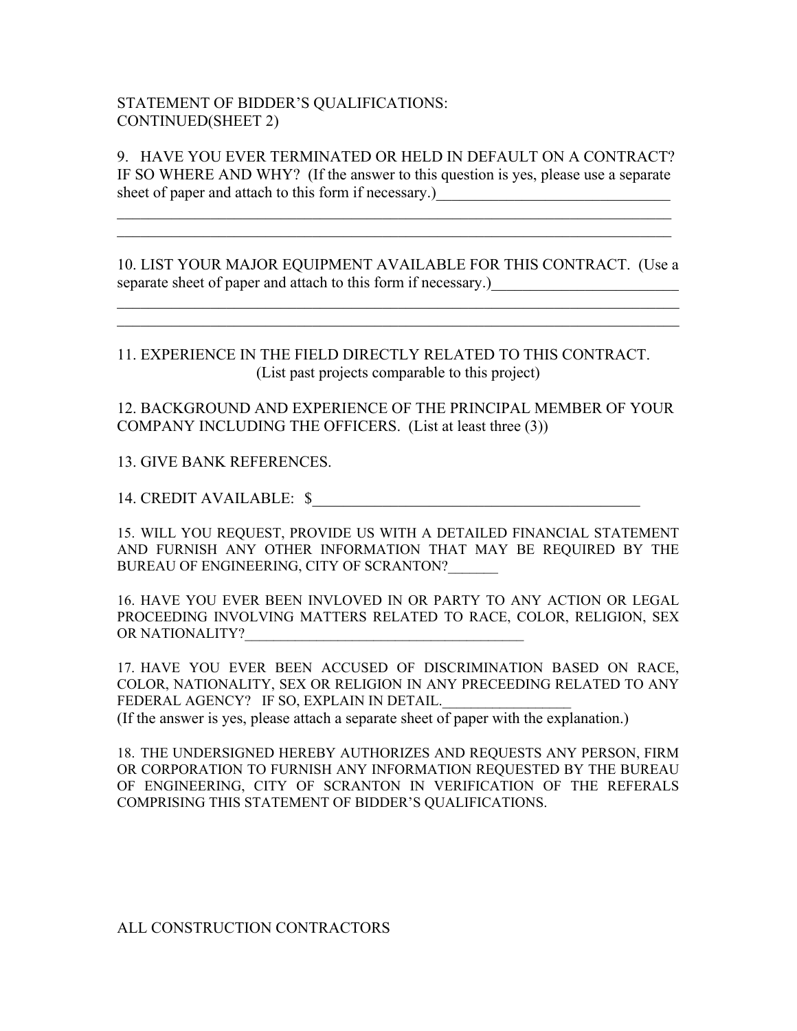STATEMENT OF BIDDER'S QUALIFICATIONS:
CONTINUED(SHEET 2)

9. HAVE YOU EVER TERMINATED OR HELD IN DEFAULT ON A CONTRACT? IF SO WHERE AND WHY? (If the answer to this question is yes, please use a separate sheet of paper and attach to this form if necessary.)_______________________________

_____________________________________________________________________________

_____________________________________________________________________________

10. LIST YOUR MAJOR EQUIPMENT AVAILABLE FOR THIS CONTRACT. (Use a separate sheet of paper and attach to this form if necessary.)_________________________

_____________________________________________________________________________

_____________________________________________________________________________

11. EXPERIENCE IN THE FIELD DIRECTLY RELATED TO THIS CONTRACT.
(List past projects comparable to this project)

12. BACKGROUND AND EXPERIENCE OF THE PRINCIPAL MEMBER OF YOUR COMPANY INCLUDING THE OFFICERS. (List at least three (3))

13. GIVE BANK REFERENCES.

14. CREDIT AVAILABLE: $____________________________________________

15. WILL YOU REQUEST, PROVIDE US WITH A DETAILED FINANCIAL STATEMENT AND FURNISH ANY OTHER INFORMATION THAT MAY BE REQUIRED BY THE BUREAU OF ENGINEERING, CITY OF SCRANTON?_______

16. HAVE YOU EVER BEEN INVLOVED IN OR PARTY TO ANY ACTION OR LEGAL PROCEEDING INVOLVING MATTERS RELATED TO RACE, COLOR, RELIGION, SEX OR NATIONALITY?________________________________________

17. HAVE YOU EVER BEEN ACCUSED OF DISCRIMINATION BASED ON RACE, COLOR, NATIONALITY, SEX OR RELIGION IN ANY PRECEEDING RELATED TO ANY FEDERAL AGENCY? IF SO, EXPLAIN IN DETAIL.__________________
(If the answer is yes, please attach a separate sheet of paper with the explanation.)

18. THE UNDERSIGNED HEREBY AUTHORIZES AND REQUESTS ANY PERSON, FIRM OR CORPORATION TO FURNISH ANY INFORMATION REQUESTED BY THE BUREAU OF ENGINEERING, CITY OF SCRANTON IN VERIFICATION OF THE REFERALS COMPRISING THIS STATEMENT OF BIDDER'S QUALIFICATIONS.

ALL CONSTRUCTION CONTRACTORS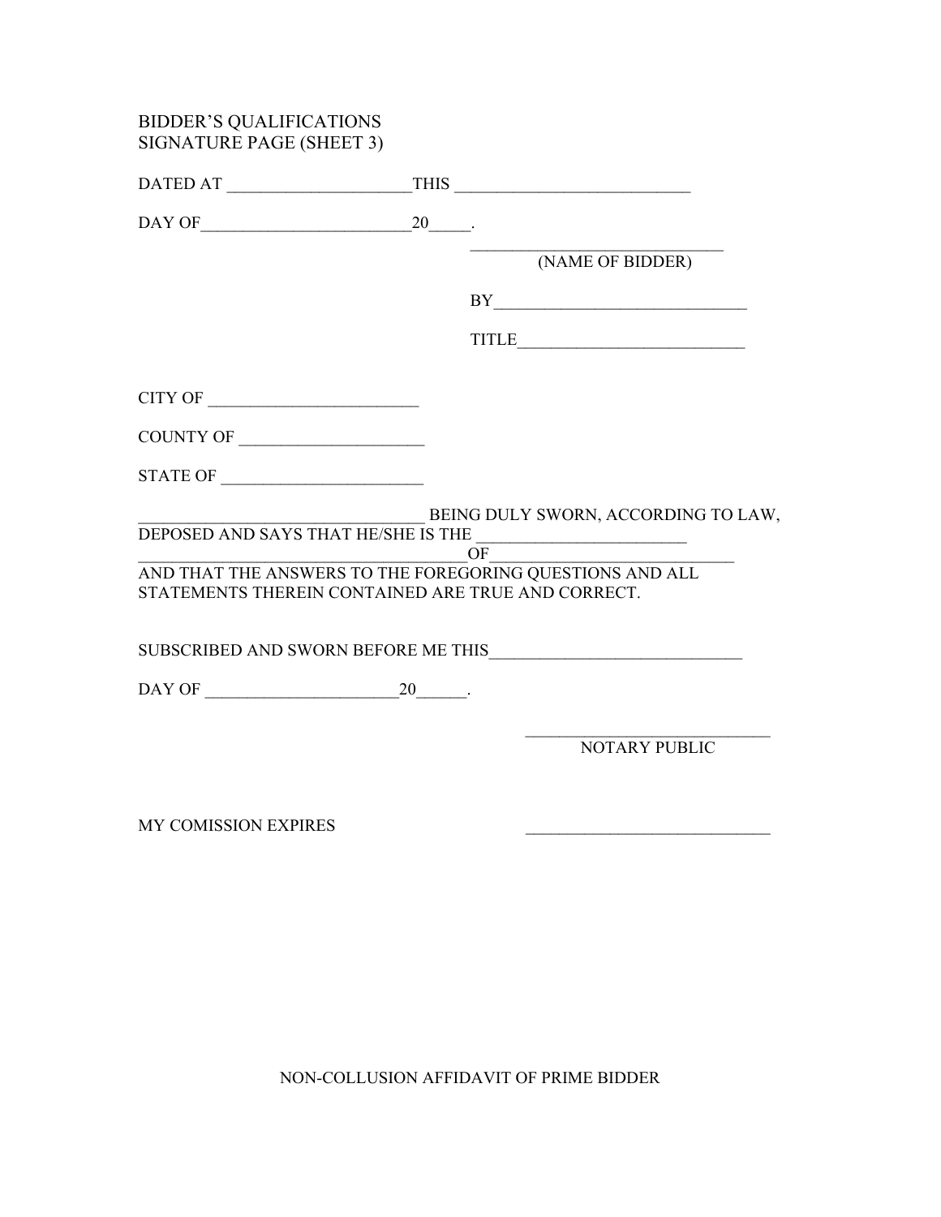BIDDER'S QUALIFICATIONS
SIGNATURE PAGE (SHEET 3)

DATED AT ______________________THIS ____________________________

DAY OF_________________________20_____.

_______________________________
(NAME OF BIDDER)

BY______________________________

TITLE___________________________

CITY OF _________________________

COUNTY OF ______________________

STATE OF ________________________

___________________________________ BEING DULY SWORN, ACCORDING TO LAW, DEPOSED AND SAYS THAT HE/SHE IS THE _________________________
_______________________________________OF____________________________
AND THAT THE ANSWERS TO THE FOREGORING QUESTIONS AND ALL STATEMENTS THEREIN CONTAINED ARE TRUE AND CORRECT.

SUBSCRIBED AND SWORN BEFORE ME THIS______________________________

DAY OF _______________________20______.

______________________________
NOTARY PUBLIC

MY COMISSION EXPIRES ______________________________

NON-COLLUSION AFFIDAVIT OF PRIME BIDDER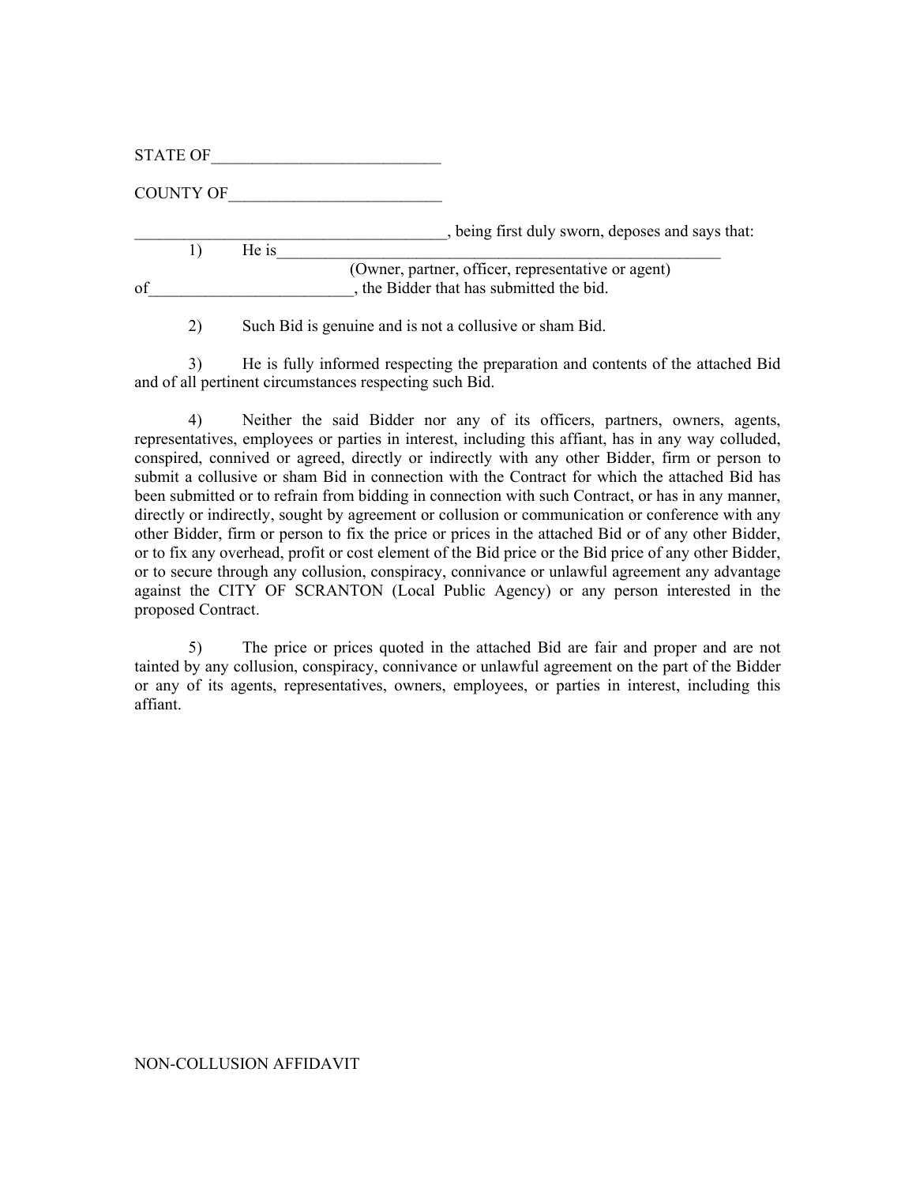STATE OF___________________________

COUNTY OF_________________________

_______________________________________, being first duly sworn, deposes and says that:

1) He is_________________________________________________________
(Owner, partner, officer, representative or agent)
of_________________________, the Bidder that has submitted the bid.

2) Such Bid is genuine and is not a collusive or sham Bid.

3) He is fully informed respecting the preparation and contents of the attached Bid and of all pertinent circumstances respecting such Bid.

4) Neither the said Bidder nor any of its officers, partners, owners, agents, representatives, employees or parties in interest, including this affiant, has in any way colluded, conspired, connived or agreed, directly or indirectly with any other Bidder, firm or person to submit a collusive or sham Bid in connection with the Contract for which the attached Bid has been submitted or to refrain from bidding in connection with such Contract, or has in any manner, directly or indirectly, sought by agreement or collusion or communication or conference with any other Bidder, firm or person to fix the price or prices in the attached Bid or of any other Bidder, or to fix any overhead, profit or cost element of the Bid price or the Bid price of any other Bidder, or to secure through any collusion, conspiracy, connivance or unlawful agreement any advantage against the CITY OF SCRANTON (Local Public Agency) or any person interested in the proposed Contract.

5) The price or prices quoted in the attached Bid are fair and proper and are not tainted by any collusion, conspiracy, connivance or unlawful agreement on the part of the Bidder or any of its agents, representatives, owners, employees, or parties in interest, including this affiant.

NON-COLLUSION AFFIDAVIT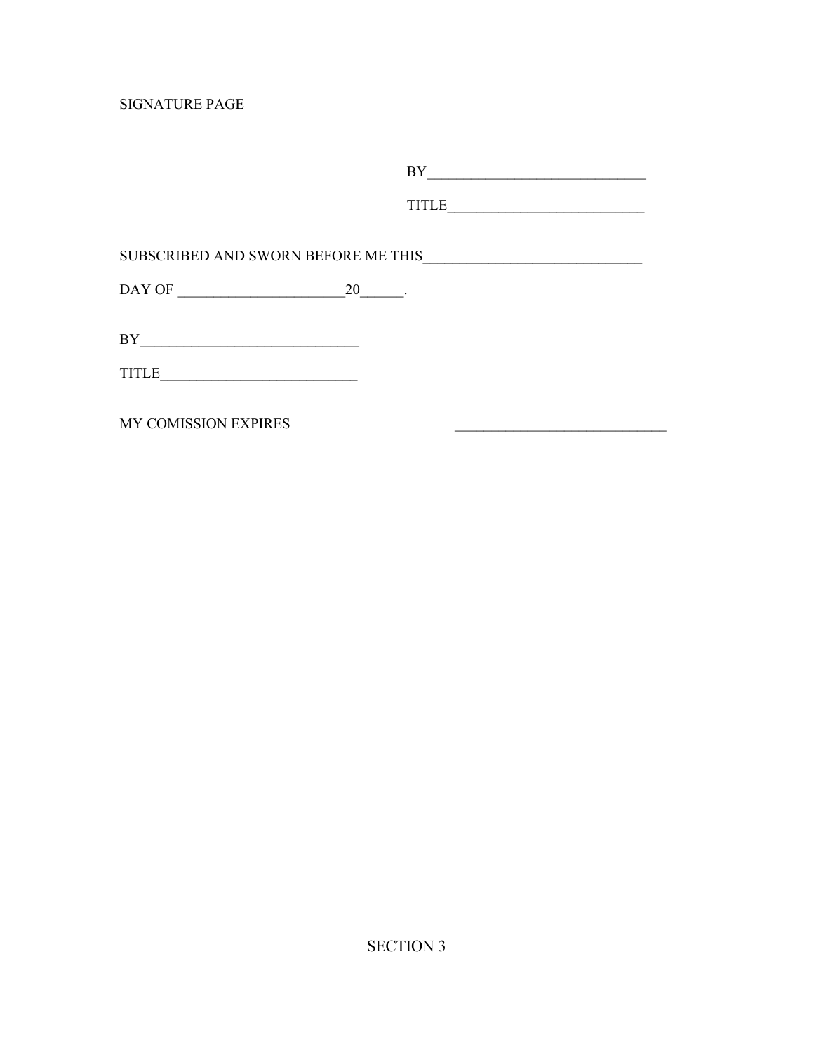SIGNATURE PAGE

BY______________________________

TITLE___________________________

SUBSCRIBED AND SWORN BEFORE ME THIS______________________________

DAY OF _______________________20______.

BY______________________________

TITLE___________________________

MY COMISSION EXPIRES ______________________________

SECTION 3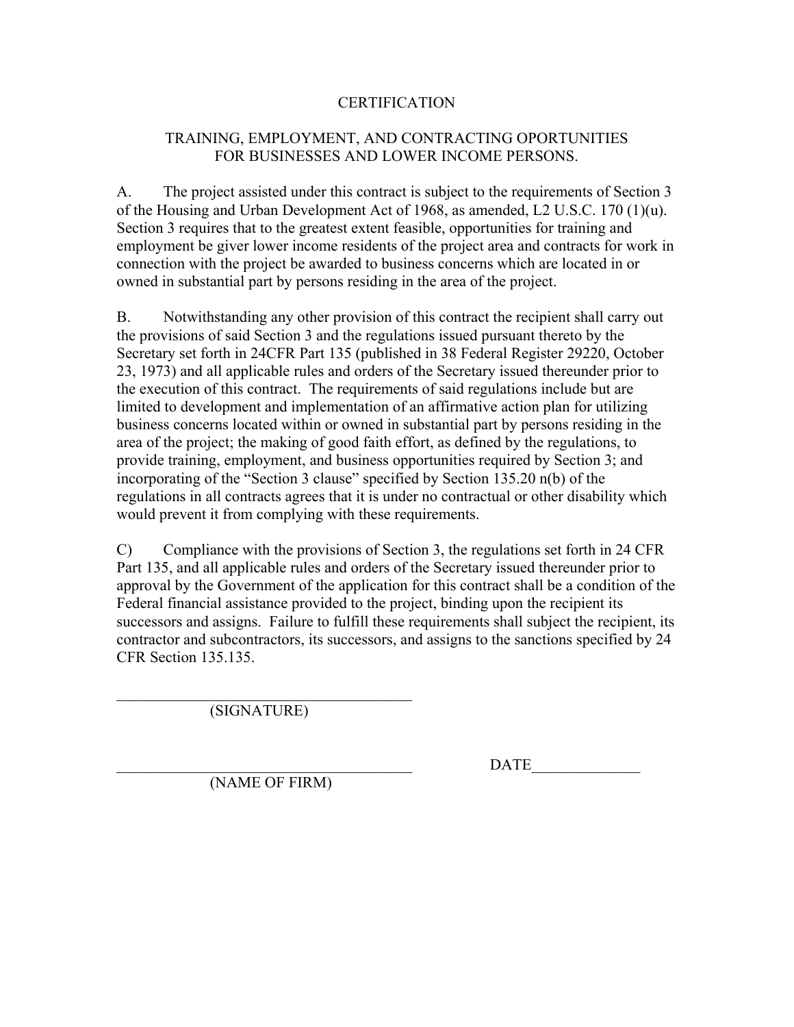# CERTIFICATION

## TRAINING, EMPLOYMENT, AND CONTRACTING OPORTUNITIES FOR BUSINESSES AND LOWER INCOME PERSONS.

A. The project assisted under this contract is subject to the requirements of Section 3 of the Housing and Urban Development Act of 1968, as amended, L2 U.S.C. 170 (1)(u). Section 3 requires that to the greatest extent feasible, opportunities for training and employment be giver lower income residents of the project area and contracts for work in connection with the project be awarded to business concerns which are located in or owned in substantial part by persons residing in the area of the project.

B. Notwithstanding any other provision of this contract the recipient shall carry out the provisions of said Section 3 and the regulations issued pursuant thereto by the Secretary set forth in 24CFR Part 135 (published in 38 Federal Register 29220, October 23, 1973) and all applicable rules and orders of the Secretary issued thereunder prior to the execution of this contract. The requirements of said regulations include but are limited to development and implementation of an affirmative action plan for utilizing business concerns located within or owned in substantial part by persons residing in the area of the project; the making of good faith effort, as defined by the regulations, to provide training, employment, and business opportunities required by Section 3; and incorporating of the "Section 3 clause" specified by Section 135.20 n(b) of the regulations in all contracts agrees that it is under no contractual or other disability which would prevent it from complying with these requirements.

C) Compliance with the provisions of Section 3, the regulations set forth in 24 CFR Part 135, and all applicable rules and orders of the Secretary issued thereunder prior to approval by the Government of the application for this contract shall be a condition of the Federal financial assistance provided to the project, binding upon the recipient its successors and assigns. Failure to fulfill these requirements shall subject the recipient, its contractor and subcontractors, its successors, and assigns to the sanctions specified by 24 CFR Section 135.135.

\_\_\_\_\_\_\_\_\_\_\_\_\_\_\_\_\_\_\_\_\_\_\_\_\_\_\_\_\_\_\_\_\_\_\_\_\_\_
(SIGNATURE)

\_\_\_\_\_\_\_\_\_\_\_\_\_\_\_\_\_\_\_\_\_\_\_\_\_\_\_\_\_\_\_\_\_\_\_\_\_\_ DATE\_\_\_\_\_\_\_\_\_\_\_\_\_\_
(NAME OF FIRM)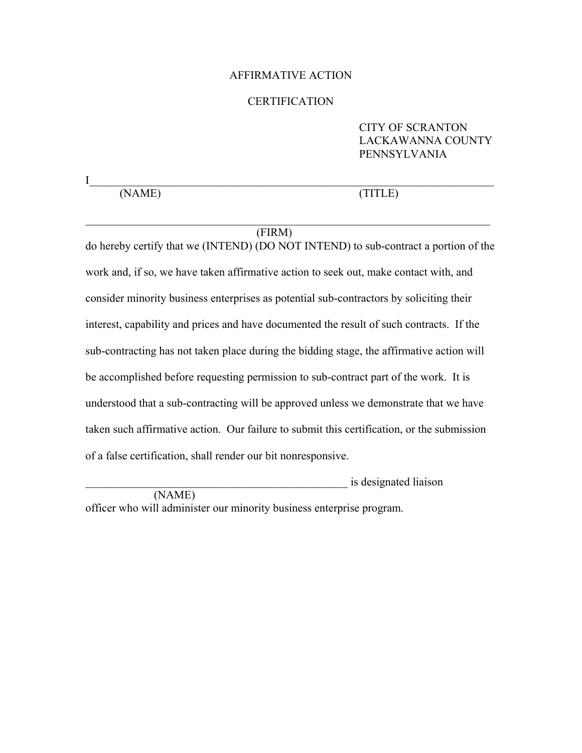# AFFIRMATIVE ACTION

## CERTIFICATION

CITY OF SCRANTON
LACKAWANNA COUNTY
PENNSYLVANIA

I_______________________________________________________________________
(NAME) (TITLE)

_______________________________________________________________________
(FIRM)

do hereby certify that we (INTEND) (DO NOT INTEND) to sub-contract a portion of the work and, if so, we have taken affirmative action to seek out, make contact with, and consider minority business enterprises as potential sub-contractors by soliciting their interest, capability and prices and have documented the result of such contracts. If the sub-contracting has not taken place during the bidding stage, the affirmative action will be accomplished before requesting permission to sub-contract part of the work. It is understood that a sub-contracting will be approved unless we demonstrate that we have taken such affirmative action. Our failure to submit this certification, or the submission of a false certification, shall render our bit nonresponsive.

_______________________________________________ is designated liaison
(NAME)
officer who will administer our minority business enterprise program.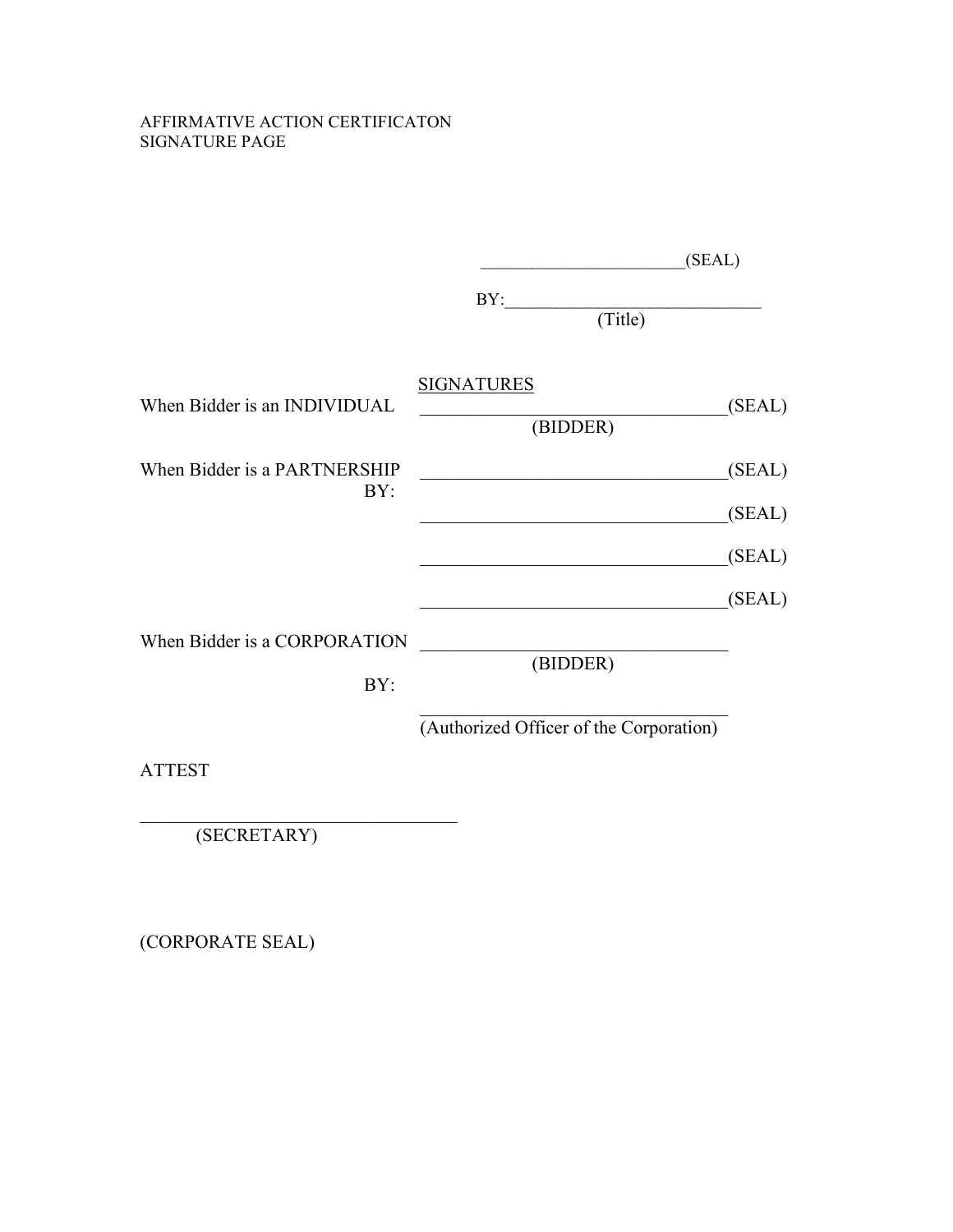AFFIRMATIVE ACTION CERTIFICATON
SIGNATURE PAGE

\_\_\_\_\_\_\_\_\_\_\_\_\_\_\_\_\_\_\_\_\_\_\_\_(SEAL)

BY:\_\_\_\_\_\_\_\_\_\_\_\_\_\_\_\_\_\_\_\_\_\_\_\_\_\_\_\_\_\_
(Title)

<u>SIGNATURES</u>

When Bidder is an INDIVIDUAL \_\_\_\_\_\_\_\_\_\_\_\_\_\_\_\_\_\_\_\_\_\_\_\_\_\_\_\_\_\_\_\_\_\_(SEAL)
(BIDDER)

When Bidder is a PARTNERSHIP \_\_\_\_\_\_\_\_\_\_\_\_\_\_\_\_\_\_\_\_\_\_\_\_\_\_\_\_\_\_\_\_\_\_(SEAL)
BY:
\_\_\_\_\_\_\_\_\_\_\_\_\_\_\_\_\_\_\_\_\_\_\_\_\_\_\_\_\_\_\_\_\_\_(SEAL)

\_\_\_\_\_\_\_\_\_\_\_\_\_\_\_\_\_\_\_\_\_\_\_\_\_\_\_\_\_\_\_\_\_\_(SEAL)

\_\_\_\_\_\_\_\_\_\_\_\_\_\_\_\_\_\_\_\_\_\_\_\_\_\_\_\_\_\_\_\_\_\_(SEAL)

When Bidder is a CORPORATION \_\_\_\_\_\_\_\_\_\_\_\_\_\_\_\_\_\_\_\_\_\_\_\_\_\_\_\_\_\_\_\_\_\_
(BIDDER)

BY:
\_\_\_\_\_\_\_\_\_\_\_\_\_\_\_\_\_\_\_\_\_\_\_\_\_\_\_\_\_\_\_\_\_\_
(Authorized Officer of the Corporation)

ATTEST

\_\_\_\_\_\_\_\_\_\_\_\_\_\_\_\_\_\_\_\_\_\_\_\_\_\_\_\_\_\_\_\_\_\_
(SECRETARY)

(CORPORATE SEAL)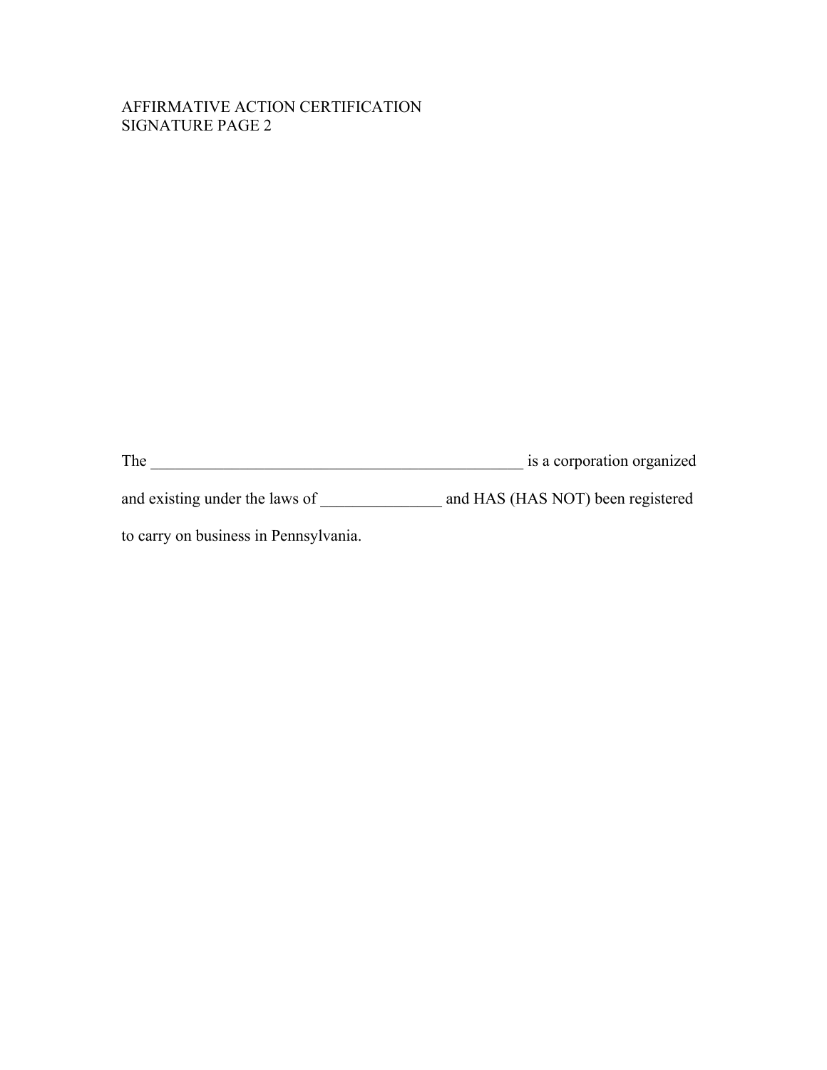AFFIRMATIVE ACTION CERTIFICATION
SIGNATURE PAGE 2

The _______________________________________________ is a corporation organized and existing under the laws of _______________ and HAS (HAS NOT) been registered to carry on business in Pennsylvania.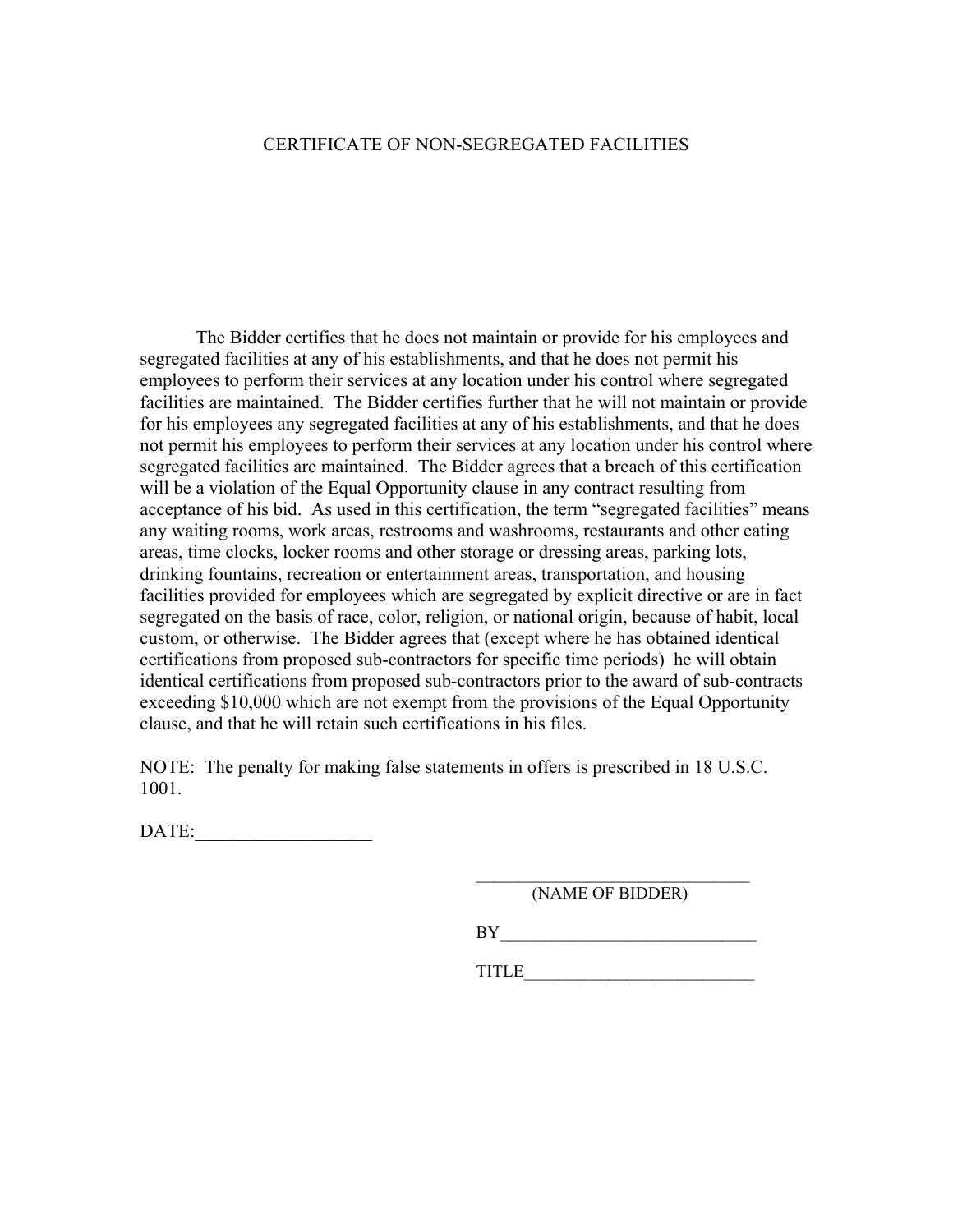# CERTIFICATE OF NON-SEGREGATED FACILITIES

The Bidder certifies that he does not maintain or provide for his employees and segregated facilities at any of his establishments, and that he does not permit his employees to perform their services at any location under his control where segregated facilities are maintained. The Bidder certifies further that he will not maintain or provide for his employees any segregated facilities at any of his establishments, and that he does not permit his employees to perform their services at any location under his control where segregated facilities are maintained. The Bidder agrees that a breach of this certification will be a violation of the Equal Opportunity clause in any contract resulting from acceptance of his bid. As used in this certification, the term "segregated facilities" means any waiting rooms, work areas, restrooms and washrooms, restaurants and other eating areas, time clocks, locker rooms and other storage or dressing areas, parking lots, drinking fountains, recreation or entertainment areas, transportation, and housing facilities provided for employees which are segregated by explicit directive or are in fact segregated on the basis of race, color, religion, or national origin, because of habit, local custom, or otherwise. The Bidder agrees that (except where he has obtained identical certifications from proposed sub-contractors for specific time periods) he will obtain identical certifications from proposed sub-contractors prior to the award of sub-contracts exceeding $10,000 which are not exempt from the provisions of the Equal Opportunity clause, and that he will retain such certifications in his files.

NOTE: The penalty for making false statements in offers is prescribed in 18 U.S.C. 1001.

DATE:___________________

_______________________________
(NAME OF BIDDER)

BY_____________________________

TITLE__________________________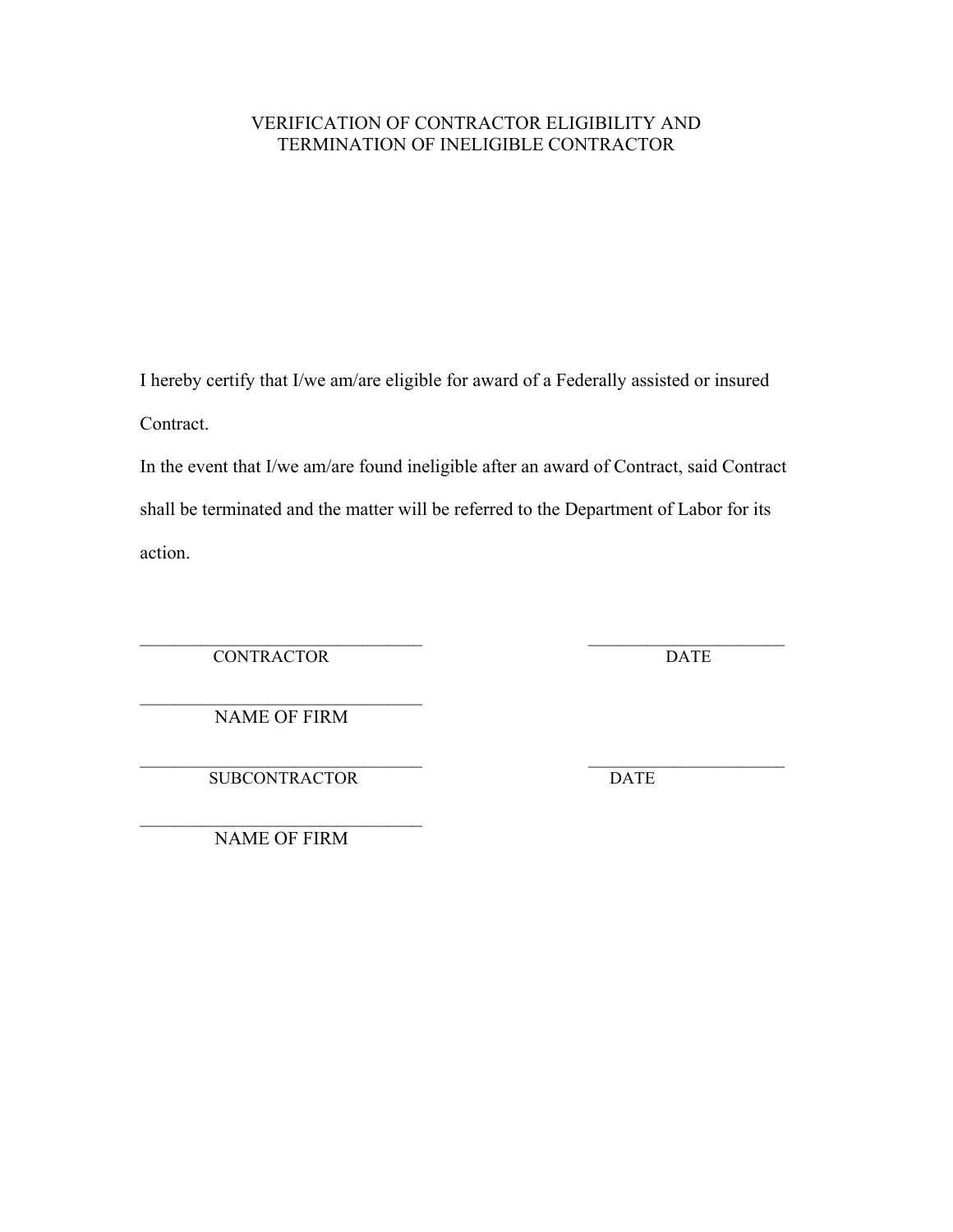# VERIFICATION OF CONTRACTOR ELIGIBILITY AND TERMINATION OF INELIGIBLE CONTRACTOR

I hereby certify that I/we am/are eligible for award of a Federally assisted or insured Contract.

In the event that I/we am/are found ineligible after an award of Contract, said Contract shall be terminated and the matter will be referred to the Department of Labor for its action.

________________________________ ________________________
CONTRACTOR DATE

________________________________
NAME OF FIRM

________________________________ ________________________
SUBCONTRACTOR DATE

________________________________
NAME OF FIRM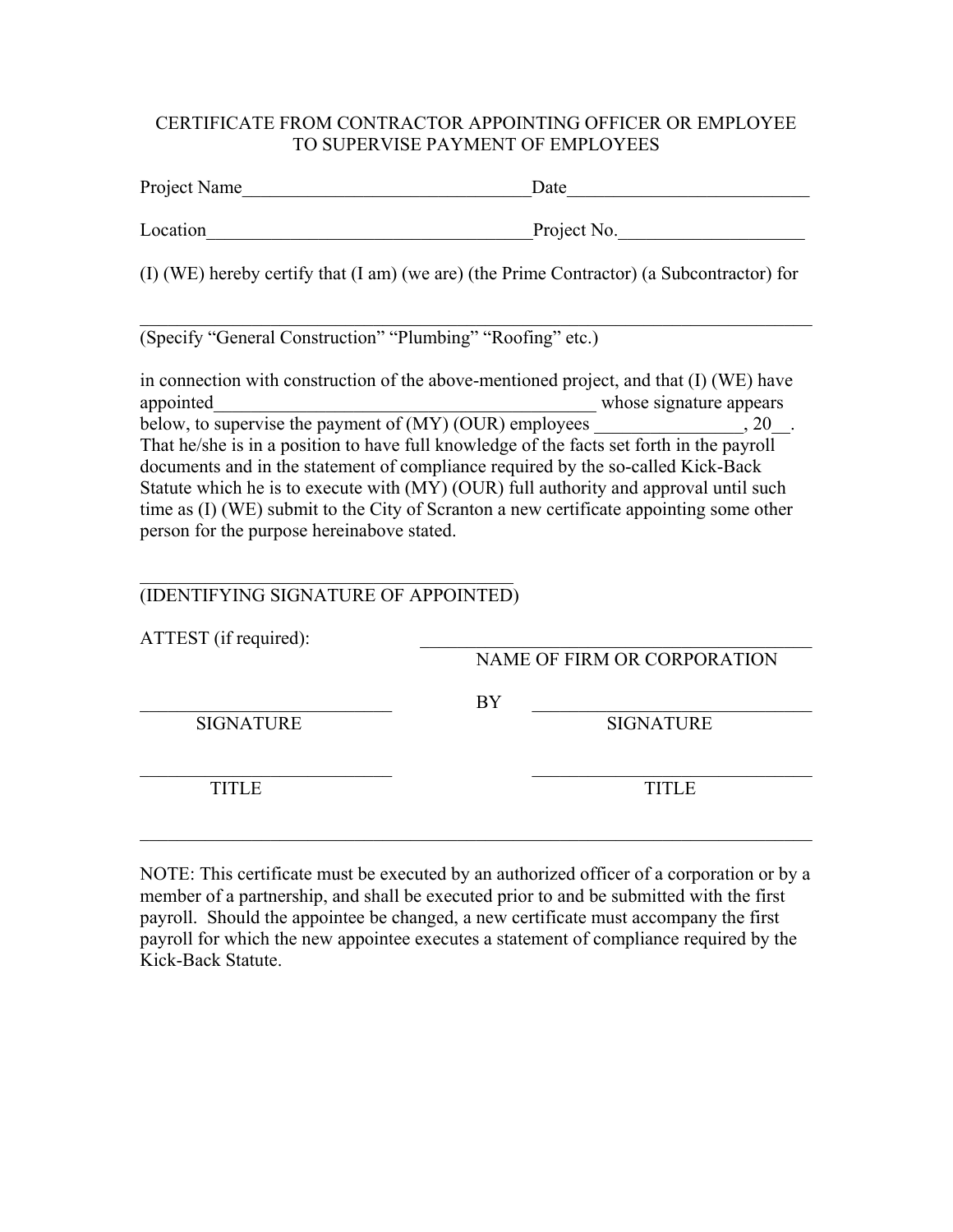# CERTIFICATE FROM CONTRACTOR APPOINTING OFFICER OR EMPLOYEE TO SUPERVISE PAYMENT OF EMPLOYEES

Project Name_______________________________Date__________________________

Location___________________________________Project No.___________________

(I) (WE) hereby certify that (I am) (we are) (the Prime Contractor) (a Subcontractor) for

_____________________________________________________________________

(Specify "General Construction" "Plumbing" "Roofing" etc.)

in connection with construction of the above-mentioned project, and that (I) (WE) have appointed_________________________________________ whose signature appears below, to supervise the payment of (MY) (OUR) employees ________________, 20__. That he/she is in a position to have full knowledge of the facts set forth in the payroll documents and in the statement of compliance required by the so-called Kick-Back Statute which he is to execute with (MY) (OUR) full authority and approval until such time as (I) (WE) submit to the City of Scranton a new certificate appointing some other person for the purpose hereinabove stated.

_____________________________________

(IDENTIFYING SIGNATURE OF APPOINTED)

ATTEST (if required): ____________________________________________

NAME OF FIRM OR CORPORATION

___________________________ BY ________________________________

SIGNATURE SIGNATURE

___________________________ ________________________________

TITLE TITLE

_____________________________________________________________________

NOTE: This certificate must be executed by an authorized officer of a corporation or by a member of a partnership, and shall be executed prior to and be submitted with the first payroll. Should the appointee be changed, a new certificate must accompany the first payroll for which the new appointee executes a statement of compliance required by the Kick-Back Statute.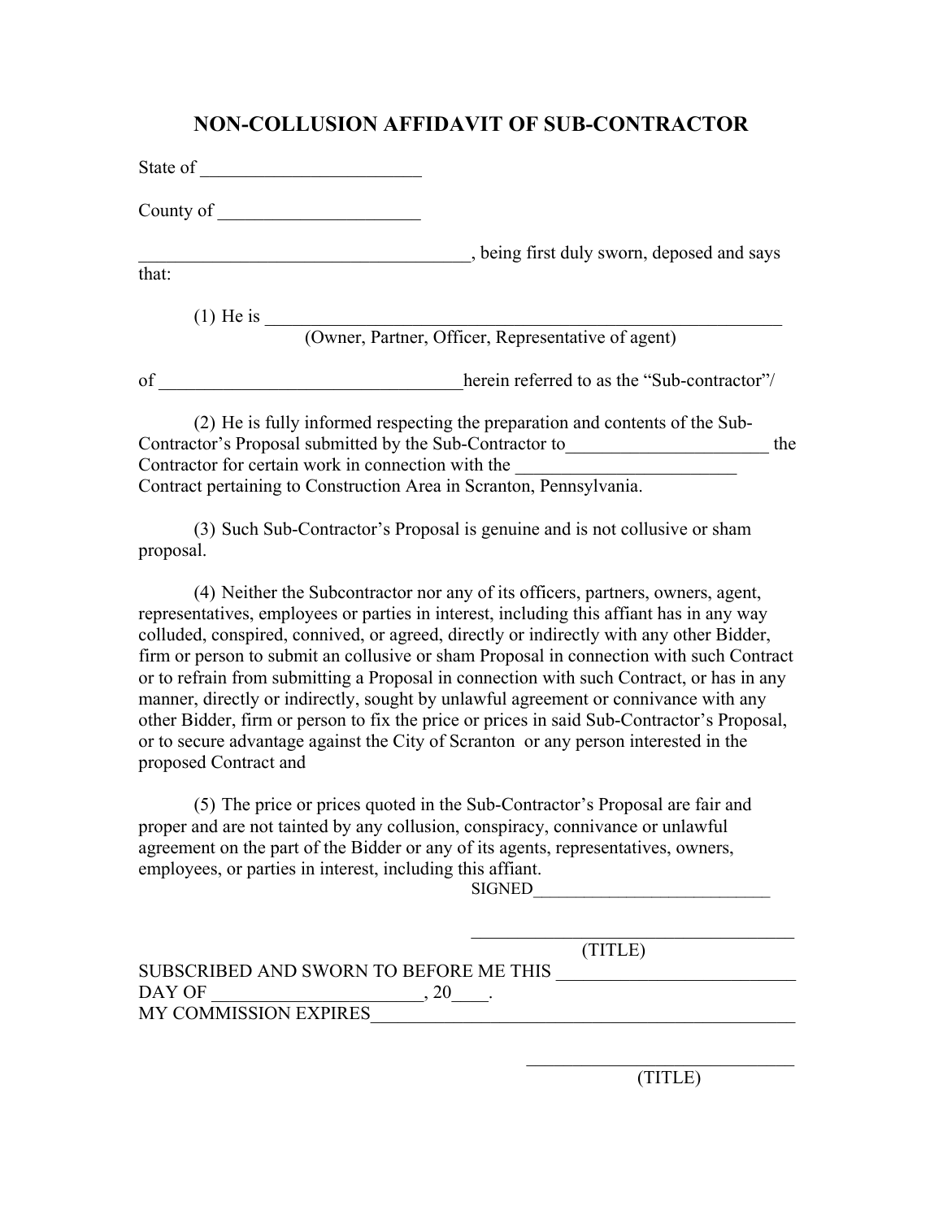# NON-COLLUSION AFFIDAVIT OF SUB-CONTRACTOR

State of ________________________

County of ______________________

____________________________________, being first duly sworn, deposed and says that:

(1) He is _________________________________________________________
(Owner, Partner, Officer, Representative of agent)

of _________________________________herein referred to as the "Sub-contractor"/

(2) He is fully informed respecting the preparation and contents of the Sub-Contractor's Proposal submitted by the Sub-Contractor to______________________ the Contractor for certain work in connection with the ________________________ Contract pertaining to Construction Area in Scranton, Pennsylvania.

(3) Such Sub-Contractor's Proposal is genuine and is not collusive or sham proposal.

(4) Neither the Subcontractor nor any of its officers, partners, owners, agent, representatives, employees or parties in interest, including this affiant has in any way colluded, conspired, connived, or agreed, directly or indirectly with any other Bidder, firm or person to submit an collusive or sham Proposal in connection with such Contract or to refrain from submitting a Proposal in connection with such Contract, or has in any manner, directly or indirectly, sought by unlawful agreement or connivance with any other Bidder, firm or person to fix the price or prices in said Sub-Contractor's Proposal, or to secure advantage against the City of Scranton or any person interested in the proposed Contract and

(5) The price or prices quoted in the Sub-Contractor's Proposal are fair and proper and are not tainted by any collusion, conspiracy, connivance or unlawful agreement on the part of the Bidder or any of its agents, representatives, owners, employees, or parties in interest, including this affiant.

SIGNED___________________________

____________________________________
(TITLE)

SUBSCRIBED AND SWORN TO BEFORE ME THIS ___________________________
DAY OF _______________________, 20____.
MY COMMISSION EXPIRES_______________________________________________

______________________________
(TITLE)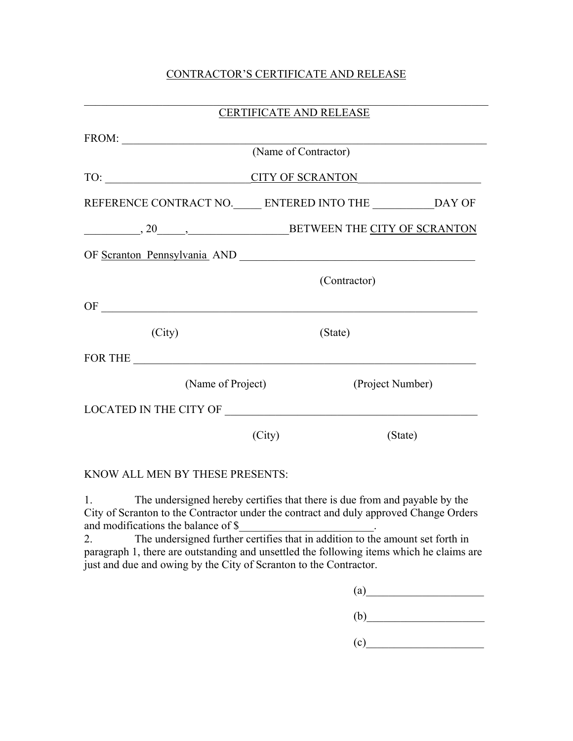CONTRACTOR'S CERTIFICATE AND RELEASE

---

CERTIFICATE AND RELEASE

FROM: ___________________________________________________________________
(Name of Contractor)

TO: __________________________CITY OF SCRANTON_____________________

REFERENCE CONTRACT NO._____ ENTERED INTO THE ___________DAY OF

__________, 20_____,_________________BETWEEN THE CITY OF SCRANTON

OF Scranton Pennsylvania AND __________________________________________

(Contractor)

OF ____________________________________________________________________

(City) (State)

FOR THE _______________________________________________________________

(Name of Project) (Project Number)

LOCATED IN THE CITY OF _____________________________________________

(City) (State)

KNOW ALL MEN BY THESE PRESENTS:

1. The undersigned hereby certifies that there is due from and payable by the City of Scranton to the Contractor under the contract and duly approved Change Orders and modifications the balance of $________________________.

2. The undersigned further certifies that in addition to the amount set forth in paragraph 1, there are outstanding and unsettled the following items which he claims are just and due and owing by the City of Scranton to the Contractor.

(a)_____________________

(b)_____________________

(c)_____________________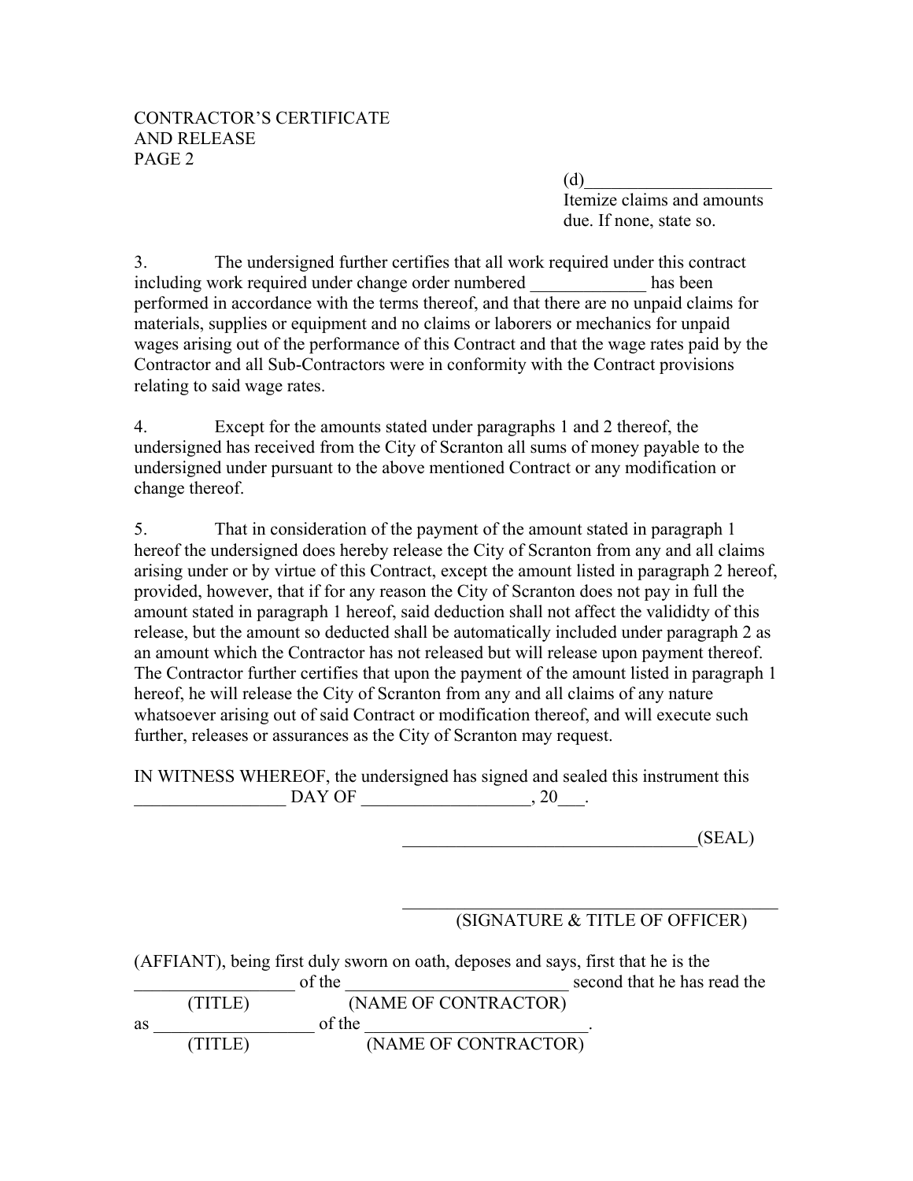CONTRACTOR'S CERTIFICATE
AND RELEASE
PAGE 2

(d)____________________
Itemize claims and amounts due. If none, state so.

3. The undersigned further certifies that all work required under this contract including work required under change order numbered _____________ has been performed in accordance with the terms thereof, and that there are no unpaid claims for materials, supplies or equipment and no claims or laborers or mechanics for unpaid wages arising out of the performance of this Contract and that the wage rates paid by the Contractor and all Sub-Contractors were in conformity with the Contract provisions relating to said wage rates.

4. Except for the amounts stated under paragraphs 1 and 2 thereof, the undersigned has received from the City of Scranton all sums of money payable to the undersigned under pursuant to the above mentioned Contract or any modification or change thereof.

5. That in consideration of the payment of the amount stated in paragraph 1 hereof the undersigned does hereby release the City of Scranton from any and all claims arising under or by virtue of this Contract, except the amount listed in paragraph 2 hereof, provided, however, that if for any reason the City of Scranton does not pay in full the amount stated in paragraph 1 hereof, said deduction shall not affect the valididty of this release, but the amount so deducted shall be automatically included under paragraph 2 as an amount which the Contractor has not released but will release upon payment thereof. The Contractor further certifies that upon the payment of the amount listed in paragraph 1 hereof, he will release the City of Scranton from any and all claims of any nature whatsoever arising out of said Contract or modification thereof, and will execute such further, releases or assurances as the City of Scranton may request.

IN WITNESS WHEREOF, the undersigned has signed and sealed this instrument this _________________ DAY OF ___________________, 20___.

________________________________(SEAL)

______________________________________
(SIGNATURE & TITLE OF OFFICER)

(AFFIANT), being first duly sworn on oath, deposes and says, first that he is the __________________ of the _________________________ second that he has read the
(TITLE) (NAME OF CONTRACTOR)

as __________________ of the ________________________.
(TITLE) (NAME OF CONTRACTOR)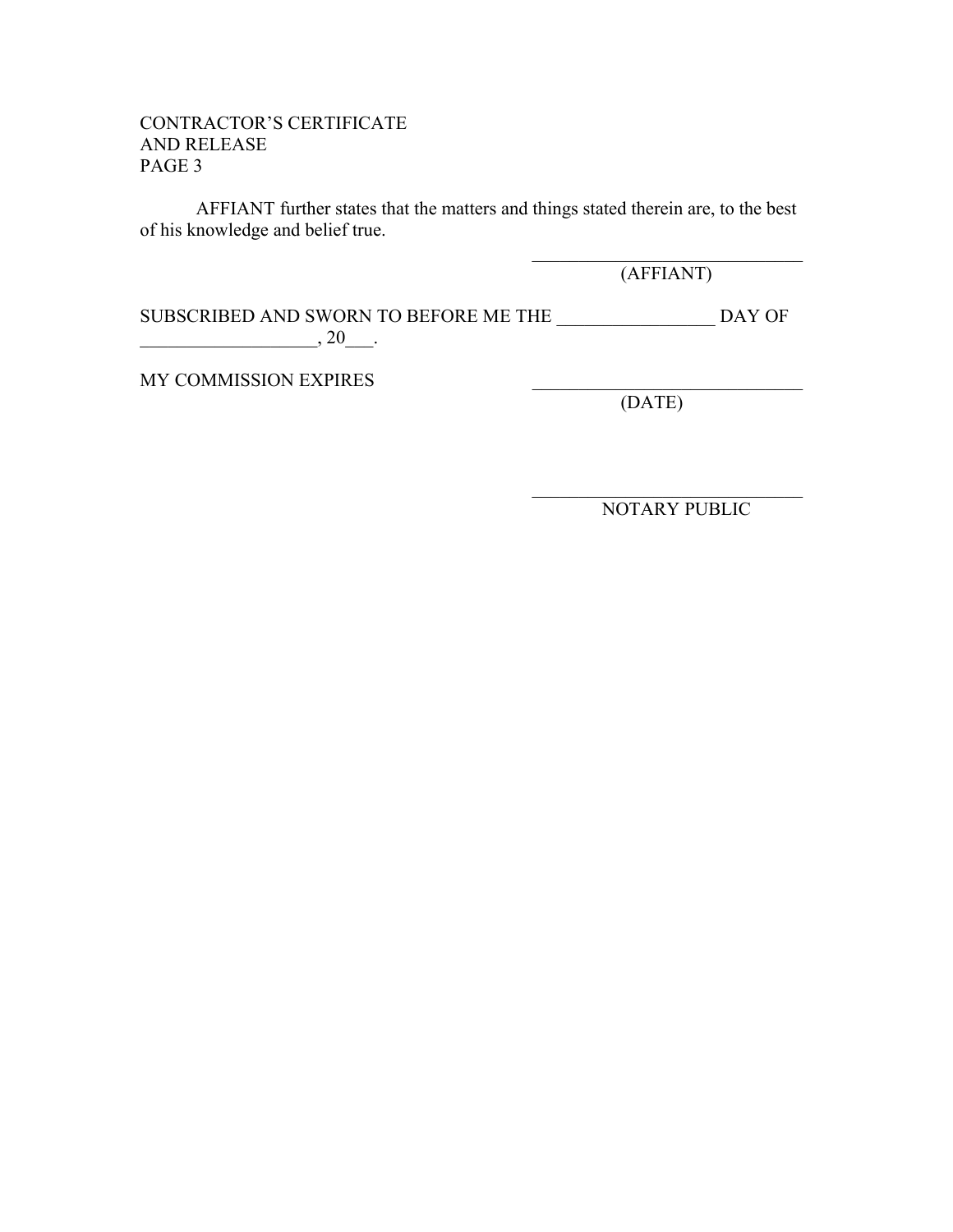CONTRACTOR'S CERTIFICATE
AND RELEASE
PAGE 3

AFFIANT further states that the matters and things stated therein are, to the best of his knowledge and belief true.

______________________________
(AFFIANT)

SUBSCRIBED AND SWORN TO BEFORE ME THE _________________ DAY OF ___________________, 20___.

MY COMMISSION EXPIRES

______________________________
(DATE)

______________________________
NOTARY PUBLIC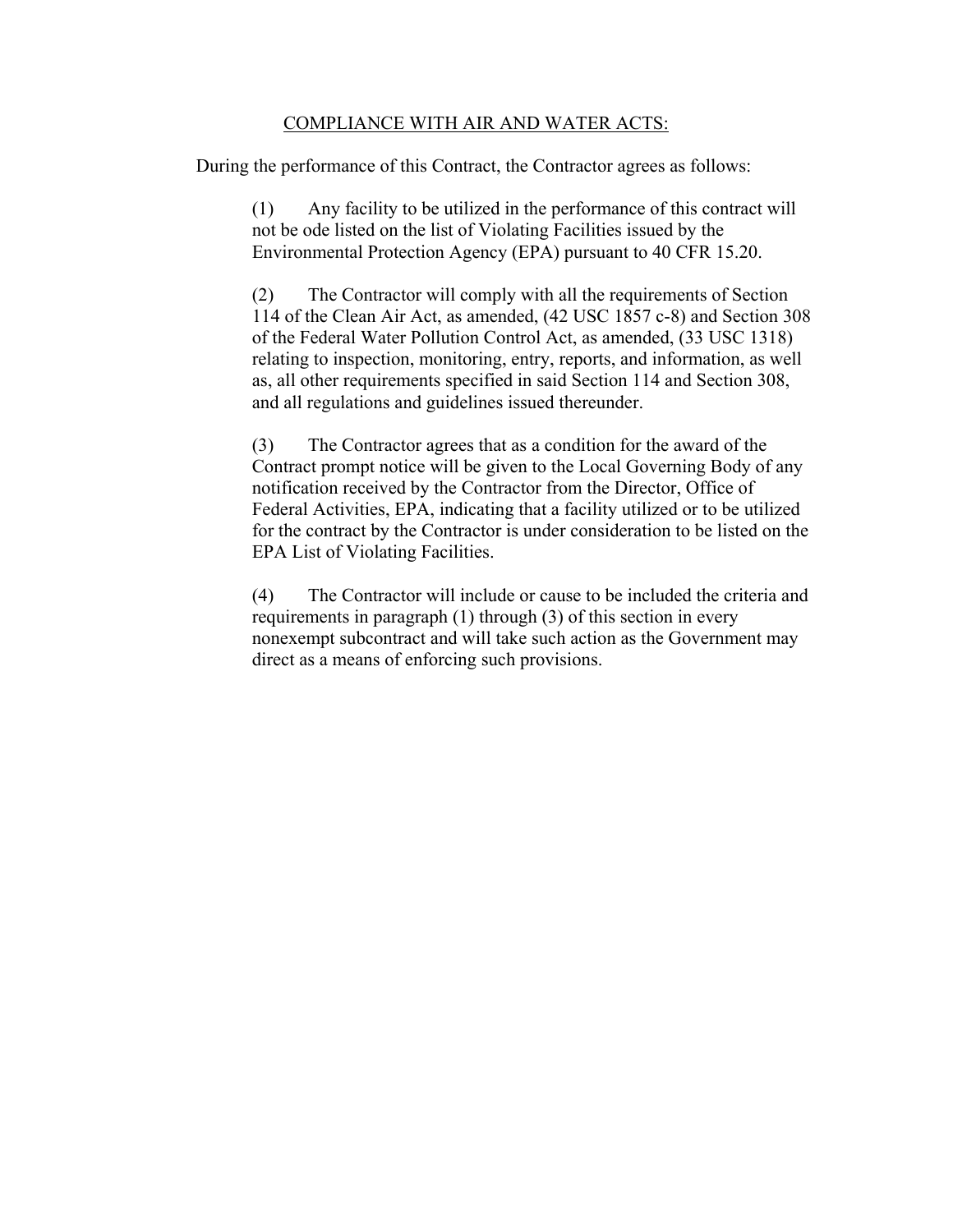## <u>COMPLIANCE WITH AIR AND WATER ACTS:</u>

During the performance of this Contract, the Contractor agrees as follows:

(1) Any facility to be utilized in the performance of this contract will not be ode listed on the list of Violating Facilities issued by the Environmental Protection Agency (EPA) pursuant to 40 CFR 15.20.

(2) The Contractor will comply with all the requirements of Section 114 of the Clean Air Act, as amended, (42 USC 1857 c-8) and Section 308 of the Federal Water Pollution Control Act, as amended, (33 USC 1318) relating to inspection, monitoring, entry, reports, and information, as well as, all other requirements specified in said Section 114 and Section 308, and all regulations and guidelines issued thereunder.

(3) The Contractor agrees that as a condition for the award of the Contract prompt notice will be given to the Local Governing Body of any notification received by the Contractor from the Director, Office of Federal Activities, EPA, indicating that a facility utilized or to be utilized for the contract by the Contractor is under consideration to be listed on the EPA List of Violating Facilities.

(4) The Contractor will include or cause to be included the criteria and requirements in paragraph (1) through (3) of this section in every nonexempt subcontract and will take such action as the Government may direct as a means of enforcing such provisions.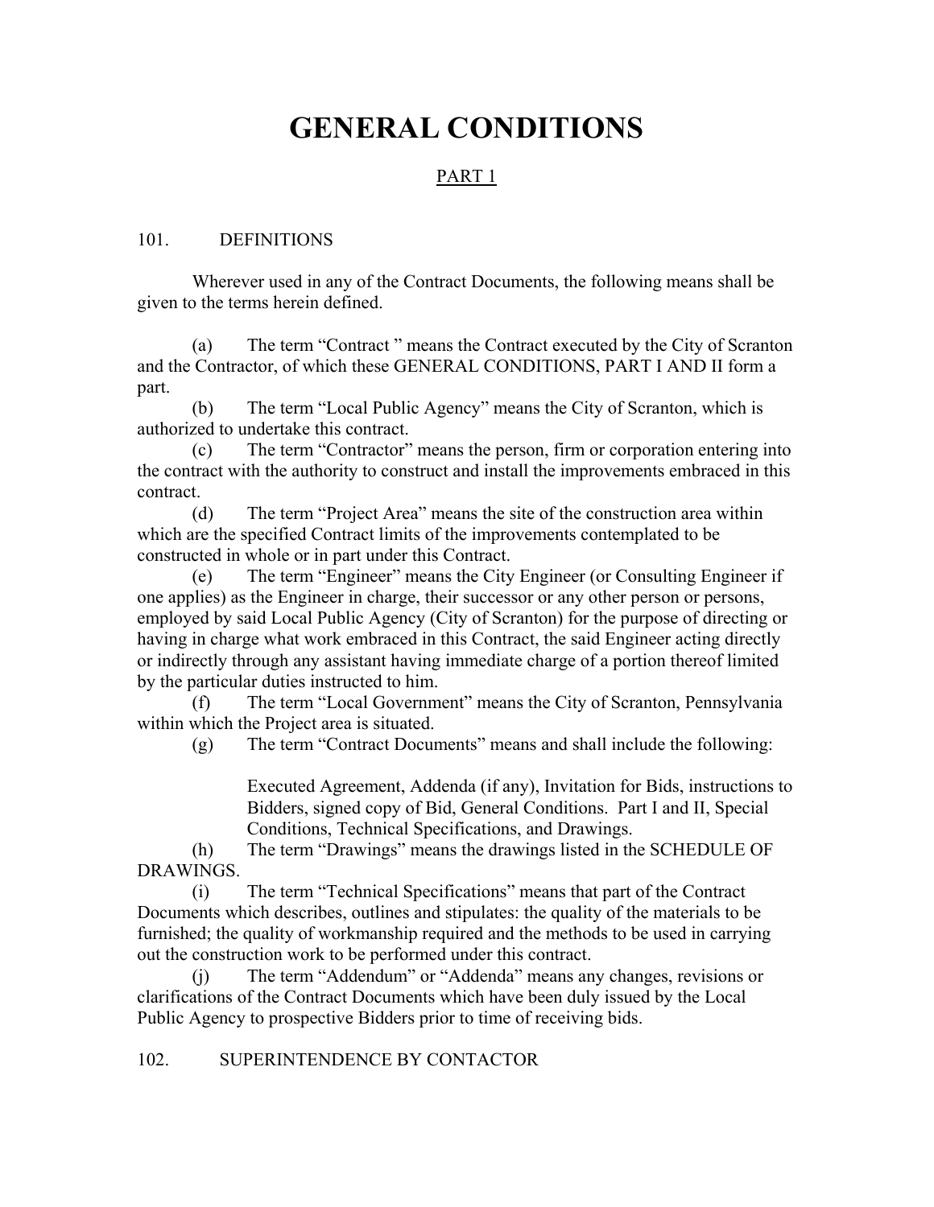# GENERAL CONDITIONS

## PART 1

101. DEFINITIONS

Wherever used in any of the Contract Documents, the following means shall be given to the terms herein defined.

(a) The term "Contract " means the Contract executed by the City of Scranton and the Contractor, of which these GENERAL CONDITIONS, PART I AND II form a part.

(b) The term "Local Public Agency" means the City of Scranton, which is authorized to undertake this contract.

(c) The term "Contractor" means the person, firm or corporation entering into the contract with the authority to construct and install the improvements embraced in this contract.

(d) The term "Project Area" means the site of the construction area within which are the specified Contract limits of the improvements contemplated to be constructed in whole or in part under this Contract.

(e) The term "Engineer" means the City Engineer (or Consulting Engineer if one applies) as the Engineer in charge, their successor or any other person or persons, employed by said Local Public Agency (City of Scranton) for the purpose of directing or having in charge what work embraced in this Contract, the said Engineer acting directly or indirectly through any assistant having immediate charge of a portion thereof limited by the particular duties instructed to him.

(f) The term "Local Government" means the City of Scranton, Pennsylvania within which the Project area is situated.

(g) The term "Contract Documents" means and shall include the following:

Executed Agreement, Addenda (if any), Invitation for Bids, instructions to Bidders, signed copy of Bid, General Conditions. Part I and II, Special Conditions, Technical Specifications, and Drawings.

(h) The term "Drawings" means the drawings listed in the SCHEDULE OF DRAWINGS.

(i) The term "Technical Specifications" means that part of the Contract Documents which describes, outlines and stipulates: the quality of the materials to be furnished; the quality of workmanship required and the methods to be used in carrying out the construction work to be performed under this contract.

(j) The term "Addendum" or "Addenda" means any changes, revisions or clarifications of the Contract Documents which have been duly issued by the Local Public Agency to prospective Bidders prior to time of receiving bids.

102. SUPERINTENDENCE BY CONTACTOR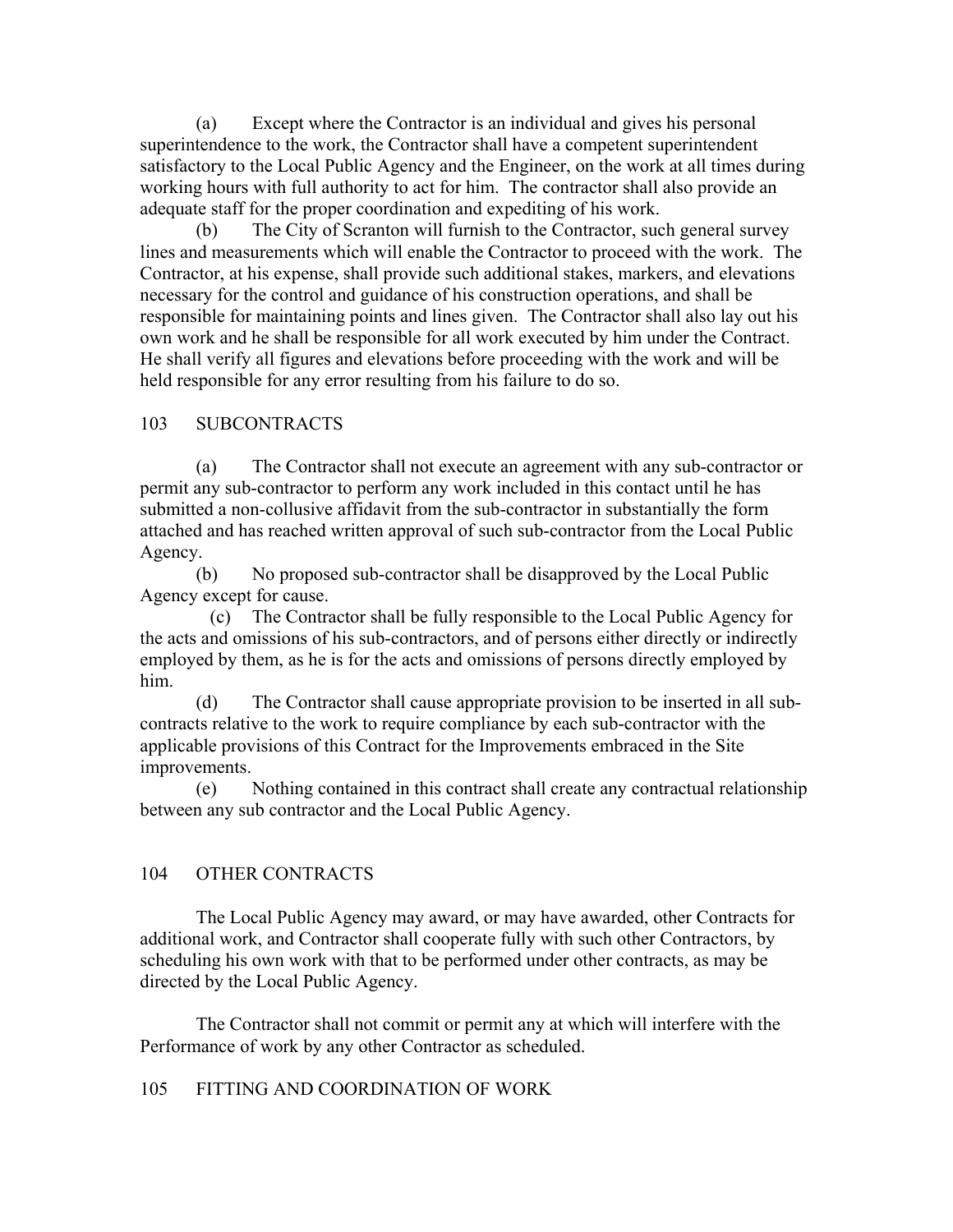(a) Except where the Contractor is an individual and gives his personal superintendence to the work, the Contractor shall have a competent superintendent satisfactory to the Local Public Agency and the Engineer, on the work at all times during working hours with full authority to act for him. The contractor shall also provide an adequate staff for the proper coordination and expediting of his work.

(b) The City of Scranton will furnish to the Contractor, such general survey lines and measurements which will enable the Contractor to proceed with the work. The Contractor, at his expense, shall provide such additional stakes, markers, and elevations necessary for the control and guidance of his construction operations, and shall be responsible for maintaining points and lines given. The Contractor shall also lay out his own work and he shall be responsible for all work executed by him under the Contract. He shall verify all figures and elevations before proceeding with the work and will be held responsible for any error resulting from his failure to do so.

## 103 SUBCONTRACTS

(a) The Contractor shall not execute an agreement with any sub-contractor or permit any sub-contractor to perform any work included in this contact until he has submitted a non-collusive affidavit from the sub-contractor in substantially the form attached and has reached written approval of such sub-contractor from the Local Public Agency.

(b) No proposed sub-contractor shall be disapproved by the Local Public Agency except for cause.

(c) The Contractor shall be fully responsible to the Local Public Agency for the acts and omissions of his sub-contractors, and of persons either directly or indirectly employed by them, as he is for the acts and omissions of persons directly employed by him.

(d) The Contractor shall cause appropriate provision to be inserted in all sub-contracts relative to the work to require compliance by each sub-contractor with the applicable provisions of this Contract for the Improvements embraced in the Site improvements.

(e) Nothing contained in this contract shall create any contractual relationship between any sub contractor and the Local Public Agency.

## 104 OTHER CONTRACTS

The Local Public Agency may award, or may have awarded, other Contracts for additional work, and Contractor shall cooperate fully with such other Contractors, by scheduling his own work with that to be performed under other contracts, as may be directed by the Local Public Agency.

The Contractor shall not commit or permit any at which will interfere with the Performance of work by any other Contractor as scheduled.

## 105 FITTING AND COORDINATION OF WORK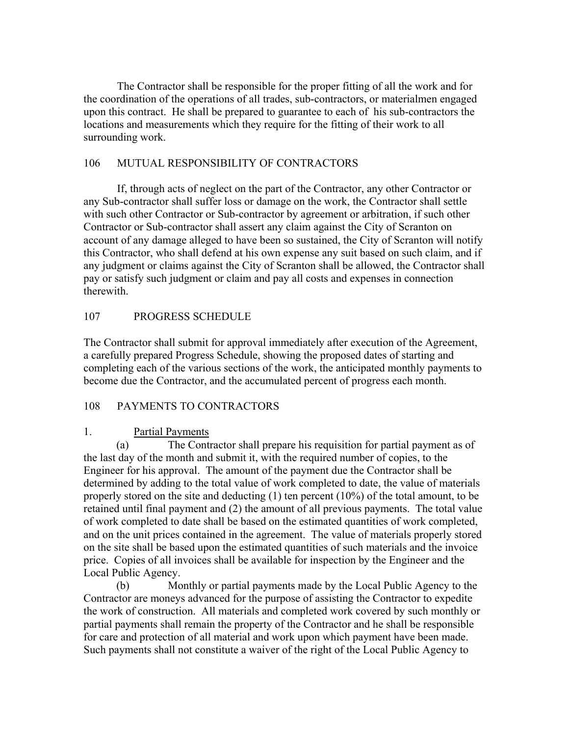The Contractor shall be responsible for the proper fitting of all the work and for the coordination of the operations of all trades, sub-contractors, or materialmen engaged upon this contract. He shall be prepared to guarantee to each of his sub-contractors the locations and measurements which they require for the fitting of their work to all surrounding work.

## 106 MUTUAL RESPONSIBILITY OF CONTRACTORS

If, through acts of neglect on the part of the Contractor, any other Contractor or any Sub-contractor shall suffer loss or damage on the work, the Contractor shall settle with such other Contractor or Sub-contractor by agreement or arbitration, if such other Contractor or Sub-contractor shall assert any claim against the City of Scranton on account of any damage alleged to have been so sustained, the City of Scranton will notify this Contractor, who shall defend at his own expense any suit based on such claim, and if any judgment or claims against the City of Scranton shall be allowed, the Contractor shall pay or satisfy such judgment or claim and pay all costs and expenses in connection therewith.

## 107 PROGRESS SCHEDULE

The Contractor shall submit for approval immediately after execution of the Agreement, a carefully prepared Progress Schedule, showing the proposed dates of starting and completing each of the various sections of the work, the anticipated monthly payments to become due the Contractor, and the accumulated percent of progress each month.

## 108 PAYMENTS TO CONTRACTORS

1. <u>Partial Payments</u>

(a) The Contractor shall prepare his requisition for partial payment as of the last day of the month and submit it, with the required number of copies, to the Engineer for his approval. The amount of the payment due the Contractor shall be determined by adding to the total value of work completed to date, the value of materials properly stored on the site and deducting (1) ten percent (10%) of the total amount, to be retained until final payment and (2) the amount of all previous payments. The total value of work completed to date shall be based on the estimated quantities of work completed, and on the unit prices contained in the agreement. The value of materials properly stored on the site shall be based upon the estimated quantities of such materials and the invoice price. Copies of all invoices shall be available for inspection by the Engineer and the Local Public Agency.

(b) Monthly or partial payments made by the Local Public Agency to the Contractor are moneys advanced for the purpose of assisting the Contractor to expedite the work of construction. All materials and completed work covered by such monthly or partial payments shall remain the property of the Contractor and he shall be responsible for care and protection of all material and work upon which payment have been made. Such payments shall not constitute a waiver of the right of the Local Public Agency to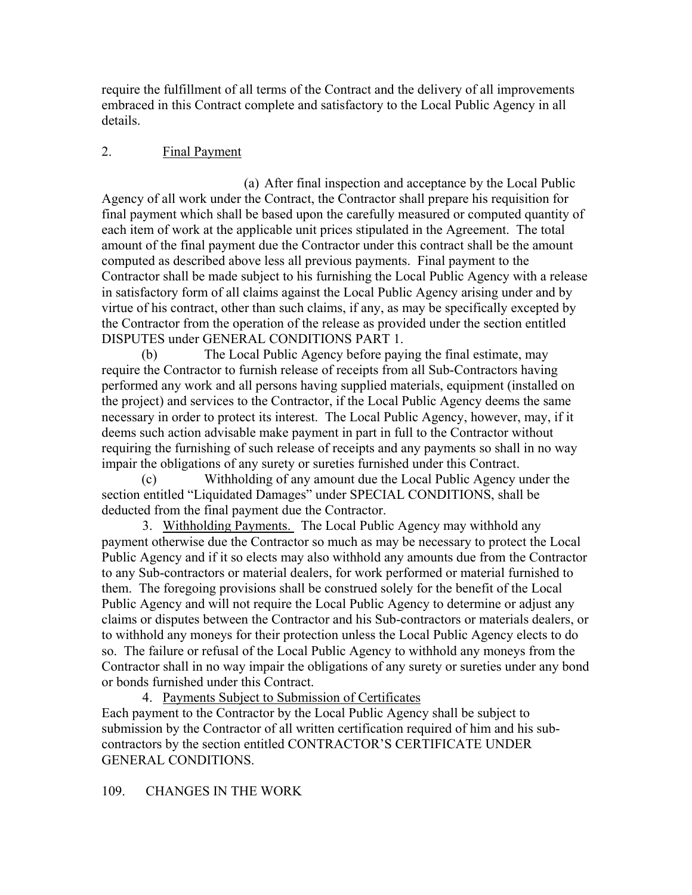require the fulfillment of all terms of the Contract and the delivery of all improvements embraced in this Contract complete and satisfactory to the Local Public Agency in all details.

2. Final Payment

(a) After final inspection and acceptance by the Local Public Agency of all work under the Contract, the Contractor shall prepare his requisition for final payment which shall be based upon the carefully measured or computed quantity of each item of work at the applicable unit prices stipulated in the Agreement. The total amount of the final payment due the Contractor under this contract shall be the amount computed as described above less all previous payments. Final payment to the Contractor shall be made subject to his furnishing the Local Public Agency with a release in satisfactory form of all claims against the Local Public Agency arising under and by virtue of his contract, other than such claims, if any, as may be specifically excepted by the Contractor from the operation of the release as provided under the section entitled DISPUTES under GENERAL CONDITIONS PART 1.

(b) The Local Public Agency before paying the final estimate, may require the Contractor to furnish release of receipts from all Sub-Contractors having performed any work and all persons having supplied materials, equipment (installed on the project) and services to the Contractor, if the Local Public Agency deems the same necessary in order to protect its interest. The Local Public Agency, however, may, if it deems such action advisable make payment in part in full to the Contractor without requiring the furnishing of such release of receipts and any payments so shall in no way impair the obligations of any surety or sureties furnished under this Contract.

(c) Withholding of any amount due the Local Public Agency under the section entitled "Liquidated Damages" under SPECIAL CONDITIONS, shall be deducted from the final payment due the Contractor.

3. Withholding Payments. The Local Public Agency may withhold any payment otherwise due the Contractor so much as may be necessary to protect the Local Public Agency and if it so elects may also withhold any amounts due from the Contractor to any Sub-contractors or material dealers, for work performed or material furnished to them. The foregoing provisions shall be construed solely for the benefit of the Local Public Agency and will not require the Local Public Agency to determine or adjust any claims or disputes between the Contractor and his Sub-contractors or materials dealers, or to withhold any moneys for their protection unless the Local Public Agency elects to do so. The failure or refusal of the Local Public Agency to withhold any moneys from the Contractor shall in no way impair the obligations of any surety or sureties under any bond or bonds furnished under this Contract.

4. Payments Subject to Submission of Certificates

Each payment to the Contractor by the Local Public Agency shall be subject to submission by the Contractor of all written certification required of him and his sub-contractors by the section entitled CONTRACTOR'S CERTIFICATE UNDER GENERAL CONDITIONS.

## 109. CHANGES IN THE WORK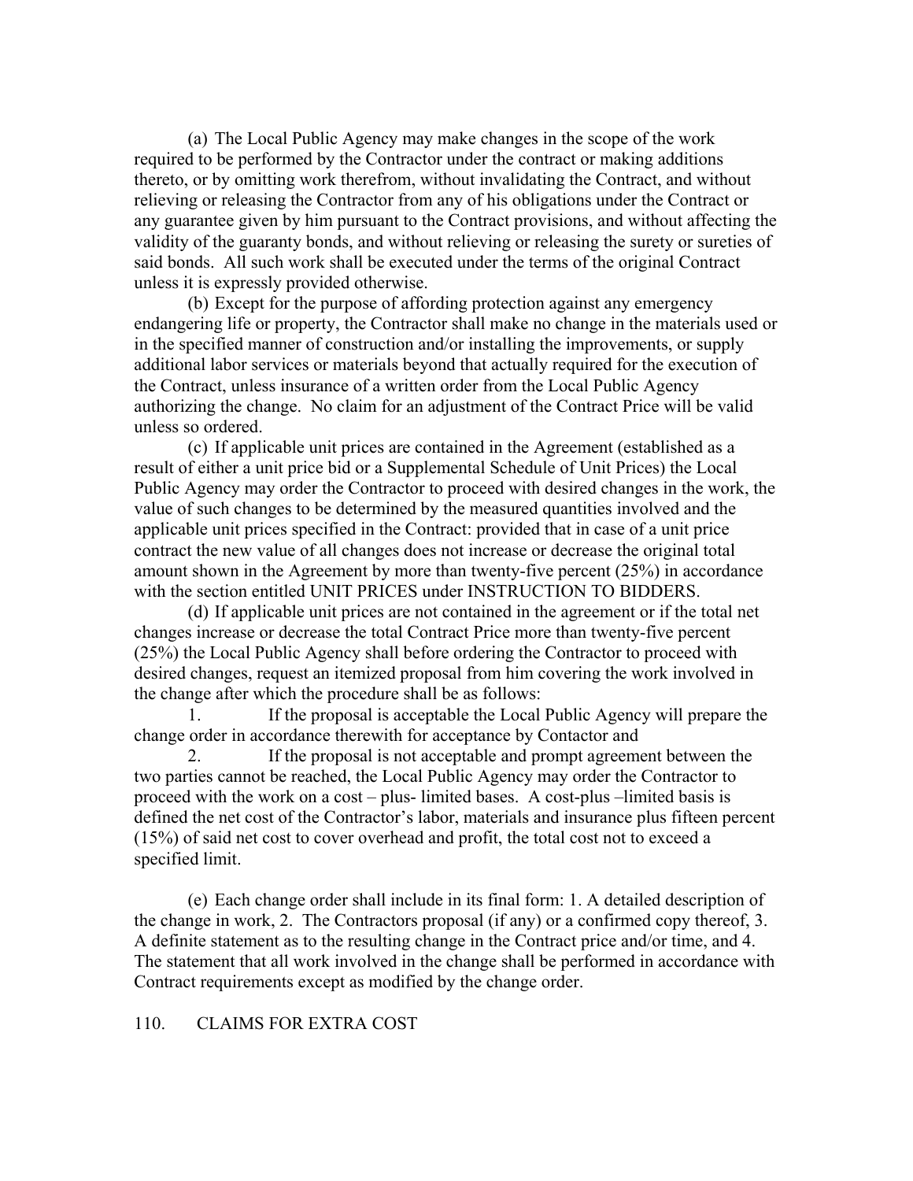(a) The Local Public Agency may make changes in the scope of the work required to be performed by the Contractor under the contract or making additions thereto, or by omitting work therefrom, without invalidating the Contract, and without relieving or releasing the Contractor from any of his obligations under the Contract or any guarantee given by him pursuant to the Contract provisions, and without affecting the validity of the guaranty bonds, and without relieving or releasing the surety or sureties of said bonds. All such work shall be executed under the terms of the original Contract unless it is expressly provided otherwise.

(b) Except for the purpose of affording protection against any emergency endangering life or property, the Contractor shall make no change in the materials used or in the specified manner of construction and/or installing the improvements, or supply additional labor services or materials beyond that actually required for the execution of the Contract, unless insurance of a written order from the Local Public Agency authorizing the change. No claim for an adjustment of the Contract Price will be valid unless so ordered.

(c) If applicable unit prices are contained in the Agreement (established as a result of either a unit price bid or a Supplemental Schedule of Unit Prices) the Local Public Agency may order the Contractor to proceed with desired changes in the work, the value of such changes to be determined by the measured quantities involved and the applicable unit prices specified in the Contract: provided that in case of a unit price contract the new value of all changes does not increase or decrease the original total amount shown in the Agreement by more than twenty-five percent (25%) in accordance with the section entitled UNIT PRICES under INSTRUCTION TO BIDDERS.

(d) If applicable unit prices are not contained in the agreement or if the total net changes increase or decrease the total Contract Price more than twenty-five percent (25%) the Local Public Agency shall before ordering the Contractor to proceed with desired changes, request an itemized proposal from him covering the work involved in the change after which the procedure shall be as follows:

1. If the proposal is acceptable the Local Public Agency will prepare the change order in accordance therewith for acceptance by Contactor and

2. If the proposal is not acceptable and prompt agreement between the two parties cannot be reached, the Local Public Agency may order the Contractor to proceed with the work on a cost – plus- limited bases. A cost-plus –limited basis is defined the net cost of the Contractor's labor, materials and insurance plus fifteen percent (15%) of said net cost to cover overhead and profit, the total cost not to exceed a specified limit.

(e) Each change order shall include in its final form: 1. A detailed description of the change in work, 2. The Contractors proposal (if any) or a confirmed copy thereof, 3. A definite statement as to the resulting change in the Contract price and/or time, and 4. The statement that all work involved in the change shall be performed in accordance with Contract requirements except as modified by the change order.

110. CLAIMS FOR EXTRA COST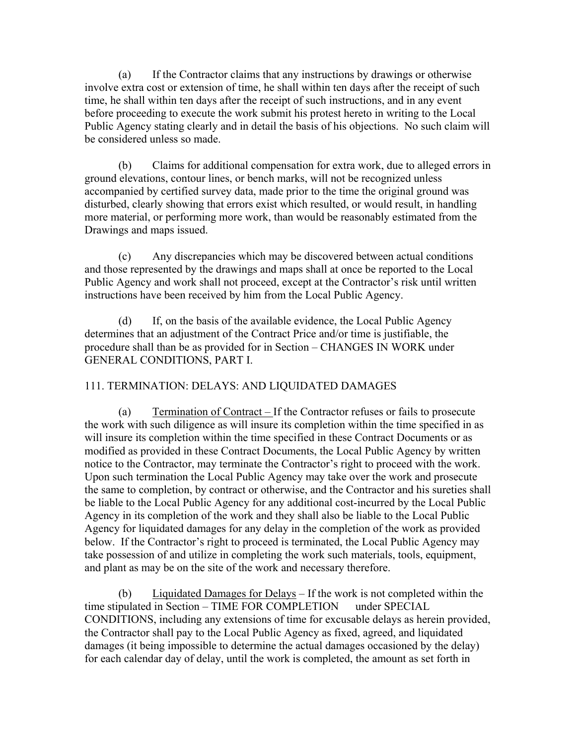(a) If the Contractor claims that any instructions by drawings or otherwise involve extra cost or extension of time, he shall within ten days after the receipt of such time, he shall within ten days after the receipt of such instructions, and in any event before proceeding to execute the work submit his protest hereto in writing to the Local Public Agency stating clearly and in detail the basis of his objections. No such claim will be considered unless so made.

(b) Claims for additional compensation for extra work, due to alleged errors in ground elevations, contour lines, or bench marks, will not be recognized unless accompanied by certified survey data, made prior to the time the original ground was disturbed, clearly showing that errors exist which resulted, or would result, in handling more material, or performing more work, than would be reasonably estimated from the Drawings and maps issued.

(c) Any discrepancies which may be discovered between actual conditions and those represented by the drawings and maps shall at once be reported to the Local Public Agency and work shall not proceed, except at the Contractor's risk until written instructions have been received by him from the Local Public Agency.

(d) If, on the basis of the available evidence, the Local Public Agency determines that an adjustment of the Contract Price and/or time is justifiable, the procedure shall than be as provided for in Section – CHANGES IN WORK under GENERAL CONDITIONS, PART I.

## 111. TERMINATION: DELAYS: AND LIQUIDATED DAMAGES

(a) Termination of Contract – If the Contractor refuses or fails to prosecute the work with such diligence as will insure its completion within the time specified in as will insure its completion within the time specified in these Contract Documents or as modified as provided in these Contract Documents, the Local Public Agency by written notice to the Contractor, may terminate the Contractor's right to proceed with the work. Upon such termination the Local Public Agency may take over the work and prosecute the same to completion, by contract or otherwise, and the Contractor and his sureties shall be liable to the Local Public Agency for any additional cost-incurred by the Local Public Agency in its completion of the work and they shall also be liable to the Local Public Agency for liquidated damages for any delay in the completion of the work as provided below. If the Contractor's right to proceed is terminated, the Local Public Agency may take possession of and utilize in completing the work such materials, tools, equipment, and plant as may be on the site of the work and necessary therefore.

(b) Liquidated Damages for Delays – If the work is not completed within the time stipulated in Section – TIME FOR COMPLETION under SPECIAL CONDITIONS, including any extensions of time for excusable delays as herein provided, the Contractor shall pay to the Local Public Agency as fixed, agreed, and liquidated damages (it being impossible to determine the actual damages occasioned by the delay) for each calendar day of delay, until the work is completed, the amount as set forth in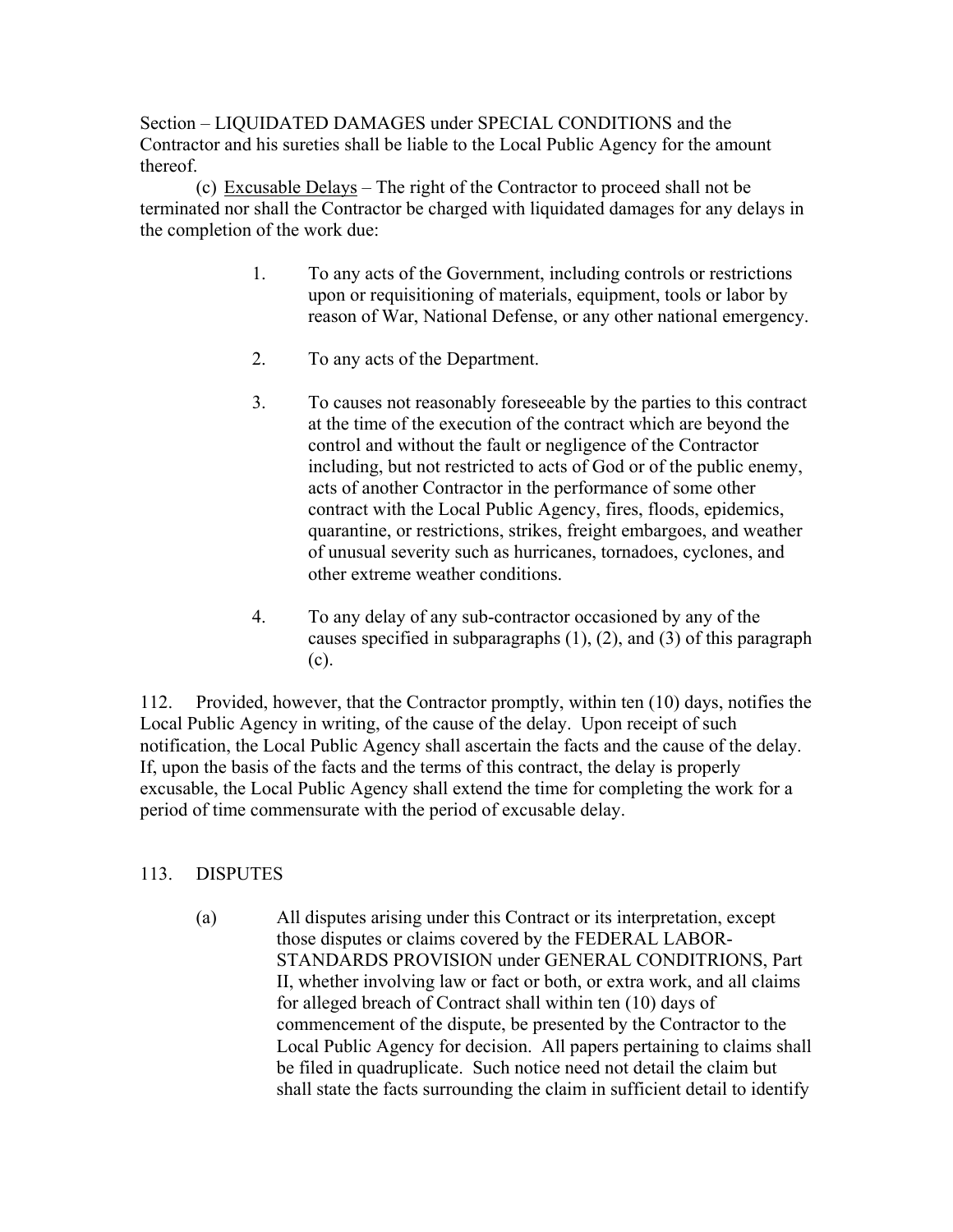Section – LIQUIDATED DAMAGES under SPECIAL CONDITIONS and the Contractor and his sureties shall be liable to the Local Public Agency for the amount thereof.

(c) Excusable Delays – The right of the Contractor to proceed shall not be terminated nor shall the Contractor be charged with liquidated damages for any delays in the completion of the work due:

1. To any acts of the Government, including controls or restrictions upon or requisitioning of materials, equipment, tools or labor by reason of War, National Defense, or any other national emergency.

2. To any acts of the Department.

3. To causes not reasonably foreseeable by the parties to this contract at the time of the execution of the contract which are beyond the control and without the fault or negligence of the Contractor including, but not restricted to acts of God or of the public enemy, acts of another Contractor in the performance of some other contract with the Local Public Agency, fires, floods, epidemics, quarantine, or restrictions, strikes, freight embargoes, and weather of unusual severity such as hurricanes, tornadoes, cyclones, and other extreme weather conditions.

4. To any delay of any sub-contractor occasioned by any of the causes specified in subparagraphs (1), (2), and (3) of this paragraph (c).

112. Provided, however, that the Contractor promptly, within ten (10) days, notifies the Local Public Agency in writing, of the cause of the delay. Upon receipt of such notification, the Local Public Agency shall ascertain the facts and the cause of the delay. If, upon the basis of the facts and the terms of this contract, the delay is properly excusable, the Local Public Agency shall extend the time for completing the work for a period of time commensurate with the period of excusable delay.

## 113. DISPUTES

(a) All disputes arising under this Contract or its interpretation, except those disputes or claims covered by the FEDERAL LABOR-STANDARDS PROVISION under GENERAL CONDITRIONS, Part II, whether involving law or fact or both, or extra work, and all claims for alleged breach of Contract shall within ten (10) days of commencement of the dispute, be presented by the Contractor to the Local Public Agency for decision. All papers pertaining to claims shall be filed in quadruplicate. Such notice need not detail the claim but shall state the facts surrounding the claim in sufficient detail to identify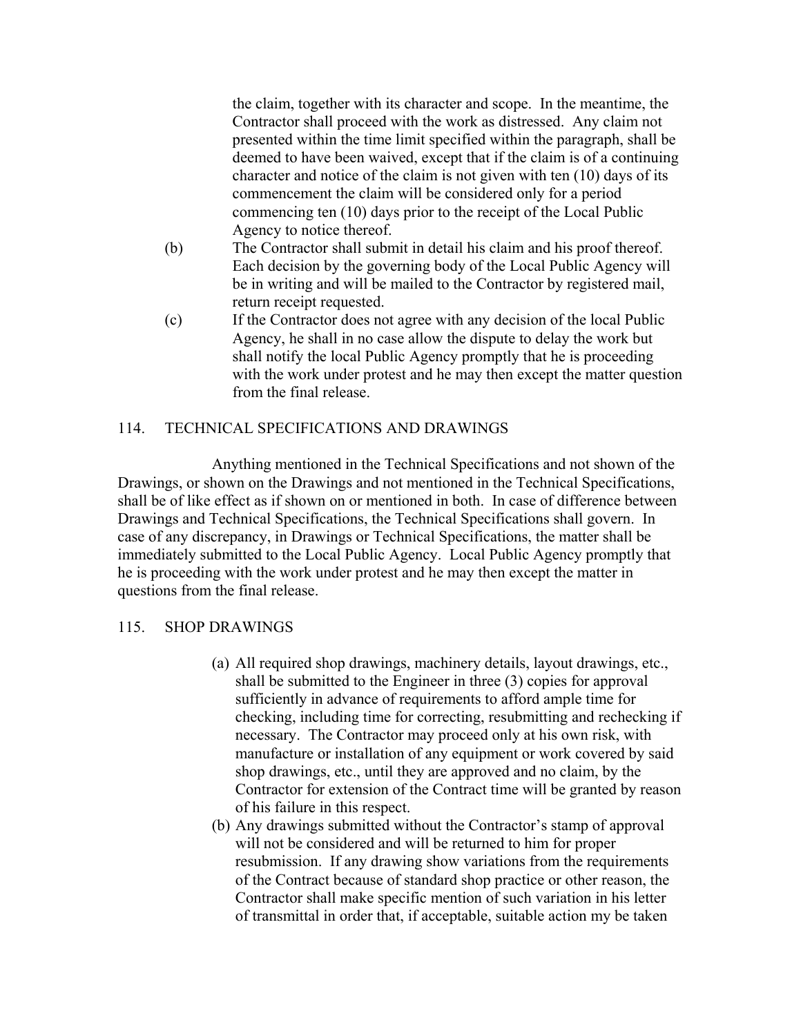the claim, together with its character and scope. In the meantime, the Contractor shall proceed with the work as distressed. Any claim not presented within the time limit specified within the paragraph, shall be deemed to have been waived, except that if the claim is of a continuing character and notice of the claim is not given with ten (10) days of its commencement the claim will be considered only for a period commencing ten (10) days prior to the receipt of the Local Public Agency to notice thereof.

(b) The Contractor shall submit in detail his claim and his proof thereof. Each decision by the governing body of the Local Public Agency will be in writing and will be mailed to the Contractor by registered mail, return receipt requested.

(c) If the Contractor does not agree with any decision of the local Public Agency, he shall in no case allow the dispute to delay the work but shall notify the local Public Agency promptly that he is proceeding with the work under protest and he may then except the matter question from the final release.

## 114. TECHNICAL SPECIFICATIONS AND DRAWINGS

Anything mentioned in the Technical Specifications and not shown of the Drawings, or shown on the Drawings and not mentioned in the Technical Specifications, shall be of like effect as if shown on or mentioned in both. In case of difference between Drawings and Technical Specifications, the Technical Specifications shall govern. In case of any discrepancy, in Drawings or Technical Specifications, the matter shall be immediately submitted to the Local Public Agency. Local Public Agency promptly that he is proceeding with the work under protest and he may then except the matter in questions from the final release.

## 115. SHOP DRAWINGS

(a) All required shop drawings, machinery details, layout drawings, etc., shall be submitted to the Engineer in three (3) copies for approval sufficiently in advance of requirements to afford ample time for checking, including time for correcting, resubmitting and rechecking if necessary. The Contractor may proceed only at his own risk, with manufacture or installation of any equipment or work covered by said shop drawings, etc., until they are approved and no claim, by the Contractor for extension of the Contract time will be granted by reason of his failure in this respect.

(b) Any drawings submitted without the Contractor's stamp of approval will not be considered and will be returned to him for proper resubmission. If any drawing show variations from the requirements of the Contract because of standard shop practice or other reason, the Contractor shall make specific mention of such variation in his letter of transmittal in order that, if acceptable, suitable action my be taken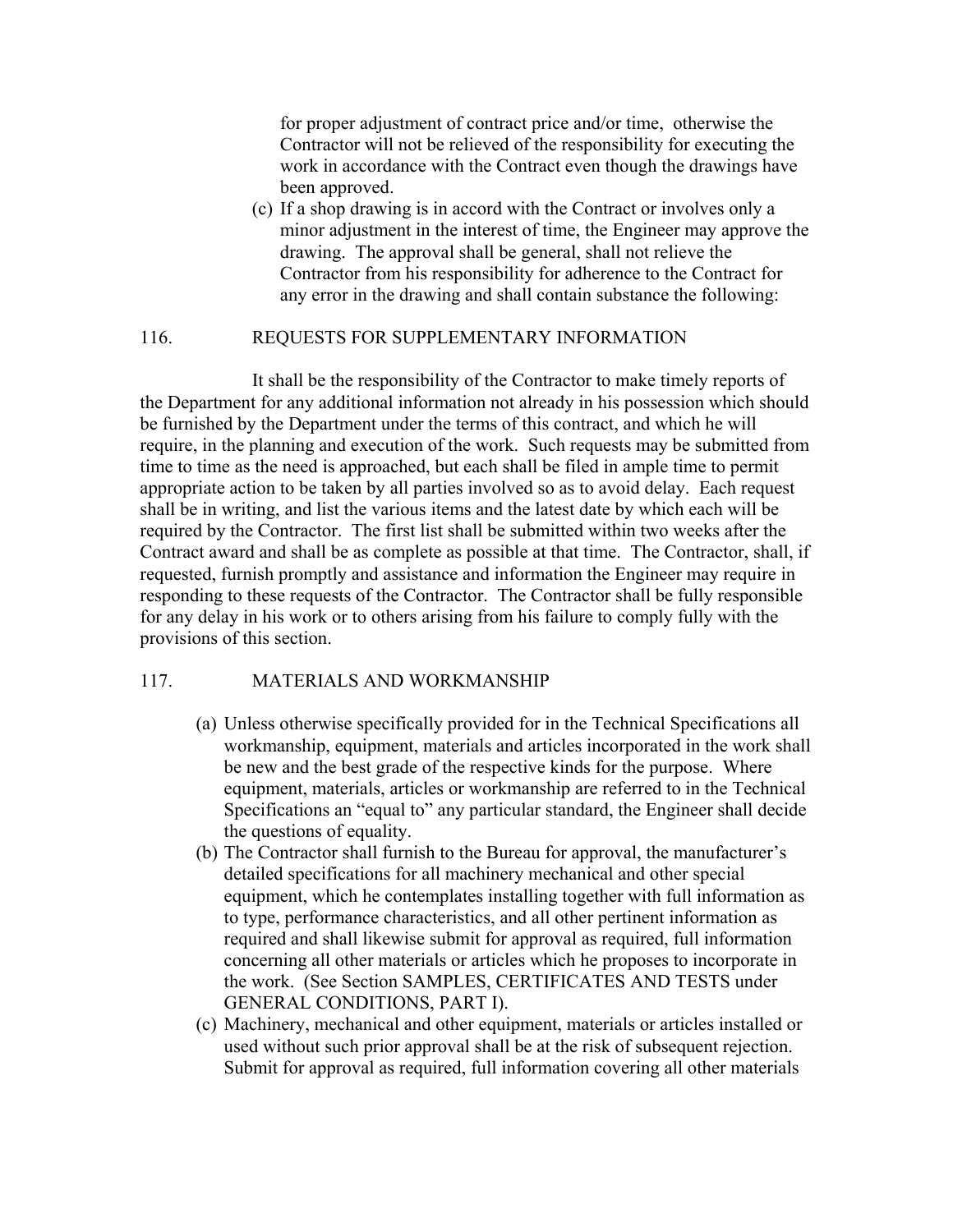for proper adjustment of contract price and/or time, otherwise the Contractor will not be relieved of the responsibility for executing the work in accordance with the Contract even though the drawings have been approved.

(c) If a shop drawing is in accord with the Contract or involves only a minor adjustment in the interest of time, the Engineer may approve the drawing. The approval shall be general, shall not relieve the Contractor from his responsibility for adherence to the Contract for any error in the drawing and shall contain substance the following:

## 116. REQUESTS FOR SUPPLEMENTARY INFORMATION

It shall be the responsibility of the Contractor to make timely reports of the Department for any additional information not already in his possession which should be furnished by the Department under the terms of this contract, and which he will require, in the planning and execution of the work. Such requests may be submitted from time to time as the need is approached, but each shall be filed in ample time to permit appropriate action to be taken by all parties involved so as to avoid delay. Each request shall be in writing, and list the various items and the latest date by which each will be required by the Contractor. The first list shall be submitted within two weeks after the Contract award and shall be as complete as possible at that time. The Contractor, shall, if requested, furnish promptly and assistance and information the Engineer may require in responding to these requests of the Contractor. The Contractor shall be fully responsible for any delay in his work or to others arising from his failure to comply fully with the provisions of this section.

## 117. MATERIALS AND WORKMANSHIP

(a) Unless otherwise specifically provided for in the Technical Specifications all workmanship, equipment, materials and articles incorporated in the work shall be new and the best grade of the respective kinds for the purpose. Where equipment, materials, articles or workmanship are referred to in the Technical Specifications an "equal to" any particular standard, the Engineer shall decide the questions of equality.

(b) The Contractor shall furnish to the Bureau for approval, the manufacturer's detailed specifications for all machinery mechanical and other special equipment, which he contemplates installing together with full information as to type, performance characteristics, and all other pertinent information as required and shall likewise submit for approval as required, full information concerning all other materials or articles which he proposes to incorporate in the work. (See Section SAMPLES, CERTIFICATES AND TESTS under GENERAL CONDITIONS, PART I).

(c) Machinery, mechanical and other equipment, materials or articles installed or used without such prior approval shall be at the risk of subsequent rejection. Submit for approval as required, full information covering all other materials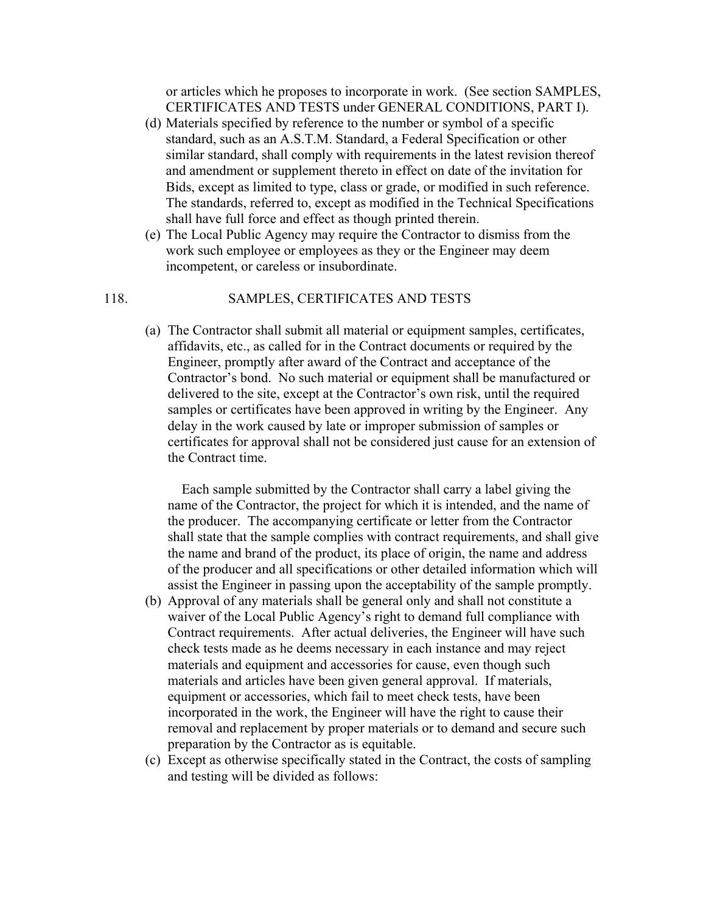or articles which he proposes to incorporate in work. (See section SAMPLES, CERTIFICATES AND TESTS under GENERAL CONDITIONS, PART I).

(d) Materials specified by reference to the number or symbol of a specific standard, such as an A.S.T.M. Standard, a Federal Specification or other similar standard, shall comply with requirements in the latest revision thereof and amendment or supplement thereto in effect on date of the invitation for Bids, except as limited to type, class or grade, or modified in such reference. The standards, referred to, except as modified in the Technical Specifications shall have full force and effect as though printed therein.

(e) The Local Public Agency may require the Contractor to dismiss from the work such employee or employees as they or the Engineer may deem incompetent, or careless or insubordinate.

## 118. SAMPLES, CERTIFICATES AND TESTS

(a) The Contractor shall submit all material or equipment samples, certificates, affidavits, etc., as called for in the Contract documents or required by the Engineer, promptly after award of the Contract and acceptance of the Contractor's bond. No such material or equipment shall be manufactured or delivered to the site, except at the Contractor's own risk, until the required samples or certificates have been approved in writing by the Engineer. Any delay in the work caused by late or improper submission of samples or certificates for approval shall not be considered just cause for an extension of the Contract time.

Each sample submitted by the Contractor shall carry a label giving the name of the Contractor, the project for which it is intended, and the name of the producer. The accompanying certificate or letter from the Contractor shall state that the sample complies with contract requirements, and shall give the name and brand of the product, its place of origin, the name and address of the producer and all specifications or other detailed information which will assist the Engineer in passing upon the acceptability of the sample promptly.

(b) Approval of any materials shall be general only and shall not constitute a waiver of the Local Public Agency's right to demand full compliance with Contract requirements. After actual deliveries, the Engineer will have such check tests made as he deems necessary in each instance and may reject materials and equipment and accessories for cause, even though such materials and articles have been given general approval. If materials, equipment or accessories, which fail to meet check tests, have been incorporated in the work, the Engineer will have the right to cause their removal and replacement by proper materials or to demand and secure such preparation by the Contractor as is equitable.

(c) Except as otherwise specifically stated in the Contract, the costs of sampling and testing will be divided as follows: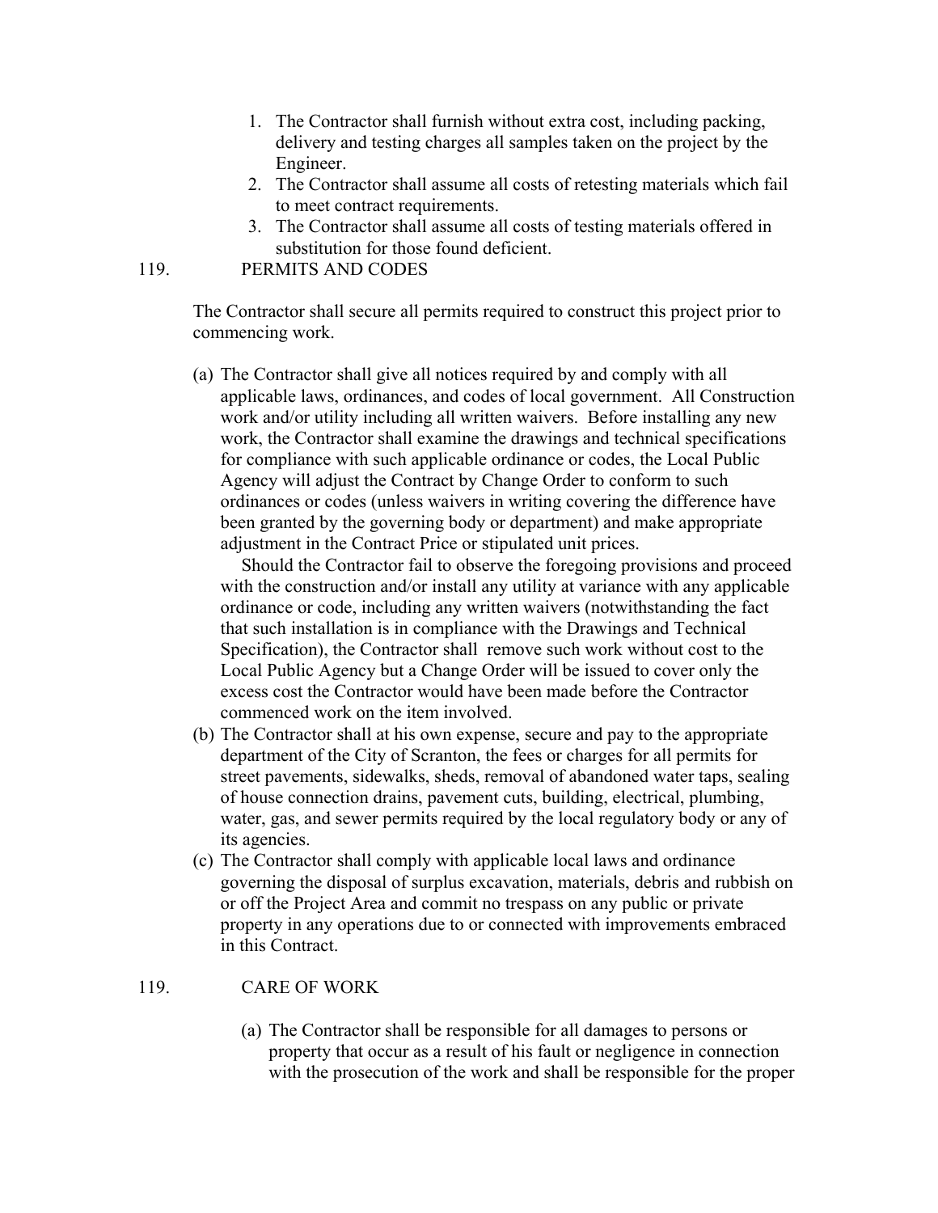1. The Contractor shall furnish without extra cost, including packing, delivery and testing charges all samples taken on the project by the Engineer.
2. The Contractor shall assume all costs of retesting materials which fail to meet contract requirements.
3. The Contractor shall assume all costs of testing materials offered in substitution for those found deficient.

## 119. PERMITS AND CODES

The Contractor shall secure all permits required to construct this project prior to commencing work.

(a) The Contractor shall give all notices required by and comply with all applicable laws, ordinances, and codes of local government. All Construction work and/or utility including all written waivers. Before installing any new work, the Contractor shall examine the drawings and technical specifications for compliance with such applicable ordinance or codes, the Local Public Agency will adjust the Contract by Change Order to conform to such ordinances or codes (unless waivers in writing covering the difference have been granted by the governing body or department) and make appropriate adjustment in the Contract Price or stipulated unit prices.

Should the Contractor fail to observe the foregoing provisions and proceed with the construction and/or install any utility at variance with any applicable ordinance or code, including any written waivers (notwithstanding the fact that such installation is in compliance with the Drawings and Technical Specification), the Contractor shall remove such work without cost to the Local Public Agency but a Change Order will be issued to cover only the excess cost the Contractor would have been made before the Contractor commenced work on the item involved.

(b) The Contractor shall at his own expense, secure and pay to the appropriate department of the City of Scranton, the fees or charges for all permits for street pavements, sidewalks, sheds, removal of abandoned water taps, sealing of house connection drains, pavement cuts, building, electrical, plumbing, water, gas, and sewer permits required by the local regulatory body or any of its agencies.

(c) The Contractor shall comply with applicable local laws and ordinance governing the disposal of surplus excavation, materials, debris and rubbish on or off the Project Area and commit no trespass on any public or private property in any operations due to or connected with improvements embraced in this Contract.

## 119. CARE OF WORK

(a) The Contractor shall be responsible for all damages to persons or property that occur as a result of his fault or negligence in connection with the prosecution of the work and shall be responsible for the proper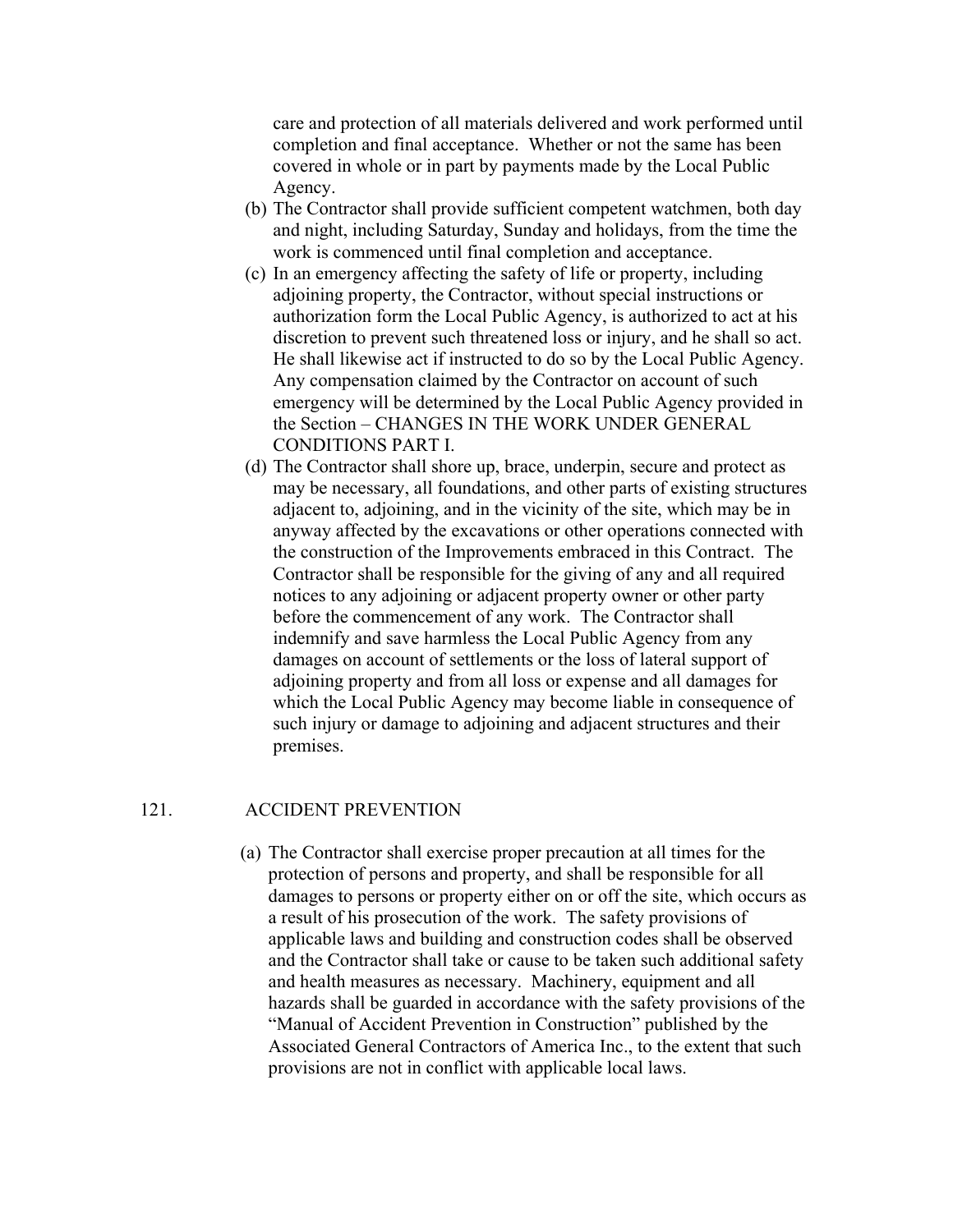care and protection of all materials delivered and work performed until completion and final acceptance. Whether or not the same has been covered in whole or in part by payments made by the Local Public Agency.

(b) The Contractor shall provide sufficient competent watchmen, both day and night, including Saturday, Sunday and holidays, from the time the work is commenced until final completion and acceptance.

(c) In an emergency affecting the safety of life or property, including adjoining property, the Contractor, without special instructions or authorization form the Local Public Agency, is authorized to act at his discretion to prevent such threatened loss or injury, and he shall so act. He shall likewise act if instructed to do so by the Local Public Agency. Any compensation claimed by the Contractor on account of such emergency will be determined by the Local Public Agency provided in the Section – CHANGES IN THE WORK UNDER GENERAL CONDITIONS PART I.

(d) The Contractor shall shore up, brace, underpin, secure and protect as may be necessary, all foundations, and other parts of existing structures adjacent to, adjoining, and in the vicinity of the site, which may be in anyway affected by the excavations or other operations connected with the construction of the Improvements embraced in this Contract. The Contractor shall be responsible for the giving of any and all required notices to any adjoining or adjacent property owner or other party before the commencement of any work. The Contractor shall indemnify and save harmless the Local Public Agency from any damages on account of settlements or the loss of lateral support of adjoining property and from all loss or expense and all damages for which the Local Public Agency may become liable in consequence of such injury or damage to adjoining and adjacent structures and their premises.

## 121. ACCIDENT PREVENTION

(a) The Contractor shall exercise proper precaution at all times for the protection of persons and property, and shall be responsible for all damages to persons or property either on or off the site, which occurs as a result of his prosecution of the work. The safety provisions of applicable laws and building and construction codes shall be observed and the Contractor shall take or cause to be taken such additional safety and health measures as necessary. Machinery, equipment and all hazards shall be guarded in accordance with the safety provisions of the "Manual of Accident Prevention in Construction" published by the Associated General Contractors of America Inc., to the extent that such provisions are not in conflict with applicable local laws.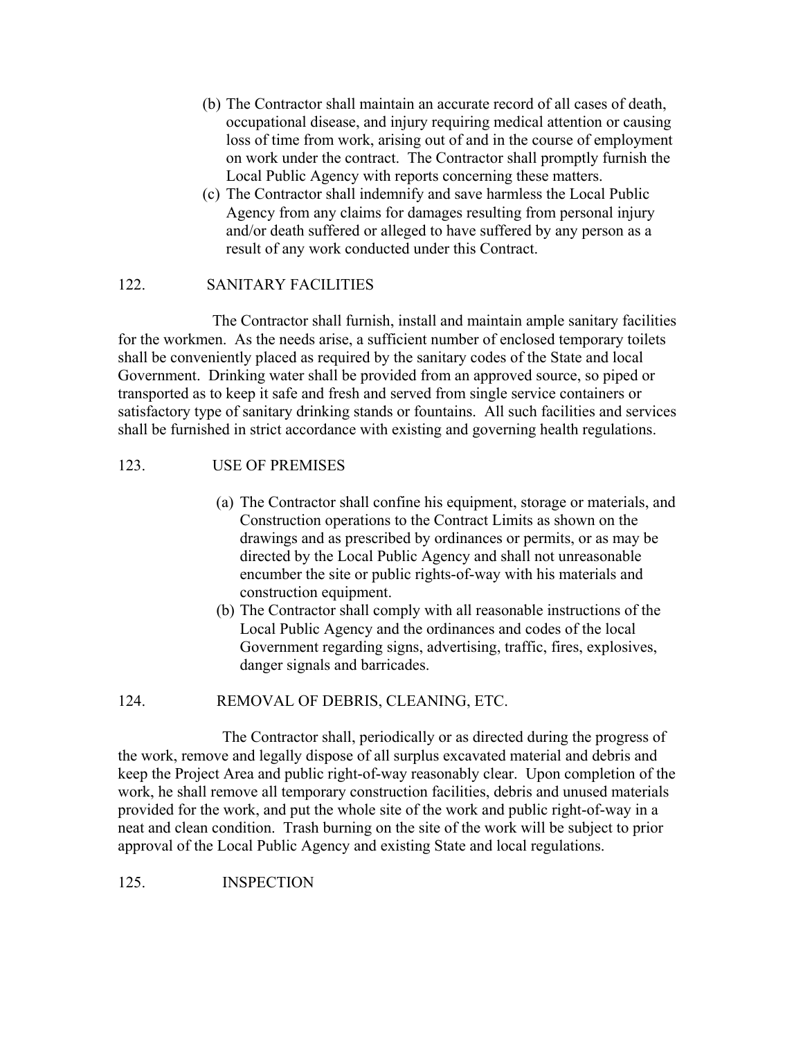(b) The Contractor shall maintain an accurate record of all cases of death, occupational disease, and injury requiring medical attention or causing loss of time from work, arising out of and in the course of employment on work under the contract. The Contractor shall promptly furnish the Local Public Agency with reports concerning these matters.

(c) The Contractor shall indemnify and save harmless the Local Public Agency from any claims for damages resulting from personal injury and/or death suffered or alleged to have suffered by any person as a result of any work conducted under this Contract.

## 122. SANITARY FACILITIES

The Contractor shall furnish, install and maintain ample sanitary facilities for the workmen. As the needs arise, a sufficient number of enclosed temporary toilets shall be conveniently placed as required by the sanitary codes of the State and local Government. Drinking water shall be provided from an approved source, so piped or transported as to keep it safe and fresh and served from single service containers or satisfactory type of sanitary drinking stands or fountains. All such facilities and services shall be furnished in strict accordance with existing and governing health regulations.

## 123. USE OF PREMISES

(a) The Contractor shall confine his equipment, storage or materials, and Construction operations to the Contract Limits as shown on the drawings and as prescribed by ordinances or permits, or as may be directed by the Local Public Agency and shall not unreasonable encumber the site or public rights-of-way with his materials and construction equipment.

(b) The Contractor shall comply with all reasonable instructions of the Local Public Agency and the ordinances and codes of the local Government regarding signs, advertising, traffic, fires, explosives, danger signals and barricades.

## 124. REMOVAL OF DEBRIS, CLEANING, ETC.

The Contractor shall, periodically or as directed during the progress of the work, remove and legally dispose of all surplus excavated material and debris and keep the Project Area and public right-of-way reasonably clear. Upon completion of the work, he shall remove all temporary construction facilities, debris and unused materials provided for the work, and put the whole site of the work and public right-of-way in a neat and clean condition. Trash burning on the site of the work will be subject to prior approval of the Local Public Agency and existing State and local regulations.

## 125. INSPECTION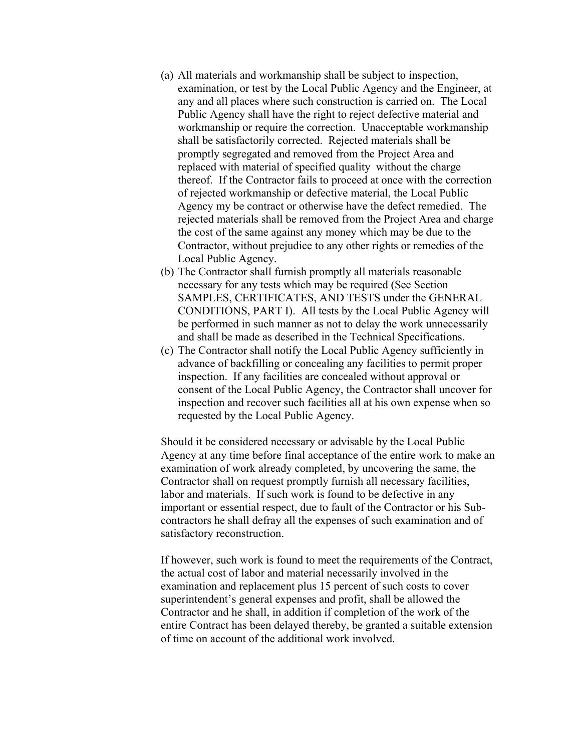(a) All materials and workmanship shall be subject to inspection, examination, or test by the Local Public Agency and the Engineer, at any and all places where such construction is carried on. The Local Public Agency shall have the right to reject defective material and workmanship or require the correction. Unacceptable workmanship shall be satisfactorily corrected. Rejected materials shall be promptly segregated and removed from the Project Area and replaced with material of specified quality without the charge thereof. If the Contractor fails to proceed at once with the correction of rejected workmanship or defective material, the Local Public Agency my be contract or otherwise have the defect remedied. The rejected materials shall be removed from the Project Area and charge the cost of the same against any money which may be due to the Contractor, without prejudice to any other rights or remedies of the Local Public Agency.

(b) The Contractor shall furnish promptly all materials reasonable necessary for any tests which may be required (See Section SAMPLES, CERTIFICATES, AND TESTS under the GENERAL CONDITIONS, PART I). All tests by the Local Public Agency will be performed in such manner as not to delay the work unnecessarily and shall be made as described in the Technical Specifications.

(c) The Contractor shall notify the Local Public Agency sufficiently in advance of backfilling or concealing any facilities to permit proper inspection. If any facilities are concealed without approval or consent of the Local Public Agency, the Contractor shall uncover for inspection and recover such facilities all at his own expense when so requested by the Local Public Agency.

Should it be considered necessary or advisable by the Local Public Agency at any time before final acceptance of the entire work to make an examination of work already completed, by uncovering the same, the Contractor shall on request promptly furnish all necessary facilities, labor and materials. If such work is found to be defective in any important or essential respect, due to fault of the Contractor or his Sub-contractors he shall defray all the expenses of such examination and of satisfactory reconstruction.

If however, such work is found to meet the requirements of the Contract, the actual cost of labor and material necessarily involved in the examination and replacement plus 15 percent of such costs to cover superintendent's general expenses and profit, shall be allowed the Contractor and he shall, in addition if completion of the work of the entire Contract has been delayed thereby, be granted a suitable extension of time on account of the additional work involved.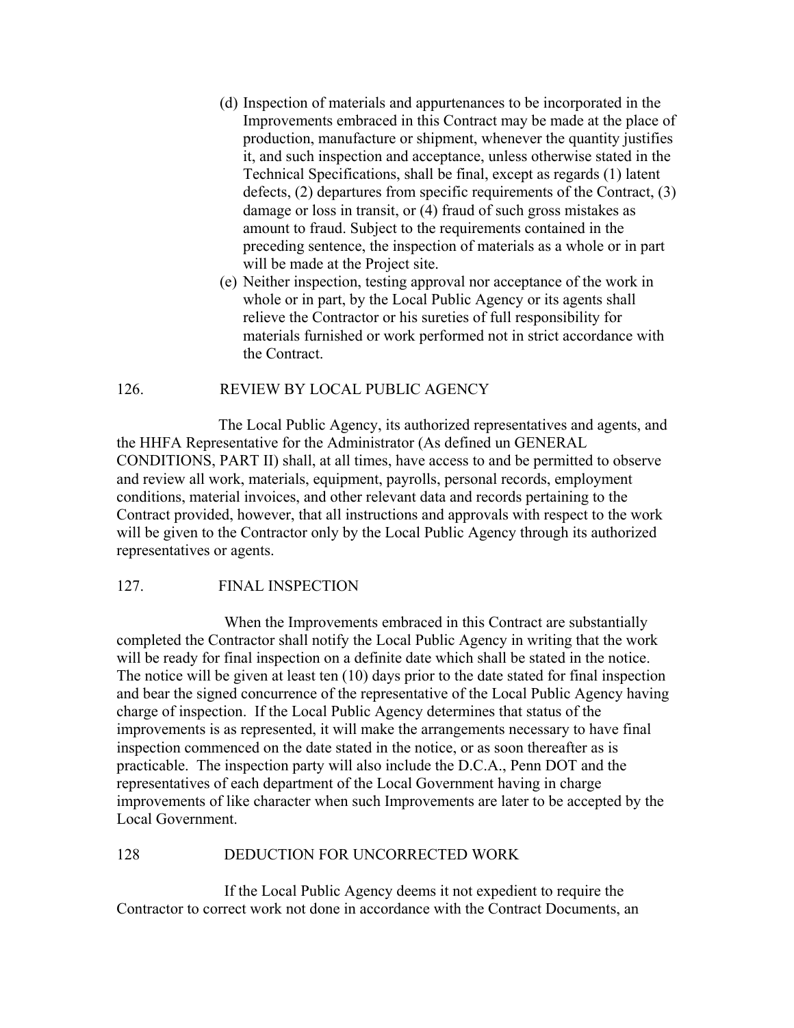(d) Inspection of materials and appurtenances to be incorporated in the Improvements embraced in this Contract may be made at the place of production, manufacture or shipment, whenever the quantity justifies it, and such inspection and acceptance, unless otherwise stated in the Technical Specifications, shall be final, except as regards (1) latent defects, (2) departures from specific requirements of the Contract, (3) damage or loss in transit, or (4) fraud of such gross mistakes as amount to fraud. Subject to the requirements contained in the preceding sentence, the inspection of materials as a whole or in part will be made at the Project site.

(e) Neither inspection, testing approval nor acceptance of the work in whole or in part, by the Local Public Agency or its agents shall relieve the Contractor or his sureties of full responsibility for materials furnished or work performed not in strict accordance with the Contract.

## 126. REVIEW BY LOCAL PUBLIC AGENCY

The Local Public Agency, its authorized representatives and agents, and the HHFA Representative for the Administrator (As defined un GENERAL CONDITIONS, PART II) shall, at all times, have access to and be permitted to observe and review all work, materials, equipment, payrolls, personal records, employment conditions, material invoices, and other relevant data and records pertaining to the Contract provided, however, that all instructions and approvals with respect to the work will be given to the Contractor only by the Local Public Agency through its authorized representatives or agents.

## 127. FINAL INSPECTION

When the Improvements embraced in this Contract are substantially completed the Contractor shall notify the Local Public Agency in writing that the work will be ready for final inspection on a definite date which shall be stated in the notice. The notice will be given at least ten (10) days prior to the date stated for final inspection and bear the signed concurrence of the representative of the Local Public Agency having charge of inspection. If the Local Public Agency determines that status of the improvements is as represented, it will make the arrangements necessary to have final inspection commenced on the date stated in the notice, or as soon thereafter as is practicable. The inspection party will also include the D.C.A., Penn DOT and the representatives of each department of the Local Government having in charge improvements of like character when such Improvements are later to be accepted by the Local Government.

## 128 DEDUCTION FOR UNCORRECTED WORK

If the Local Public Agency deems it not expedient to require the Contractor to correct work not done in accordance with the Contract Documents, an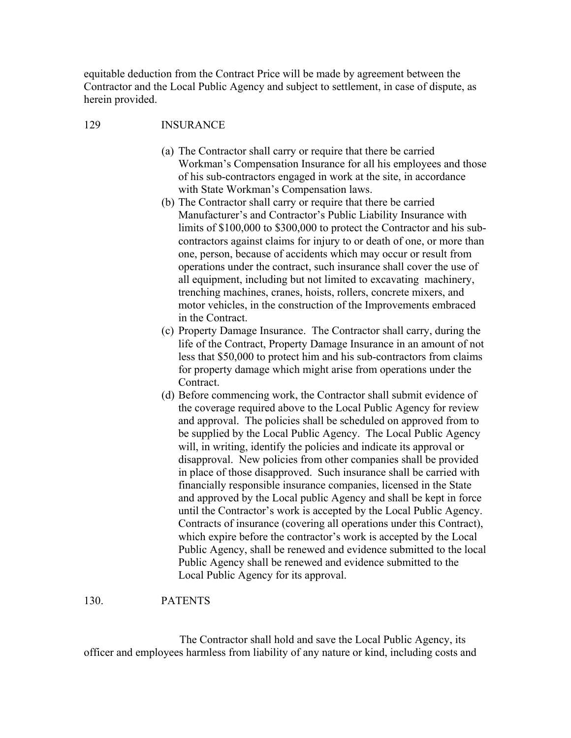equitable deduction from the Contract Price will be made by agreement between the Contractor and the Local Public Agency and subject to settlement, in case of dispute, as herein provided.

## 129 INSURANCE

(a) The Contractor shall carry or require that there be carried Workman's Compensation Insurance for all his employees and those of his sub-contractors engaged in work at the site, in accordance with State Workman's Compensation laws.

(b) The Contractor shall carry or require that there be carried Manufacturer's and Contractor's Public Liability Insurance with limits of $100,000 to $300,000 to protect the Contractor and his sub-contractors against claims for injury to or death of one, or more than one, person, because of accidents which may occur or result from operations under the contract, such insurance shall cover the use of all equipment, including but not limited to excavating machinery, trenching machines, cranes, hoists, rollers, concrete mixers, and motor vehicles, in the construction of the Improvements embraced in the Contract.

(c) Property Damage Insurance. The Contractor shall carry, during the life of the Contract, Property Damage Insurance in an amount of not less that $50,000 to protect him and his sub-contractors from claims for property damage which might arise from operations under the Contract.

(d) Before commencing work, the Contractor shall submit evidence of the coverage required above to the Local Public Agency for review and approval. The policies shall be scheduled on approved from to be supplied by the Local Public Agency. The Local Public Agency will, in writing, identify the policies and indicate its approval or disapproval. New policies from other companies shall be provided in place of those disapproved. Such insurance shall be carried with financially responsible insurance companies, licensed in the State and approved by the Local public Agency and shall be kept in force until the Contractor's work is accepted by the Local Public Agency. Contracts of insurance (covering all operations under this Contract), which expire before the contractor's work is accepted by the Local Public Agency, shall be renewed and evidence submitted to the local Public Agency shall be renewed and evidence submitted to the Local Public Agency for its approval.

## 130. PATENTS

The Contractor shall hold and save the Local Public Agency, its officer and employees harmless from liability of any nature or kind, including costs and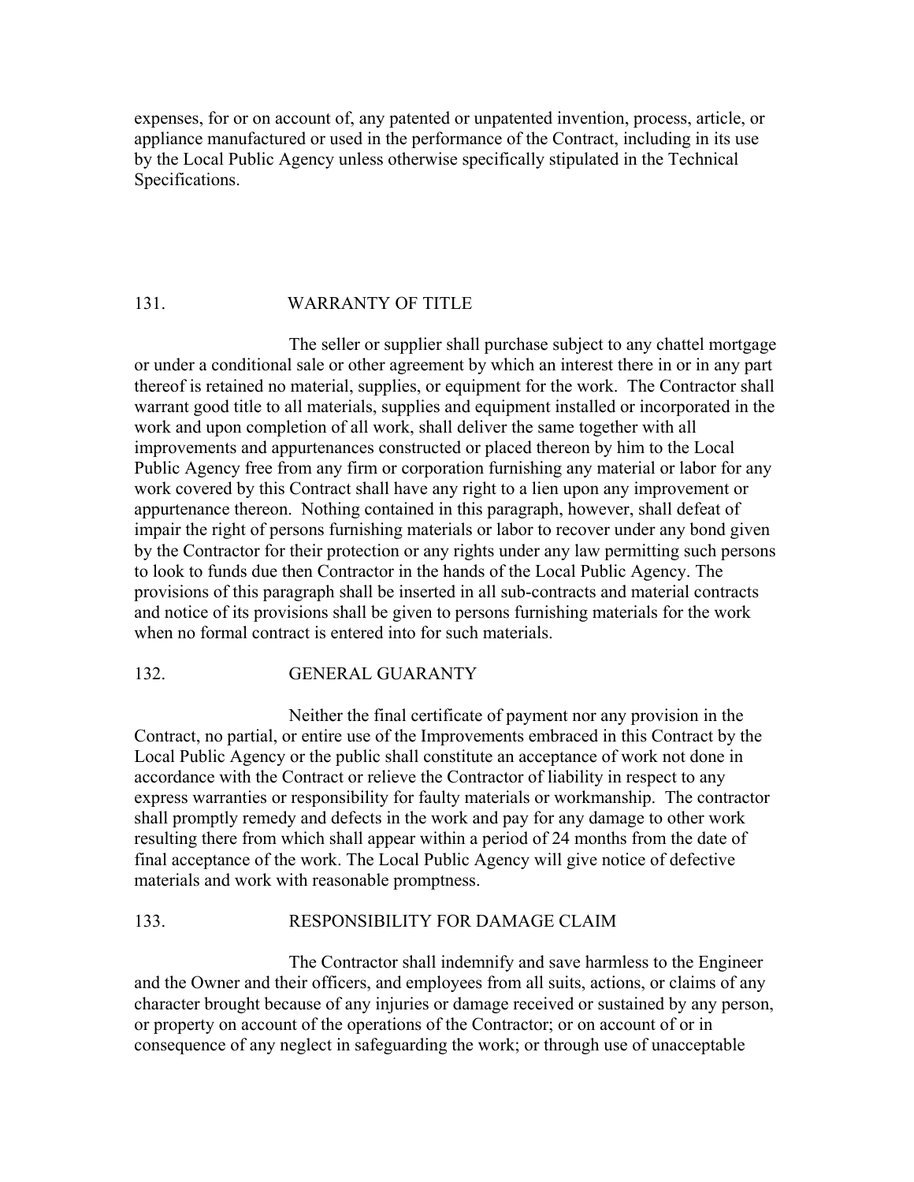expenses, for or on account of, any patented or unpatented invention, process, article, or appliance manufactured or used in the performance of the Contract, including in its use by the Local Public Agency unless otherwise specifically stipulated in the Technical Specifications.

## 131. WARRANTY OF TITLE

The seller or supplier shall purchase subject to any chattel mortgage or under a conditional sale or other agreement by which an interest there in or in any part thereof is retained no material, supplies, or equipment for the work. The Contractor shall warrant good title to all materials, supplies and equipment installed or incorporated in the work and upon completion of all work, shall deliver the same together with all improvements and appurtenances constructed or placed thereon by him to the Local Public Agency free from any firm or corporation furnishing any material or labor for any work covered by this Contract shall have any right to a lien upon any improvement or appurtenance thereon. Nothing contained in this paragraph, however, shall defeat of impair the right of persons furnishing materials or labor to recover under any bond given by the Contractor for their protection or any rights under any law permitting such persons to look to funds due then Contractor in the hands of the Local Public Agency. The provisions of this paragraph shall be inserted in all sub-contracts and material contracts and notice of its provisions shall be given to persons furnishing materials for the work when no formal contract is entered into for such materials.

## 132. GENERAL GUARANTY

Neither the final certificate of payment nor any provision in the Contract, no partial, or entire use of the Improvements embraced in this Contract by the Local Public Agency or the public shall constitute an acceptance of work not done in accordance with the Contract or relieve the Contractor of liability in respect to any express warranties or responsibility for faulty materials or workmanship. The contractor shall promptly remedy and defects in the work and pay for any damage to other work resulting there from which shall appear within a period of 24 months from the date of final acceptance of the work. The Local Public Agency will give notice of defective materials and work with reasonable promptness.

## 133. RESPONSIBILITY FOR DAMAGE CLAIM

The Contractor shall indemnify and save harmless to the Engineer and the Owner and their officers, and employees from all suits, actions, or claims of any character brought because of any injuries or damage received or sustained by any person, or property on account of the operations of the Contractor; or on account of or in consequence of any neglect in safeguarding the work; or through use of unacceptable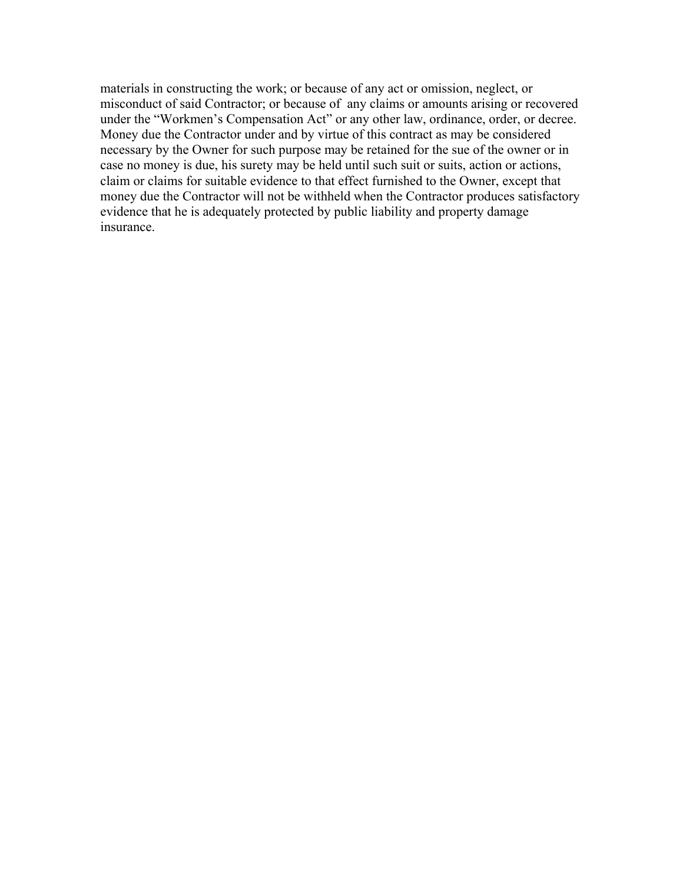materials in constructing the work; or because of any act or omission, neglect, or misconduct of said Contractor; or because of any claims or amounts arising or recovered under the "Workmen's Compensation Act" or any other law, ordinance, order, or decree. Money due the Contractor under and by virtue of this contract as may be considered necessary by the Owner for such purpose may be retained for the sue of the owner or in case no money is due, his surety may be held until such suit or suits, action or actions, claim or claims for suitable evidence to that effect furnished to the Owner, except that money due the Contractor will not be withheld when the Contractor produces satisfactory evidence that he is adequately protected by public liability and property damage insurance.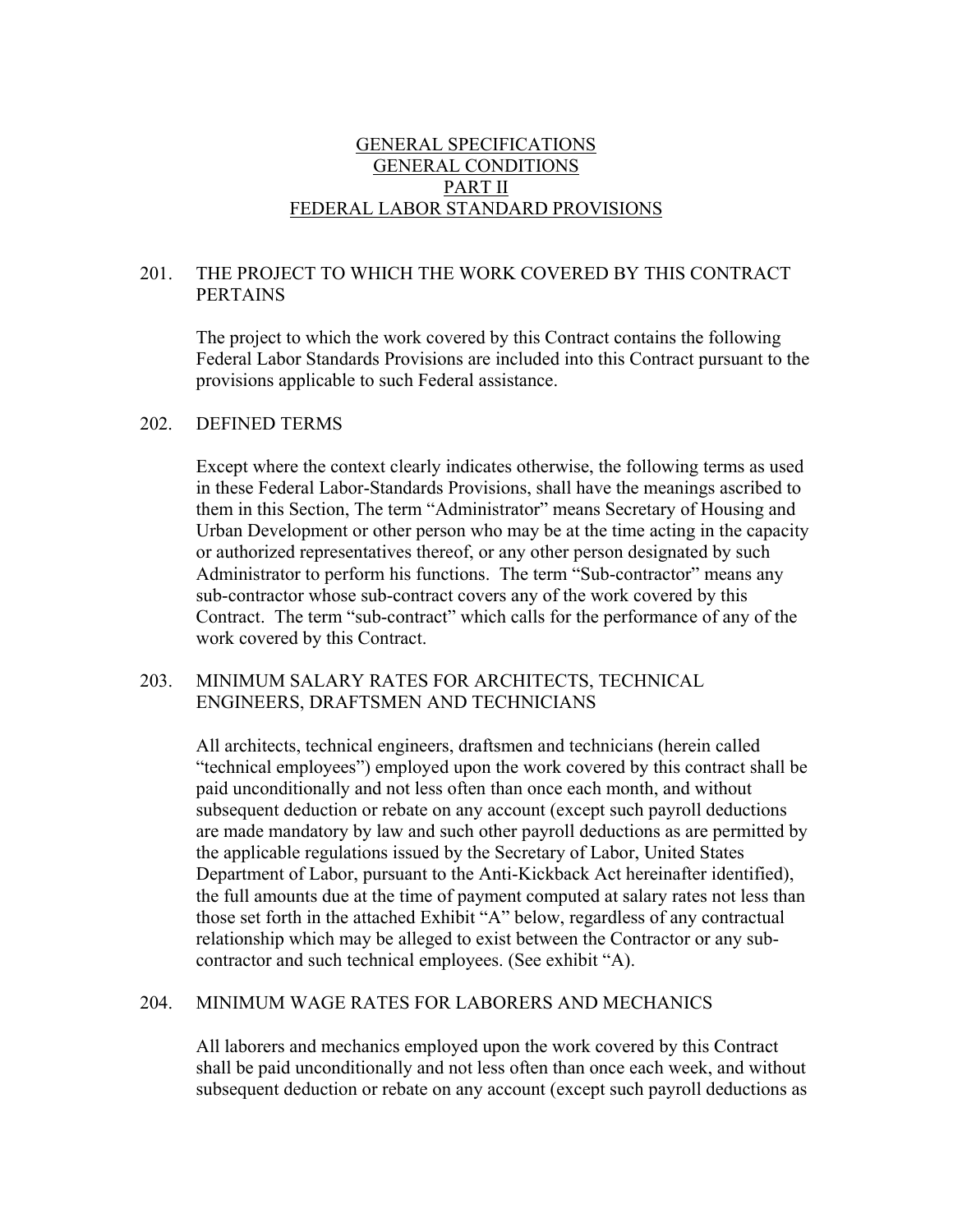# GENERAL SPECIFICATIONS
# GENERAL CONDITIONS
# PART II
# FEDERAL LABOR STANDARD PROVISIONS

## 201. THE PROJECT TO WHICH THE WORK COVERED BY THIS CONTRACT PERTAINS

The project to which the work covered by this Contract contains the following Federal Labor Standards Provisions are included into this Contract pursuant to the provisions applicable to such Federal assistance.

## 202. DEFINED TERMS

Except where the context clearly indicates otherwise, the following terms as used in these Federal Labor-Standards Provisions, shall have the meanings ascribed to them in this Section, The term "Administrator" means Secretary of Housing and Urban Development or other person who may be at the time acting in the capacity or authorized representatives thereof, or any other person designated by such Administrator to perform his functions. The term "Sub-contractor" means any sub-contractor whose sub-contract covers any of the work covered by this Contract. The term "sub-contract" which calls for the performance of any of the work covered by this Contract.

## 203. MINIMUM SALARY RATES FOR ARCHITECTS, TECHNICAL ENGINEERS, DRAFTSMEN AND TECHNICIANS

All architects, technical engineers, draftsmen and technicians (herein called "technical employees") employed upon the work covered by this contract shall be paid unconditionally and not less often than once each month, and without subsequent deduction or rebate on any account (except such payroll deductions are made mandatory by law and such other payroll deductions as are permitted by the applicable regulations issued by the Secretary of Labor, United States Department of Labor, pursuant to the Anti-Kickback Act hereinafter identified), the full amounts due at the time of payment computed at salary rates not less than those set forth in the attached Exhibit "A" below, regardless of any contractual relationship which may be alleged to exist between the Contractor or any sub-contractor and such technical employees. (See exhibit "A).

## 204. MINIMUM WAGE RATES FOR LABORERS AND MECHANICS

All laborers and mechanics employed upon the work covered by this Contract shall be paid unconditionally and not less often than once each week, and without subsequent deduction or rebate on any account (except such payroll deductions as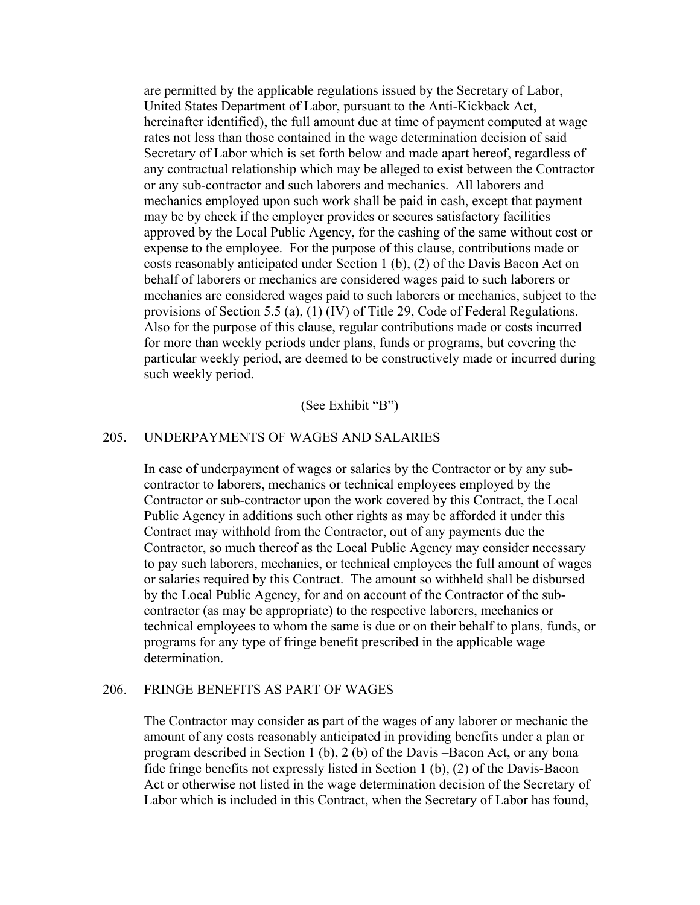are permitted by the applicable regulations issued by the Secretary of Labor, United States Department of Labor, pursuant to the Anti-Kickback Act, hereinafter identified), the full amount due at time of payment computed at wage rates not less than those contained in the wage determination decision of said Secretary of Labor which is set forth below and made apart hereof, regardless of any contractual relationship which may be alleged to exist between the Contractor or any sub-contractor and such laborers and mechanics. All laborers and mechanics employed upon such work shall be paid in cash, except that payment may be by check if the employer provides or secures satisfactory facilities approved by the Local Public Agency, for the cashing of the same without cost or expense to the employee. For the purpose of this clause, contributions made or costs reasonably anticipated under Section 1 (b), (2) of the Davis Bacon Act on behalf of laborers or mechanics are considered wages paid to such laborers or mechanics are considered wages paid to such laborers or mechanics, subject to the provisions of Section 5.5 (a), (1) (IV) of Title 29, Code of Federal Regulations. Also for the purpose of this clause, regular contributions made or costs incurred for more than weekly periods under plans, funds or programs, but covering the particular weekly period, are deemed to be constructively made or incurred during such weekly period.

(See Exhibit "B")

## 205. UNDERPAYMENTS OF WAGES AND SALARIES

In case of underpayment of wages or salaries by the Contractor or by any sub-contractor to laborers, mechanics or technical employees employed by the Contractor or sub-contractor upon the work covered by this Contract, the Local Public Agency in additions such other rights as may be afforded it under this Contract may withhold from the Contractor, out of any payments due the Contractor, so much thereof as the Local Public Agency may consider necessary to pay such laborers, mechanics, or technical employees the full amount of wages or salaries required by this Contract. The amount so withheld shall be disbursed by the Local Public Agency, for and on account of the Contractor of the sub-contractor (as may be appropriate) to the respective laborers, mechanics or technical employees to whom the same is due or on their behalf to plans, funds, or programs for any type of fringe benefit prescribed in the applicable wage determination.

## 206. FRINGE BENEFITS AS PART OF WAGES

The Contractor may consider as part of the wages of any laborer or mechanic the amount of any costs reasonably anticipated in providing benefits under a plan or program described in Section 1 (b), 2 (b) of the Davis –Bacon Act, or any bona fide fringe benefits not expressly listed in Section 1 (b), (2) of the Davis-Bacon Act or otherwise not listed in the wage determination decision of the Secretary of Labor which is included in this Contract, when the Secretary of Labor has found,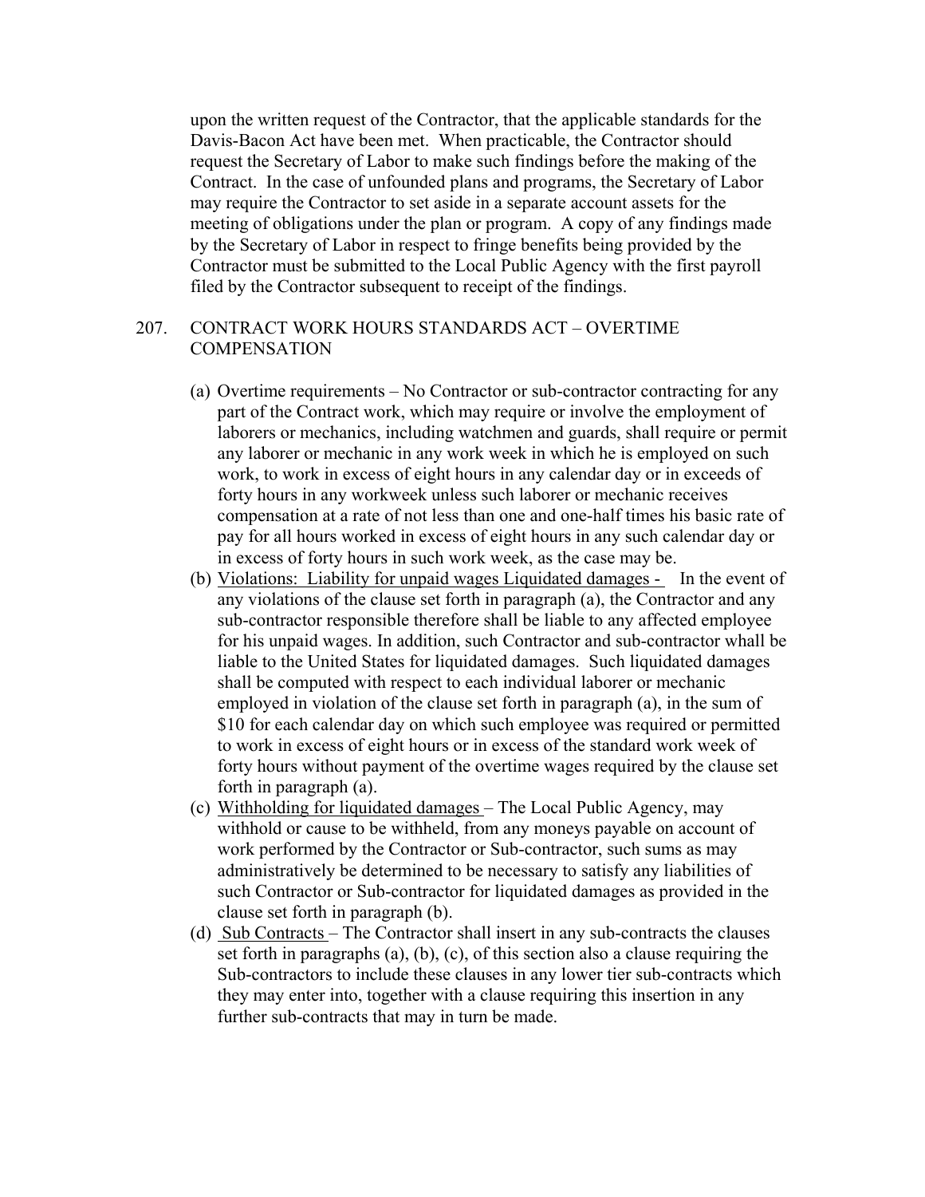upon the written request of the Contractor, that the applicable standards for the Davis-Bacon Act have been met. When practicable, the Contractor should request the Secretary of Labor to make such findings before the making of the Contract. In the case of unfounded plans and programs, the Secretary of Labor may require the Contractor to set aside in a separate account assets for the meeting of obligations under the plan or program. A copy of any findings made by the Secretary of Labor in respect to fringe benefits being provided by the Contractor must be submitted to the Local Public Agency with the first payroll filed by the Contractor subsequent to receipt of the findings.

## 207. CONTRACT WORK HOURS STANDARDS ACT – OVERTIME COMPENSATION

(a) Overtime requirements – No Contractor or sub-contractor contracting for any part of the Contract work, which may require or involve the employment of laborers or mechanics, including watchmen and guards, shall require or permit any laborer or mechanic in any work week in which he is employed on such work, to work in excess of eight hours in any calendar day or in exceeds of forty hours in any workweek unless such laborer or mechanic receives compensation at a rate of not less than one and one-half times his basic rate of pay for all hours worked in excess of eight hours in any such calendar day or in excess of forty hours in such work week, as the case may be.

(b) Violations: Liability for unpaid wages Liquidated damages - In the event of any violations of the clause set forth in paragraph (a), the Contractor and any sub-contractor responsible therefore shall be liable to any affected employee for his unpaid wages. In addition, such Contractor and sub-contractor whall be liable to the United States for liquidated damages. Such liquidated damages shall be computed with respect to each individual laborer or mechanic employed in violation of the clause set forth in paragraph (a), in the sum of $10 for each calendar day on which such employee was required or permitted to work in excess of eight hours or in excess of the standard work week of forty hours without payment of the overtime wages required by the clause set forth in paragraph (a).

(c) Withholding for liquidated damages – The Local Public Agency, may withhold or cause to be withheld, from any moneys payable on account of work performed by the Contractor or Sub-contractor, such sums as may administratively be determined to be necessary to satisfy any liabilities of such Contractor or Sub-contractor for liquidated damages as provided in the clause set forth in paragraph (b).

(d) Sub Contracts – The Contractor shall insert in any sub-contracts the clauses set forth in paragraphs (a), (b), (c), of this section also a clause requiring the Sub-contractors to include these clauses in any lower tier sub-contracts which they may enter into, together with a clause requiring this insertion in any further sub-contracts that may in turn be made.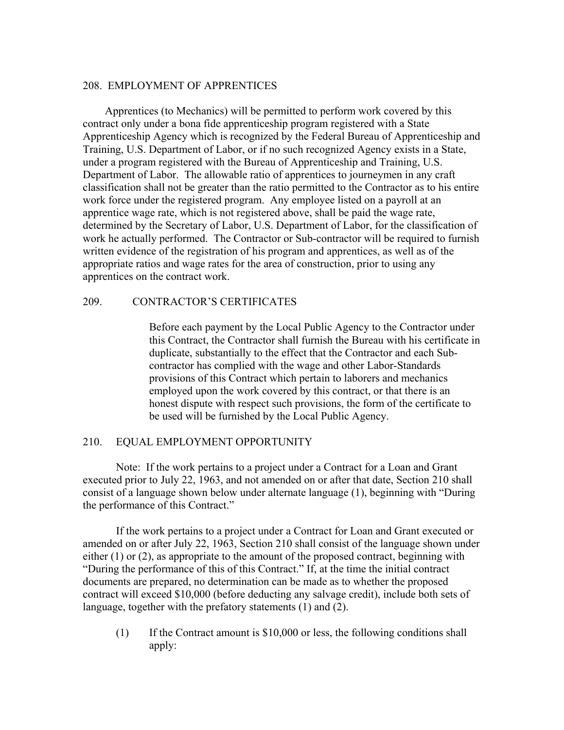## 208. EMPLOYMENT OF APPRENTICES

Apprentices (to Mechanics) will be permitted to perform work covered by this contract only under a bona fide apprenticeship program registered with a State Apprenticeship Agency which is recognized by the Federal Bureau of Apprenticeship and Training, U.S. Department of Labor, or if no such recognized Agency exists in a State, under a program registered with the Bureau of Apprenticeship and Training, U.S. Department of Labor. The allowable ratio of apprentices to journeymen in any craft classification shall not be greater than the ratio permitted to the Contractor as to his entire work force under the registered program. Any employee listed on a payroll at an apprentice wage rate, which is not registered above, shall be paid the wage rate, determined by the Secretary of Labor, U.S. Department of Labor, for the classification of work he actually performed. The Contractor or Sub-contractor will be required to furnish written evidence of the registration of his program and apprentices, as well as of the appropriate ratios and wage rates for the area of construction, prior to using any apprentices on the contract work.

## 209. CONTRACTOR'S CERTIFICATES

Before each payment by the Local Public Agency to the Contractor under this Contract, the Contractor shall furnish the Bureau with his certificate in duplicate, substantially to the effect that the Contractor and each Sub-contractor has complied with the wage and other Labor-Standards provisions of this Contract which pertain to laborers and mechanics employed upon the work covered by this contract, or that there is an honest dispute with respect such provisions, the form of the certificate to be used will be furnished by the Local Public Agency.

## 210. EQUAL EMPLOYMENT OPPORTUNITY

Note: If the work pertains to a project under a Contract for a Loan and Grant executed prior to July 22, 1963, and not amended on or after that date, Section 210 shall consist of a language shown below under alternate language (1), beginning with "During the performance of this Contract."

If the work pertains to a project under a Contract for Loan and Grant executed or amended on or after July 22, 1963, Section 210 shall consist of the language shown under either (1) or (2), as appropriate to the amount of the proposed contract, beginning with "During the performance of this of this Contract." If, at the time the initial contract documents are prepared, no determination can be made as to whether the proposed contract will exceed $10,000 (before deducting any salvage credit), include both sets of language, together with the prefatory statements (1) and (2).

(1) If the Contract amount is $10,000 or less, the following conditions shall apply: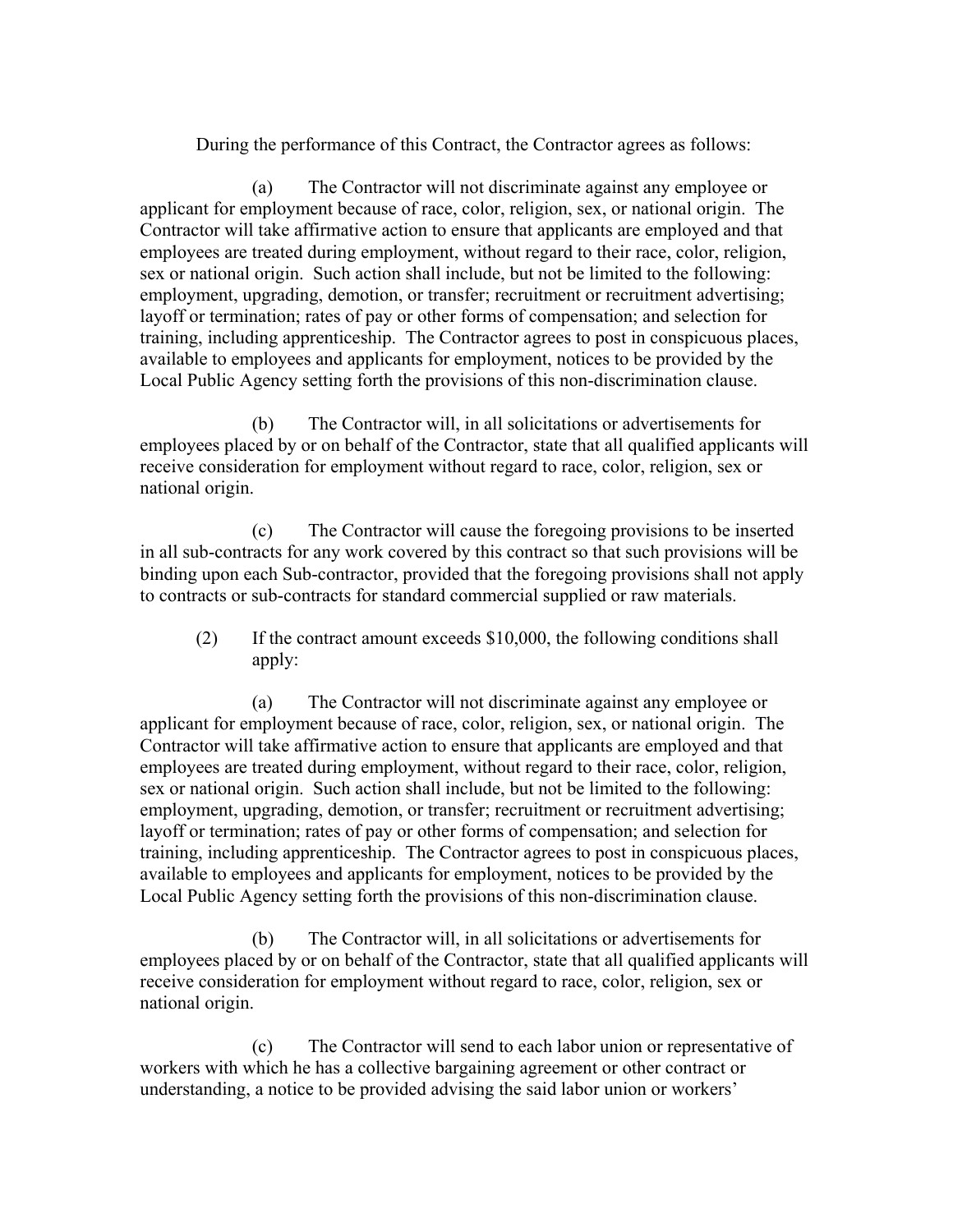During the performance of this Contract, the Contractor agrees as follows:

(a) The Contractor will not discriminate against any employee or applicant for employment because of race, color, religion, sex, or national origin. The Contractor will take affirmative action to ensure that applicants are employed and that employees are treated during employment, without regard to their race, color, religion, sex or national origin. Such action shall include, but not be limited to the following: employment, upgrading, demotion, or transfer; recruitment or recruitment advertising; layoff or termination; rates of pay or other forms of compensation; and selection for training, including apprenticeship. The Contractor agrees to post in conspicuous places, available to employees and applicants for employment, notices to be provided by the Local Public Agency setting forth the provisions of this non-discrimination clause.

(b) The Contractor will, in all solicitations or advertisements for employees placed by or on behalf of the Contractor, state that all qualified applicants will receive consideration for employment without regard to race, color, religion, sex or national origin.

(c) The Contractor will cause the foregoing provisions to be inserted in all sub-contracts for any work covered by this contract so that such provisions will be binding upon each Sub-contractor, provided that the foregoing provisions shall not apply to contracts or sub-contracts for standard commercial supplied or raw materials.

(2) If the contract amount exceeds $10,000, the following conditions shall apply:

(a) The Contractor will not discriminate against any employee or applicant for employment because of race, color, religion, sex, or national origin. The Contractor will take affirmative action to ensure that applicants are employed and that employees are treated during employment, without regard to their race, color, religion, sex or national origin. Such action shall include, but not be limited to the following: employment, upgrading, demotion, or transfer; recruitment or recruitment advertising; layoff or termination; rates of pay or other forms of compensation; and selection for training, including apprenticeship. The Contractor agrees to post in conspicuous places, available to employees and applicants for employment, notices to be provided by the Local Public Agency setting forth the provisions of this non-discrimination clause.

(b) The Contractor will, in all solicitations or advertisements for employees placed by or on behalf of the Contractor, state that all qualified applicants will receive consideration for employment without regard to race, color, religion, sex or national origin.

(c) The Contractor will send to each labor union or representative of workers with which he has a collective bargaining agreement or other contract or understanding, a notice to be provided advising the said labor union or workers'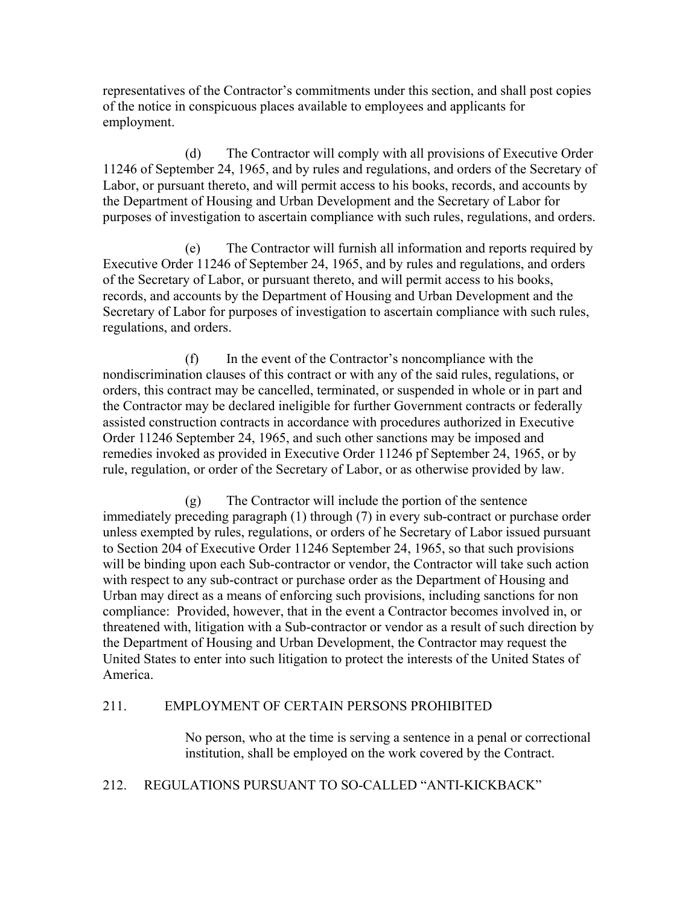representatives of the Contractor's commitments under this section, and shall post copies of the notice in conspicuous places available to employees and applicants for employment.

(d) The Contractor will comply with all provisions of Executive Order 11246 of September 24, 1965, and by rules and regulations, and orders of the Secretary of Labor, or pursuant thereto, and will permit access to his books, records, and accounts by the Department of Housing and Urban Development and the Secretary of Labor for purposes of investigation to ascertain compliance with such rules, regulations, and orders.

(e) The Contractor will furnish all information and reports required by Executive Order 11246 of September 24, 1965, and by rules and regulations, and orders of the Secretary of Labor, or pursuant thereto, and will permit access to his books, records, and accounts by the Department of Housing and Urban Development and the Secretary of Labor for purposes of investigation to ascertain compliance with such rules, regulations, and orders.

(f) In the event of the Contractor's noncompliance with the nondiscrimination clauses of this contract or with any of the said rules, regulations, or orders, this contract may be cancelled, terminated, or suspended in whole or in part and the Contractor may be declared ineligible for further Government contracts or federally assisted construction contracts in accordance with procedures authorized in Executive Order 11246 September 24, 1965, and such other sanctions may be imposed and remedies invoked as provided in Executive Order 11246 pf September 24, 1965, or by rule, regulation, or order of the Secretary of Labor, or as otherwise provided by law.

(g) The Contractor will include the portion of the sentence immediately preceding paragraph (1) through (7) in every sub-contract or purchase order unless exempted by rules, regulations, or orders of he Secretary of Labor issued pursuant to Section 204 of Executive Order 11246 September 24, 1965, so that such provisions will be binding upon each Sub-contractor or vendor, the Contractor will take such action with respect to any sub-contract or purchase order as the Department of Housing and Urban may direct as a means of enforcing such provisions, including sanctions for non compliance: Provided, however, that in the event a Contractor becomes involved in, or threatened with, litigation with a Sub-contractor or vendor as a result of such direction by the Department of Housing and Urban Development, the Contractor may request the United States to enter into such litigation to protect the interests of the United States of America.

## 211. EMPLOYMENT OF CERTAIN PERSONS PROHIBITED

No person, who at the time is serving a sentence in a penal or correctional institution, shall be employed on the work covered by the Contract.

## 212. REGULATIONS PURSUANT TO SO-CALLED "ANTI-KICKBACK"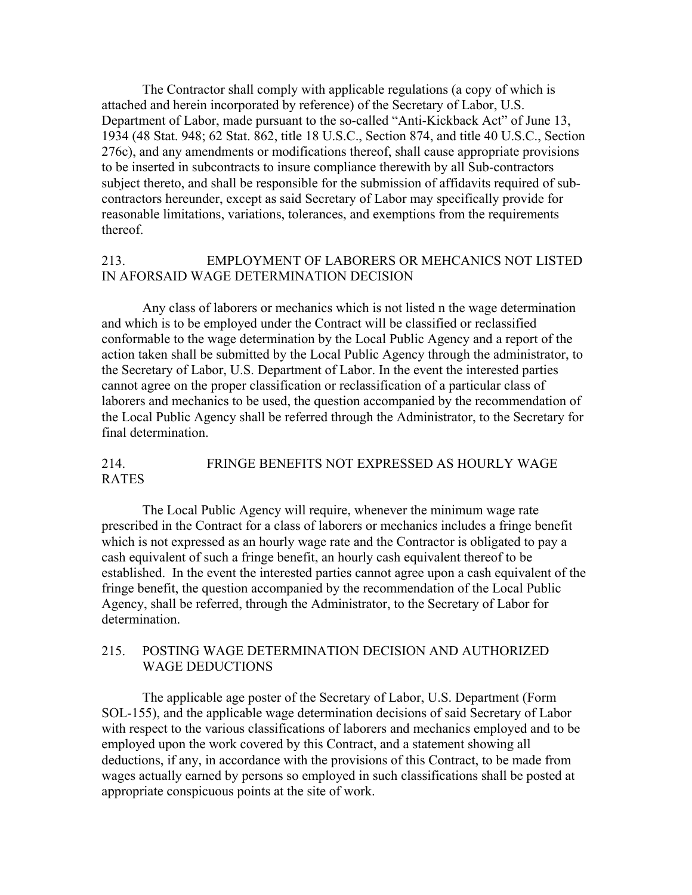The Contractor shall comply with applicable regulations (a copy of which is attached and herein incorporated by reference) of the Secretary of Labor, U.S. Department of Labor, made pursuant to the so-called "Anti-Kickback Act" of June 13, 1934 (48 Stat. 948; 62 Stat. 862, title 18 U.S.C., Section 874, and title 40 U.S.C., Section 276c), and any amendments or modifications thereof, shall cause appropriate provisions to be inserted in subcontracts to insure compliance therewith by all Sub-contractors subject thereto, and shall be responsible for the submission of affidavits required of sub-contractors hereunder, except as said Secretary of Labor may specifically provide for reasonable limitations, variations, tolerances, and exemptions from the requirements thereof.

## 213. EMPLOYMENT OF LABORERS OR MEHCANICS NOT LISTED IN AFORSAID WAGE DETERMINATION DECISION

Any class of laborers or mechanics which is not listed n the wage determination and which is to be employed under the Contract will be classified or reclassified conformable to the wage determination by the Local Public Agency and a report of the action taken shall be submitted by the Local Public Agency through the administrator, to the Secretary of Labor, U.S. Department of Labor. In the event the interested parties cannot agree on the proper classification or reclassification of a particular class of laborers and mechanics to be used, the question accompanied by the recommendation of the Local Public Agency shall be referred through the Administrator, to the Secretary for final determination.

## 214. FRINGE BENEFITS NOT EXPRESSED AS HOURLY WAGE RATES

The Local Public Agency will require, whenever the minimum wage rate prescribed in the Contract for a class of laborers or mechanics includes a fringe benefit which is not expressed as an hourly wage rate and the Contractor is obligated to pay a cash equivalent of such a fringe benefit, an hourly cash equivalent thereof to be established. In the event the interested parties cannot agree upon a cash equivalent of the fringe benefit, the question accompanied by the recommendation of the Local Public Agency, shall be referred, through the Administrator, to the Secretary of Labor for determination.

## 215. POSTING WAGE DETERMINATION DECISION AND AUTHORIZED WAGE DEDUCTIONS

The applicable age poster of the Secretary of Labor, U.S. Department (Form SOL-155), and the applicable wage determination decisions of said Secretary of Labor with respect to the various classifications of laborers and mechanics employed and to be employed upon the work covered by this Contract, and a statement showing all deductions, if any, in accordance with the provisions of this Contract, to be made from wages actually earned by persons so employed in such classifications shall be posted at appropriate conspicuous points at the site of work.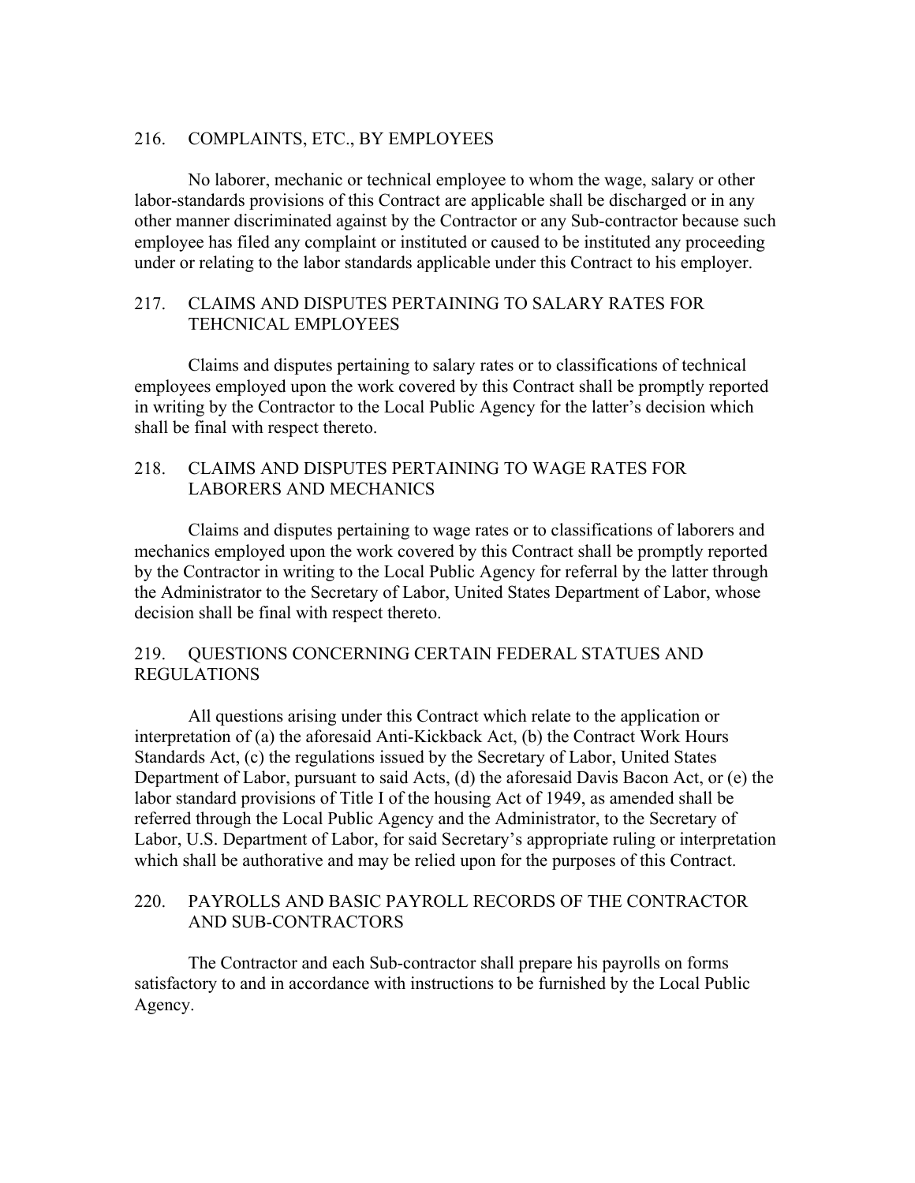## 216. COMPLAINTS, ETC., BY EMPLOYEES

No laborer, mechanic or technical employee to whom the wage, salary or other labor-standards provisions of this Contract are applicable shall be discharged or in any other manner discriminated against by the Contractor or any Sub-contractor because such employee has filed any complaint or instituted or caused to be instituted any proceeding under or relating to the labor standards applicable under this Contract to his employer.

## 217. CLAIMS AND DISPUTES PERTAINING TO SALARY RATES FOR TEHCNICAL EMPLOYEES

Claims and disputes pertaining to salary rates or to classifications of technical employees employed upon the work covered by this Contract shall be promptly reported in writing by the Contractor to the Local Public Agency for the latter's decision which shall be final with respect thereto.

## 218. CLAIMS AND DISPUTES PERTAINING TO WAGE RATES FOR LABORERS AND MECHANICS

Claims and disputes pertaining to wage rates or to classifications of laborers and mechanics employed upon the work covered by this Contract shall be promptly reported by the Contractor in writing to the Local Public Agency for referral by the latter through the Administrator to the Secretary of Labor, United States Department of Labor, whose decision shall be final with respect thereto.

## 219. QUESTIONS CONCERNING CERTAIN FEDERAL STATUES AND REGULATIONS

All questions arising under this Contract which relate to the application or interpretation of (a) the aforesaid Anti-Kickback Act, (b) the Contract Work Hours Standards Act, (c) the regulations issued by the Secretary of Labor, United States Department of Labor, pursuant to said Acts, (d) the aforesaid Davis Bacon Act, or (e) the labor standard provisions of Title I of the housing Act of 1949, as amended shall be referred through the Local Public Agency and the Administrator, to the Secretary of Labor, U.S. Department of Labor, for said Secretary's appropriate ruling or interpretation which shall be authorative and may be relied upon for the purposes of this Contract.

## 220. PAYROLLS AND BASIC PAYROLL RECORDS OF THE CONTRACTOR AND SUB-CONTRACTORS

The Contractor and each Sub-contractor shall prepare his payrolls on forms satisfactory to and in accordance with instructions to be furnished by the Local Public Agency.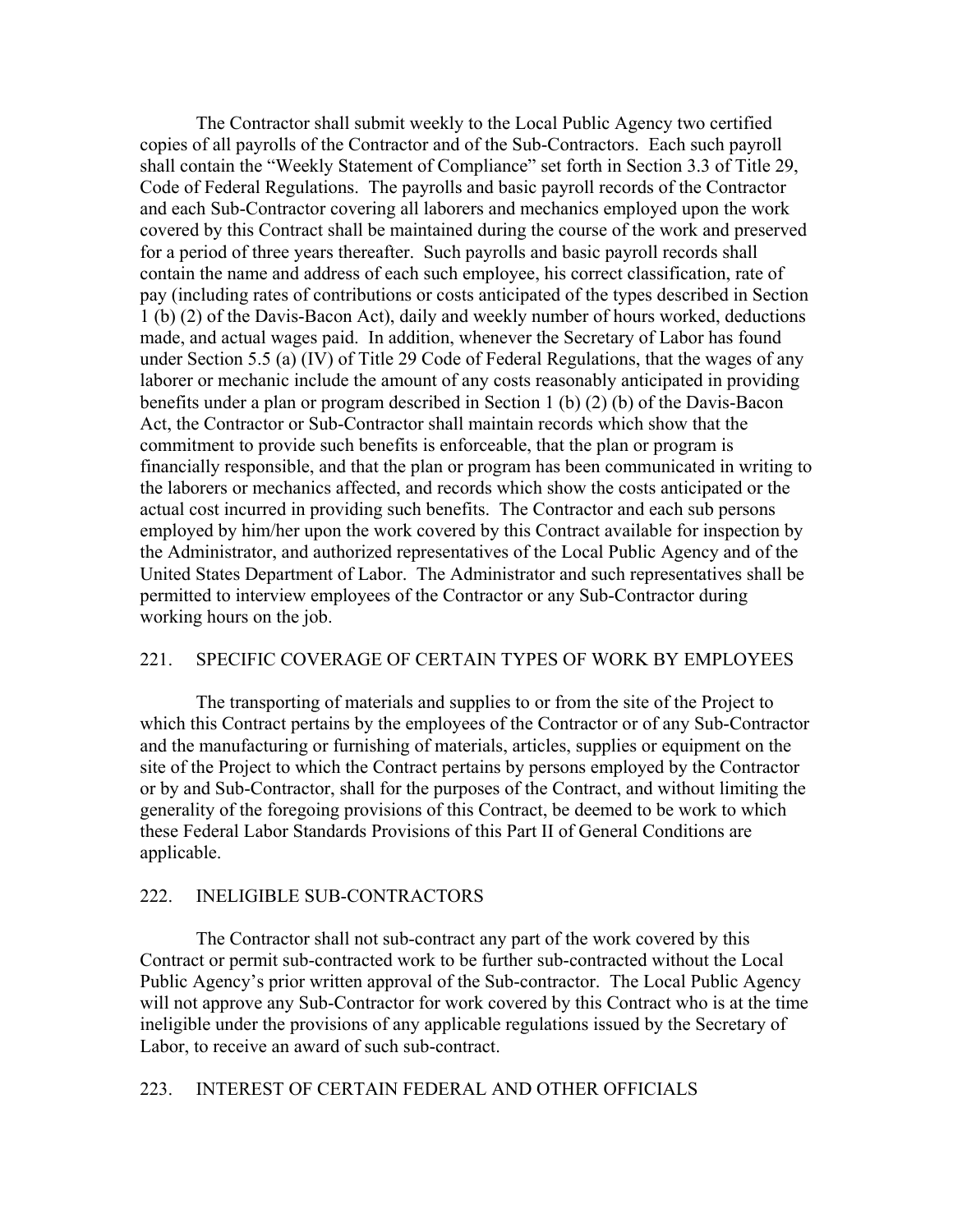The Contractor shall submit weekly to the Local Public Agency two certified copies of all payrolls of the Contractor and of the Sub-Contractors. Each such payroll shall contain the "Weekly Statement of Compliance" set forth in Section 3.3 of Title 29, Code of Federal Regulations. The payrolls and basic payroll records of the Contractor and each Sub-Contractor covering all laborers and mechanics employed upon the work covered by this Contract shall be maintained during the course of the work and preserved for a period of three years thereafter. Such payrolls and basic payroll records shall contain the name and address of each such employee, his correct classification, rate of pay (including rates of contributions or costs anticipated of the types described in Section 1 (b) (2) of the Davis-Bacon Act), daily and weekly number of hours worked, deductions made, and actual wages paid. In addition, whenever the Secretary of Labor has found under Section 5.5 (a) (IV) of Title 29 Code of Federal Regulations, that the wages of any laborer or mechanic include the amount of any costs reasonably anticipated in providing benefits under a plan or program described in Section 1 (b) (2) (b) of the Davis-Bacon Act, the Contractor or Sub-Contractor shall maintain records which show that the commitment to provide such benefits is enforceable, that the plan or program is financially responsible, and that the plan or program has been communicated in writing to the laborers or mechanics affected, and records which show the costs anticipated or the actual cost incurred in providing such benefits. The Contractor and each sub persons employed by him/her upon the work covered by this Contract available for inspection by the Administrator, and authorized representatives of the Local Public Agency and of the United States Department of Labor. The Administrator and such representatives shall be permitted to interview employees of the Contractor or any Sub-Contractor during working hours on the job.

## 221. SPECIFIC COVERAGE OF CERTAIN TYPES OF WORK BY EMPLOYEES

The transporting of materials and supplies to or from the site of the Project to which this Contract pertains by the employees of the Contractor or of any Sub-Contractor and the manufacturing or furnishing of materials, articles, supplies or equipment on the site of the Project to which the Contract pertains by persons employed by the Contractor or by and Sub-Contractor, shall for the purposes of the Contract, and without limiting the generality of the foregoing provisions of this Contract, be deemed to be work to which these Federal Labor Standards Provisions of this Part II of General Conditions are applicable.

## 222. INELIGIBLE SUB-CONTRACTORS

The Contractor shall not sub-contract any part of the work covered by this Contract or permit sub-contracted work to be further sub-contracted without the Local Public Agency's prior written approval of the Sub-contractor. The Local Public Agency will not approve any Sub-Contractor for work covered by this Contract who is at the time ineligible under the provisions of any applicable regulations issued by the Secretary of Labor, to receive an award of such sub-contract.

## 223. INTEREST OF CERTAIN FEDERAL AND OTHER OFFICIALS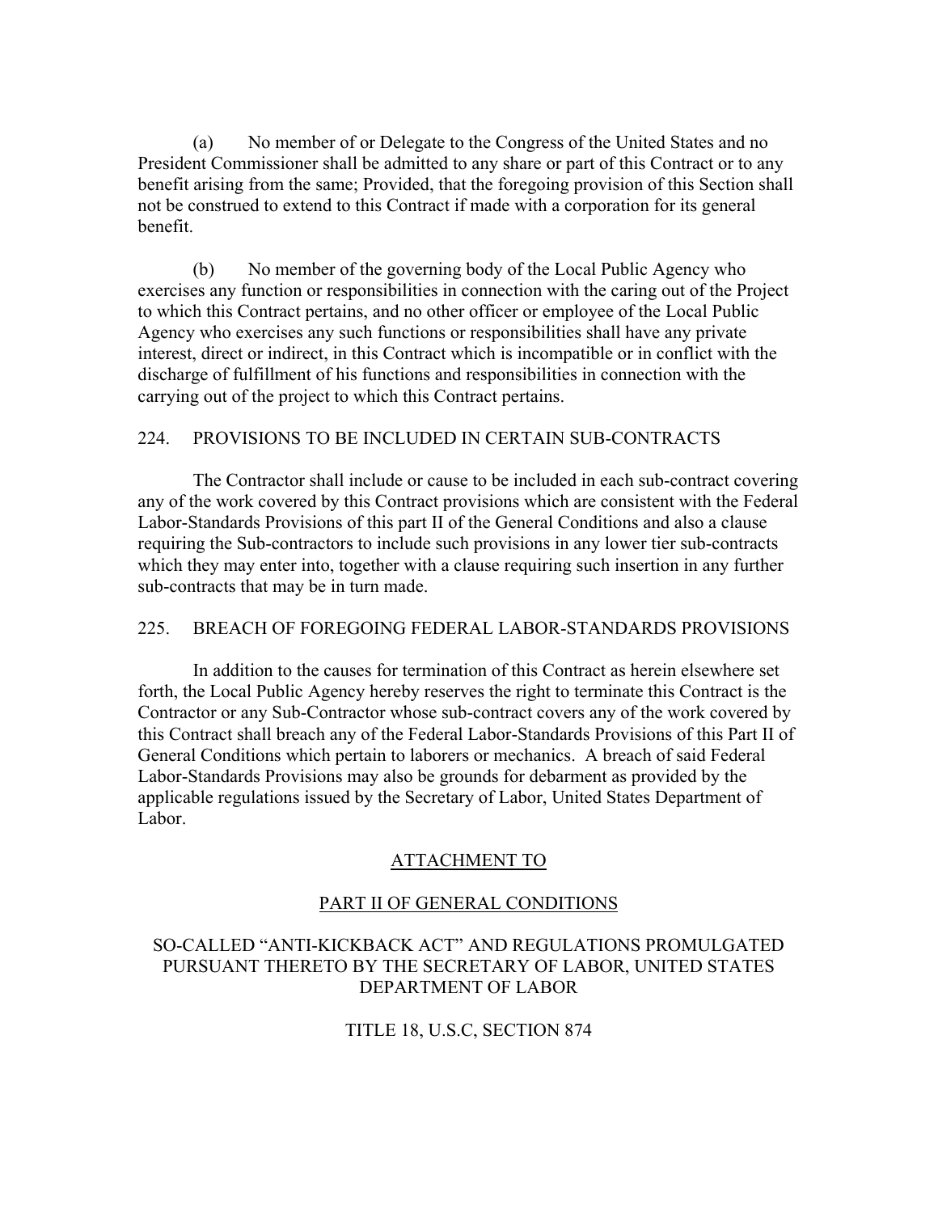(a) No member of or Delegate to the Congress of the United States and no President Commissioner shall be admitted to any share or part of this Contract or to any benefit arising from the same; Provided, that the foregoing provision of this Section shall not be construed to extend to this Contract if made with a corporation for its general benefit.

(b) No member of the governing body of the Local Public Agency who exercises any function or responsibilities in connection with the caring out of the Project to which this Contract pertains, and no other officer or employee of the Local Public Agency who exercises any such functions or responsibilities shall have any private interest, direct or indirect, in this Contract which is incompatible or in conflict with the discharge of fulfillment of his functions and responsibilities in connection with the carrying out of the project to which this Contract pertains.

224. PROVISIONS TO BE INCLUDED IN CERTAIN SUB-CONTRACTS

The Contractor shall include or cause to be included in each sub-contract covering any of the work covered by this Contract provisions which are consistent with the Federal Labor-Standards Provisions of this part II of the General Conditions and also a clause requiring the Sub-contractors to include such provisions in any lower tier sub-contracts which they may enter into, together with a clause requiring such insertion in any further sub-contracts that may be in turn made.

225. BREACH OF FOREGOING FEDERAL LABOR-STANDARDS PROVISIONS

In addition to the causes for termination of this Contract as herein elsewhere set forth, the Local Public Agency hereby reserves the right to terminate this Contract is the Contractor or any Sub-Contractor whose sub-contract covers any of the work covered by this Contract shall breach any of the Federal Labor-Standards Provisions of this Part II of General Conditions which pertain to laborers or mechanics. A breach of said Federal Labor-Standards Provisions may also be grounds for debarment as provided by the applicable regulations issued by the Secretary of Labor, United States Department of Labor.

ATTACHMENT TO

PART II OF GENERAL CONDITIONS

SO-CALLED "ANTI-KICKBACK ACT" AND REGULATIONS PROMULGATED PURSUANT THERETO BY THE SECRETARY OF LABOR, UNITED STATES DEPARTMENT OF LABOR

TITLE 18, U.S.C, SECTION 874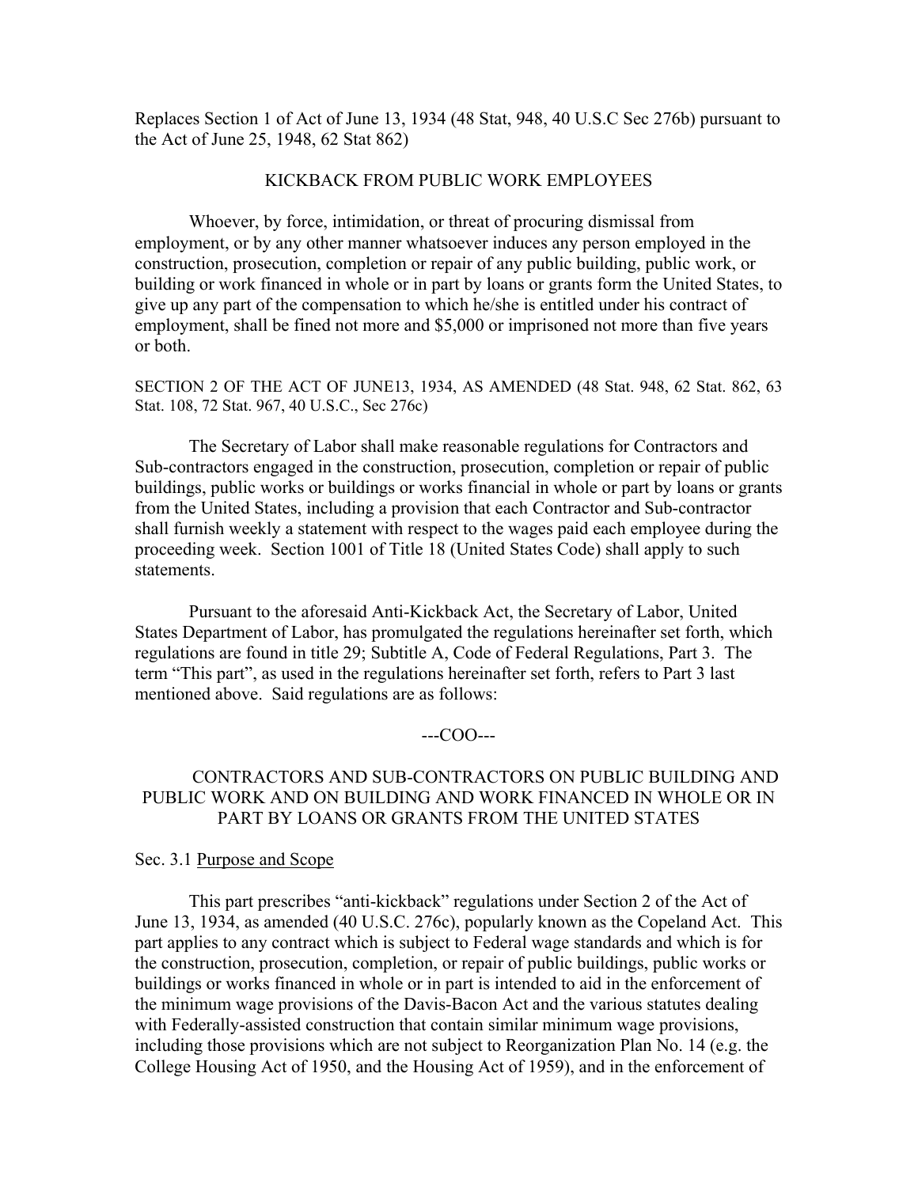Replaces Section 1 of Act of June 13, 1934 (48 Stat, 948, 40 U.S.C Sec 276b) pursuant to the Act of June 25, 1948, 62 Stat 862)

KICKBACK FROM PUBLIC WORK EMPLOYEES

Whoever, by force, intimidation, or threat of procuring dismissal from employment, or by any other manner whatsoever induces any person employed in the construction, prosecution, completion or repair of any public building, public work, or building or work financed in whole or in part by loans or grants form the United States, to give up any part of the compensation to which he/she is entitled under his contract of employment, shall be fined not more and $5,000 or imprisoned not more than five years or both.

SECTION 2 OF THE ACT OF JUNE13, 1934, AS AMENDED (48 Stat. 948, 62 Stat. 862, 63 Stat. 108, 72 Stat. 967, 40 U.S.C., Sec 276c)

The Secretary of Labor shall make reasonable regulations for Contractors and Sub-contractors engaged in the construction, prosecution, completion or repair of public buildings, public works or buildings or works financial in whole or part by loans or grants from the United States, including a provision that each Contractor and Sub-contractor shall furnish weekly a statement with respect to the wages paid each employee during the proceeding week. Section 1001 of Title 18 (United States Code) shall apply to such statements.

Pursuant to the aforesaid Anti-Kickback Act, the Secretary of Labor, United States Department of Labor, has promulgated the regulations hereinafter set forth, which regulations are found in title 29; Subtitle A, Code of Federal Regulations, Part 3. The term "This part", as used in the regulations hereinafter set forth, refers to Part 3 last mentioned above. Said regulations are as follows:

---COO---

CONTRACTORS AND SUB-CONTRACTORS ON PUBLIC BUILDING AND PUBLIC WORK AND ON BUILDING AND WORK FINANCED IN WHOLE OR IN PART BY LOANS OR GRANTS FROM THE UNITED STATES

Sec. 3.1 Purpose and Scope

This part prescribes "anti-kickback" regulations under Section 2 of the Act of June 13, 1934, as amended (40 U.S.C. 276c), popularly known as the Copeland Act. This part applies to any contract which is subject to Federal wage standards and which is for the construction, prosecution, completion, or repair of public buildings, public works or buildings or works financed in whole or in part is intended to aid in the enforcement of the minimum wage provisions of the Davis-Bacon Act and the various statutes dealing with Federally-assisted construction that contain similar minimum wage provisions, including those provisions which are not subject to Reorganization Plan No. 14 (e.g. the College Housing Act of 1950, and the Housing Act of 1959), and in the enforcement of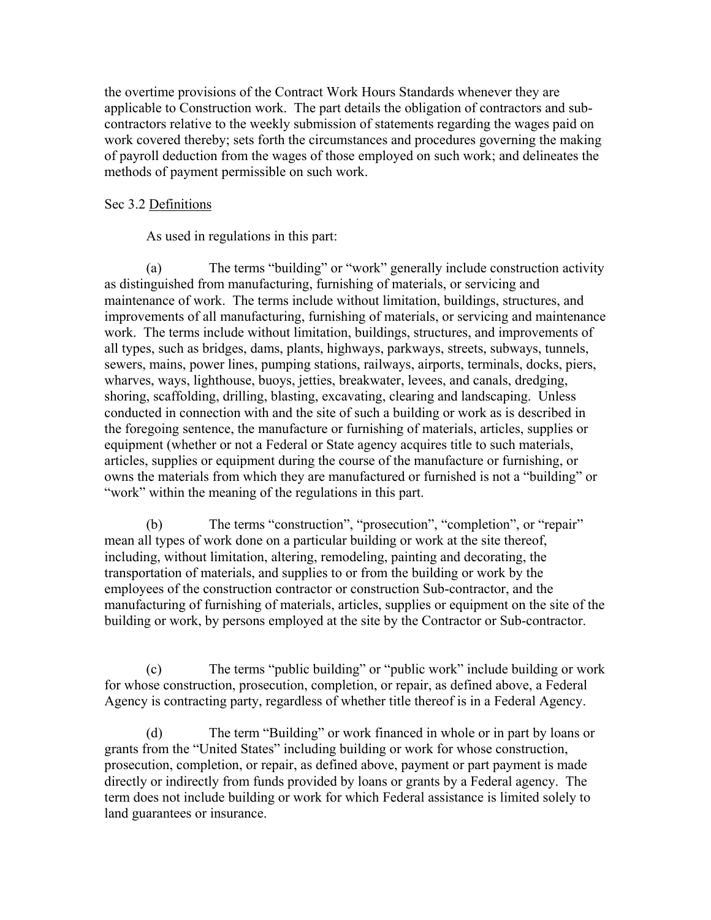the overtime provisions of the Contract Work Hours Standards whenever they are applicable to Construction work. The part details the obligation of contractors and sub-contractors relative to the weekly submission of statements regarding the wages paid on work covered thereby; sets forth the circumstances and procedures governing the making of payroll deduction from the wages of those employed on such work; and delineates the methods of payment permissible on such work.

Sec 3.2 Definitions

As used in regulations in this part:

(a) The terms "building" or "work" generally include construction activity as distinguished from manufacturing, furnishing of materials, or servicing and maintenance of work. The terms include without limitation, buildings, structures, and improvements of all manufacturing, furnishing of materials, or servicing and maintenance work. The terms include without limitation, buildings, structures, and improvements of all types, such as bridges, dams, plants, highways, parkways, streets, subways, tunnels, sewers, mains, power lines, pumping stations, railways, airports, terminals, docks, piers, wharves, ways, lighthouse, buoys, jetties, breakwater, levees, and canals, dredging, shoring, scaffolding, drilling, blasting, excavating, clearing and landscaping. Unless conducted in connection with and the site of such a building or work as is described in the foregoing sentence, the manufacture or furnishing of materials, articles, supplies or equipment (whether or not a Federal or State agency acquires title to such materials, articles, supplies or equipment during the course of the manufacture or furnishing, or owns the materials from which they are manufactured or furnished is not a "building" or "work" within the meaning of the regulations in this part.

(b) The terms "construction", "prosecution", "completion", or "repair" mean all types of work done on a particular building or work at the site thereof, including, without limitation, altering, remodeling, painting and decorating, the transportation of materials, and supplies to or from the building or work by the employees of the construction contractor or construction Sub-contractor, and the manufacturing of furnishing of materials, articles, supplies or equipment on the site of the building or work, by persons employed at the site by the Contractor or Sub-contractor.

(c) The terms "public building" or "public work" include building or work for whose construction, prosecution, completion, or repair, as defined above, a Federal Agency is contracting party, regardless of whether title thereof is in a Federal Agency.

(d) The term "Building" or work financed in whole or in part by loans or grants from the "United States" including building or work for whose construction, prosecution, completion, or repair, as defined above, payment or part payment is made directly or indirectly from funds provided by loans or grants by a Federal agency. The term does not include building or work for which Federal assistance is limited solely to land guarantees or insurance.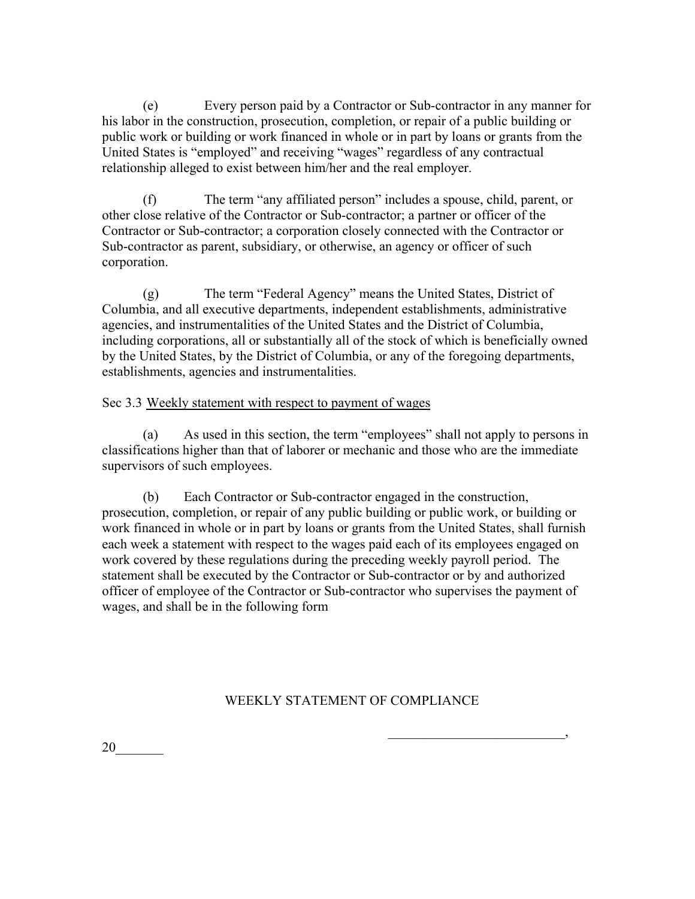(e) Every person paid by a Contractor or Sub-contractor in any manner for his labor in the construction, prosecution, completion, or repair of a public building or public work or building or work financed in whole or in part by loans or grants from the United States is "employed" and receiving "wages" regardless of any contractual relationship alleged to exist between him/her and the real employer.

(f) The term "any affiliated person" includes a spouse, child, parent, or other close relative of the Contractor or Sub-contractor; a partner or officer of the Contractor or Sub-contractor; a corporation closely connected with the Contractor or Sub-contractor as parent, subsidiary, or otherwise, an agency or officer of such corporation.

(g) The term "Federal Agency" means the United States, District of Columbia, and all executive departments, independent establishments, administrative agencies, and instrumentalities of the United States and the District of Columbia, including corporations, all or substantially all of the stock of which is beneficially owned by the United States, by the District of Columbia, or any of the foregoing departments, establishments, agencies and instrumentalities.

Sec 3.3 Weekly statement with respect to payment of wages

(a) As used in this section, the term "employees" shall not apply to persons in classifications higher than that of laborer or mechanic and those who are the immediate supervisors of such employees.

(b) Each Contractor or Sub-contractor engaged in the construction, prosecution, completion, or repair of any public building or public work, or building or work financed in whole or in part by loans or grants from the United States, shall furnish each week a statement with respect to the wages paid each of its employees engaged on work covered by these regulations during the preceding weekly payroll period. The statement shall be executed by the Contractor or Sub-contractor or by and authorized officer of employee of the Contractor or Sub-contractor who supervises the payment of wages, and shall be in the following form

WEEKLY STATEMENT OF COMPLIANCE

_________________________,

20_______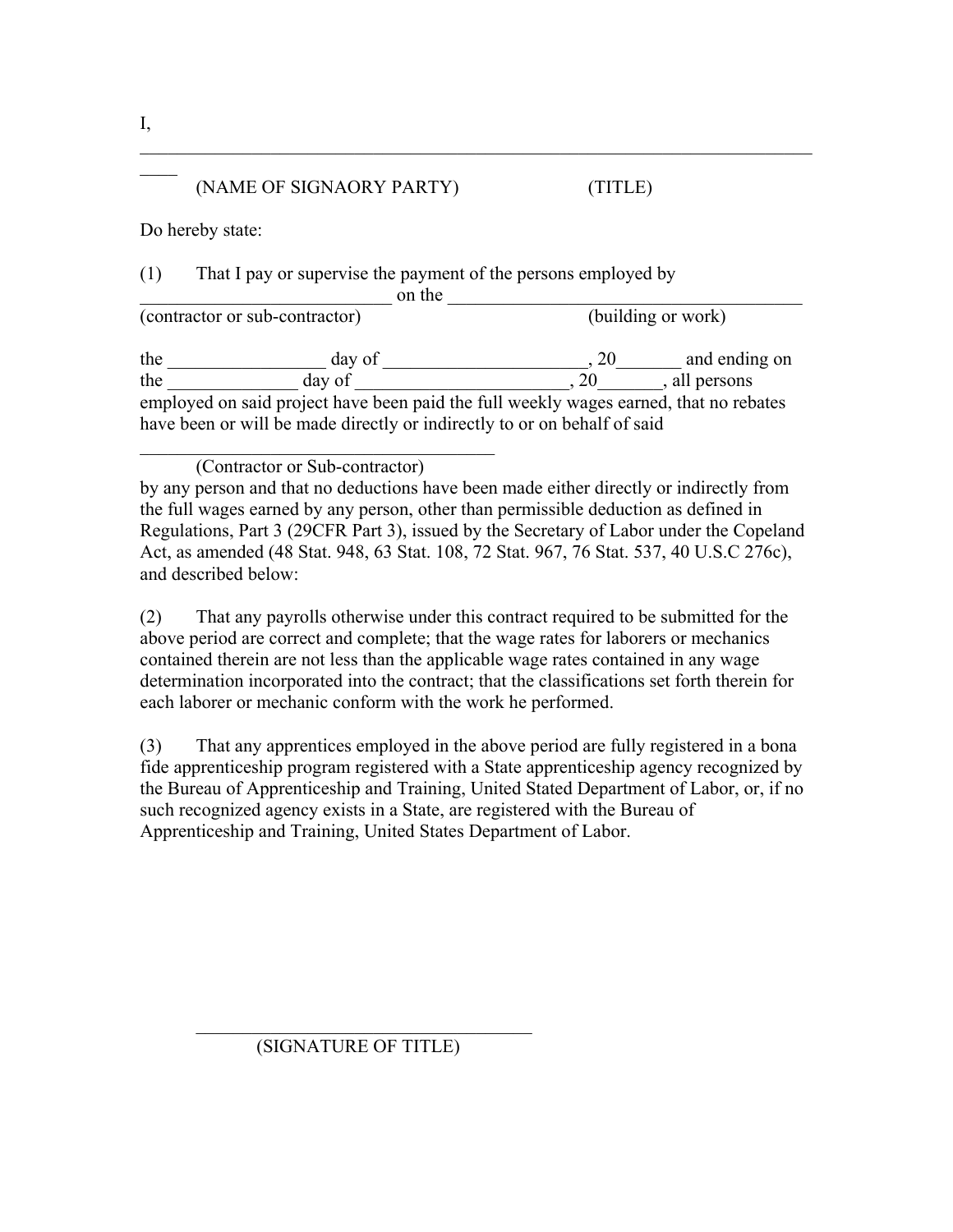I, \_\_\_\_\_\_\_\_\_\_\_\_\_\_\_\_\_\_\_\_\_\_\_\_\_\_\_\_\_\_\_\_\_\_\_\_\_\_\_\_\_\_\_\_\_\_\_\_\_\_\_\_\_\_\_\_\_\_\_\_\_\_\_\_\_\_\_\_\_\_\_\_\_\_

(NAME OF SIGNAORY PARTY) (TITLE)

Do hereby state:

(1) That I pay or supervise the payment of the persons employed by \_\_\_\_\_\_\_\_\_\_\_\_\_\_\_\_\_\_\_\_\_\_\_\_\_\_\_ on the \_\_\_\_\_\_\_\_\_\_\_\_\_\_\_\_\_\_\_\_\_\_\_\_\_\_\_\_\_\_\_\_\_\_\_\_\_\_
(contractor or sub-contractor) (building or work)

the \_\_\_\_\_\_\_\_\_\_\_\_\_\_\_\_ day of \_\_\_\_\_\_\_\_\_\_\_\_\_\_\_\_\_\_\_\_\_, 20\_\_\_\_\_\_\_ and ending on the \_\_\_\_\_\_\_\_\_\_\_\_\_ day of \_\_\_\_\_\_\_\_\_\_\_\_\_\_\_\_\_\_\_\_\_\_, 20\_\_\_\_\_\_\_, all persons employed on said project have been paid the full weekly wages earned, that no rebates have been or will be made directly or indirectly to or on behalf of said

\_\_\_\_\_\_\_\_\_\_\_\_\_\_\_\_\_\_\_\_\_\_\_\_\_\_\_\_\_\_\_\_\_\_\_\_\_\_\_
(Contractor or Sub-contractor)

by any person and that no deductions have been made either directly or indirectly from the full wages earned by any person, other than permissible deduction as defined in Regulations, Part 3 (29CFR Part 3), issued by the Secretary of Labor under the Copeland Act, as amended (48 Stat. 948, 63 Stat. 108, 72 Stat. 967, 76 Stat. 537, 40 U.S.C 276c), and described below:

(2) That any payrolls otherwise under this contract required to be submitted for the above period are correct and complete; that the wage rates for laborers or mechanics contained therein are not less than the applicable wage rates contained in any wage determination incorporated into the contract; that the classifications set forth therein for each laborer or mechanic conform with the work he performed.

(3) That any apprentices employed in the above period are fully registered in a bona fide apprenticeship program registered with a State apprenticeship agency recognized by the Bureau of Apprenticeship and Training, United Stated Department of Labor, or, if no such recognized agency exists in a State, are registered with the Bureau of Apprenticeship and Training, United States Department of Labor.

\_\_\_\_\_\_\_\_\_\_\_\_\_\_\_\_\_\_\_\_\_\_\_\_\_\_\_\_\_\_\_\_\_\_\_\_\_
(SIGNATURE OF TITLE)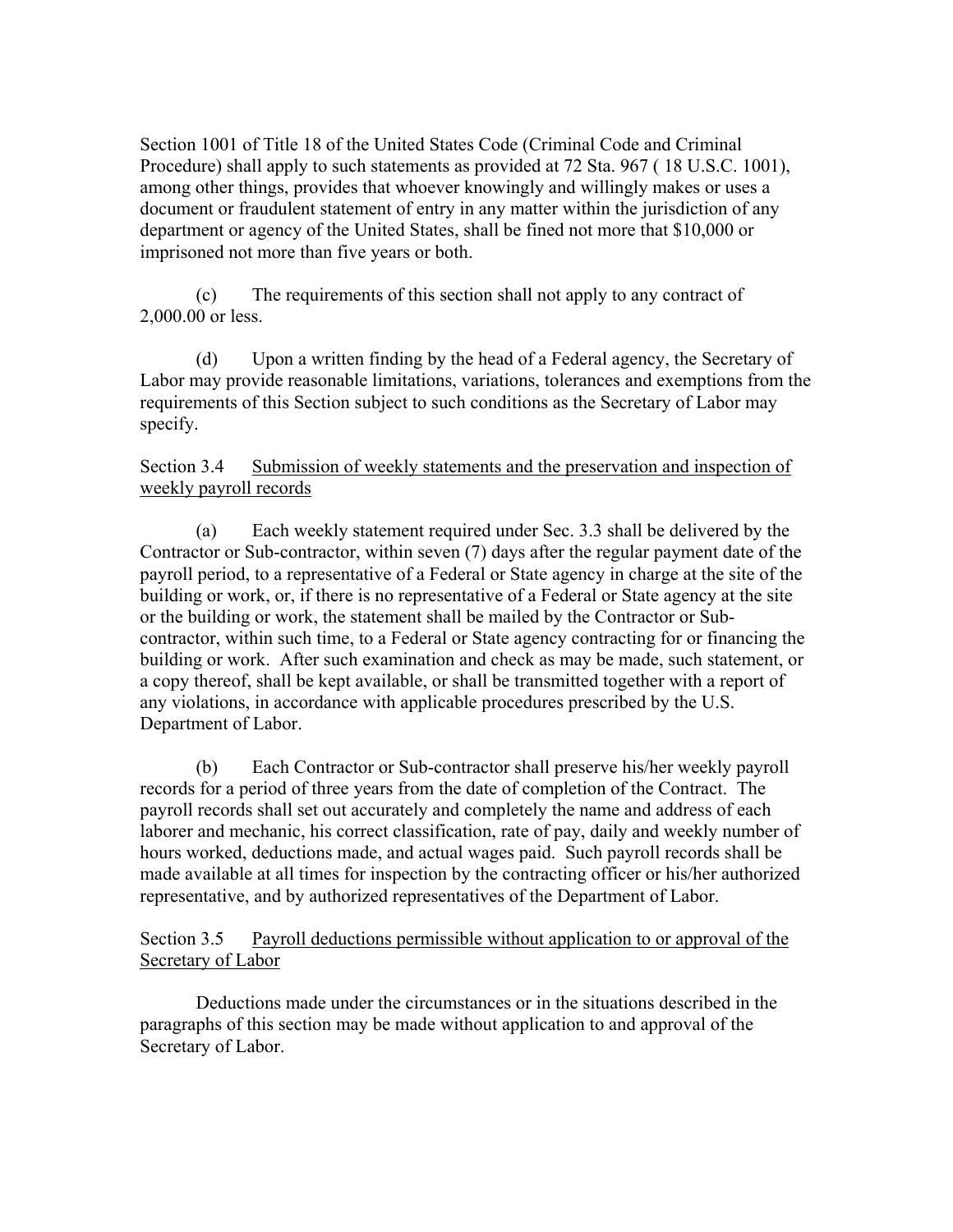Section 1001 of Title 18 of the United States Code (Criminal Code and Criminal Procedure) shall apply to such statements as provided at 72 Sta. 967 ( 18 U.S.C. 1001), among other things, provides that whoever knowingly and willingly makes or uses a document or fraudulent statement of entry in any matter within the jurisdiction of any department or agency of the United States, shall be fined not more that $10,000 or imprisoned not more than five years or both.

(c) The requirements of this section shall not apply to any contract of 2,000.00 or less.

(d) Upon a written finding by the head of a Federal agency, the Secretary of Labor may provide reasonable limitations, variations, tolerances and exemptions from the requirements of this Section subject to such conditions as the Secretary of Labor may specify.

Section 3.4 <u>Submission of weekly statements and the preservation and inspection of weekly payroll records</u>

(a) Each weekly statement required under Sec. 3.3 shall be delivered by the Contractor or Sub-contractor, within seven (7) days after the regular payment date of the payroll period, to a representative of a Federal or State agency in charge at the site of the building or work, or, if there is no representative of a Federal or State agency at the site or the building or work, the statement shall be mailed by the Contractor or Sub-contractor, within such time, to a Federal or State agency contracting for or financing the building or work. After such examination and check as may be made, such statement, or a copy thereof, shall be kept available, or shall be transmitted together with a report of any violations, in accordance with applicable procedures prescribed by the U.S. Department of Labor.

(b) Each Contractor or Sub-contractor shall preserve his/her weekly payroll records for a period of three years from the date of completion of the Contract. The payroll records shall set out accurately and completely the name and address of each laborer and mechanic, his correct classification, rate of pay, daily and weekly number of hours worked, deductions made, and actual wages paid. Such payroll records shall be made available at all times for inspection by the contracting officer or his/her authorized representative, and by authorized representatives of the Department of Labor.

Section 3.5 <u>Payroll deductions permissible without application to or approval of the Secretary of Labor</u>

Deductions made under the circumstances or in the situations described in the paragraphs of this section may be made without application to and approval of the Secretary of Labor.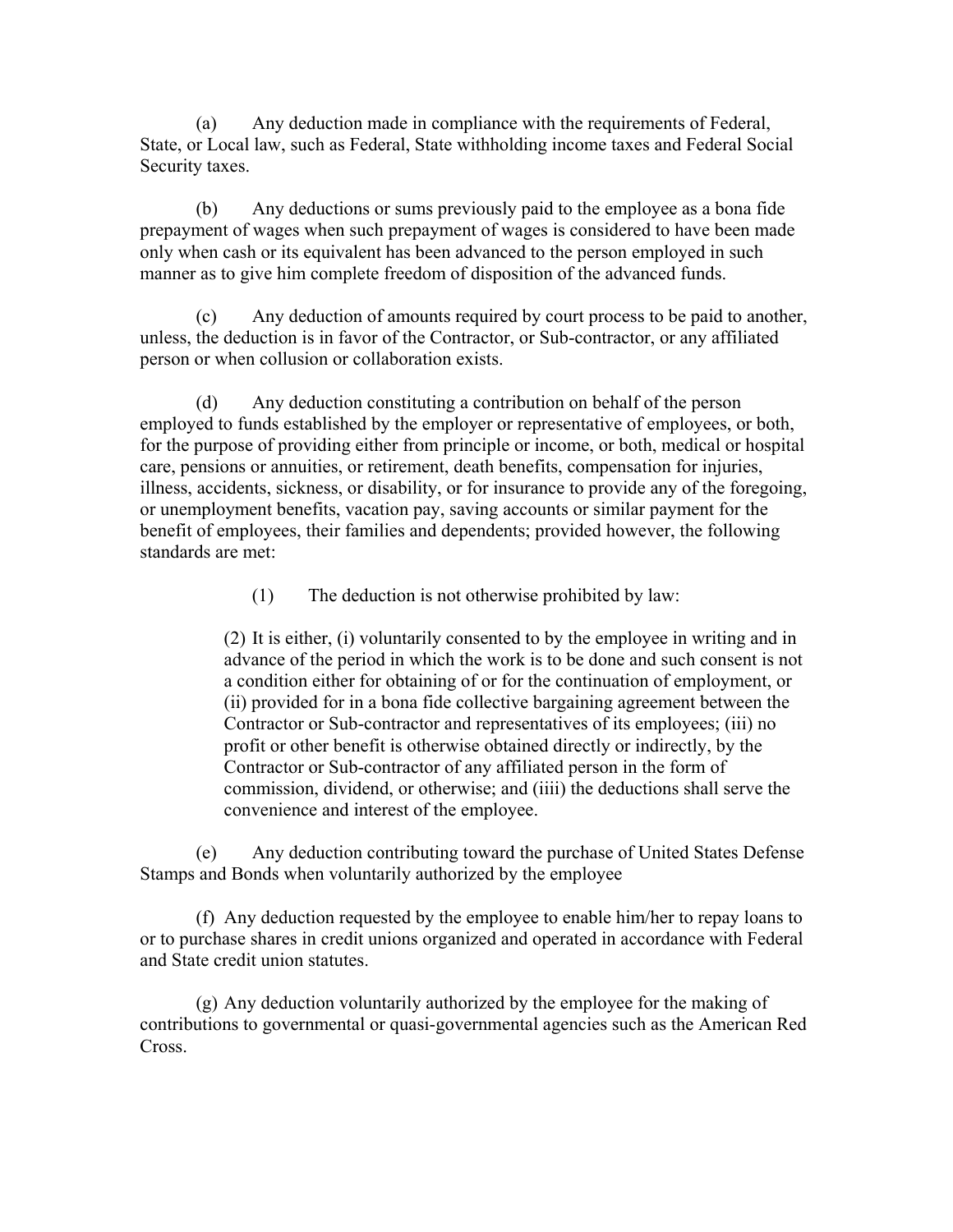(a) Any deduction made in compliance with the requirements of Federal, State, or Local law, such as Federal, State withholding income taxes and Federal Social Security taxes.

(b) Any deductions or sums previously paid to the employee as a bona fide prepayment of wages when such prepayment of wages is considered to have been made only when cash or its equivalent has been advanced to the person employed in such manner as to give him complete freedom of disposition of the advanced funds.

(c) Any deduction of amounts required by court process to be paid to another, unless, the deduction is in favor of the Contractor, or Sub-contractor, or any affiliated person or when collusion or collaboration exists.

(d) Any deduction constituting a contribution on behalf of the person employed to funds established by the employer or representative of employees, or both, for the purpose of providing either from principle or income, or both, medical or hospital care, pensions or annuities, or retirement, death benefits, compensation for injuries, illness, accidents, sickness, or disability, or for insurance to provide any of the foregoing, or unemployment benefits, vacation pay, saving accounts or similar payment for the benefit of employees, their families and dependents; provided however, the following standards are met:

> (1) The deduction is not otherwise prohibited by law:
>
> (2) It is either, (i) voluntarily consented to by the employee in writing and in advance of the period in which the work is to be done and such consent is not a condition either for obtaining of or for the continuation of employment, or (ii) provided for in a bona fide collective bargaining agreement between the Contractor or Sub-contractor and representatives of its employees; (iii) no profit or other benefit is otherwise obtained directly or indirectly, by the Contractor or Sub-contractor of any affiliated person in the form of commission, dividend, or otherwise; and (iiii) the deductions shall serve the convenience and interest of the employee.

(e) Any deduction contributing toward the purchase of United States Defense Stamps and Bonds when voluntarily authorized by the employee

(f) Any deduction requested by the employee to enable him/her to repay loans to or to purchase shares in credit unions organized and operated in accordance with Federal and State credit union statutes.

(g) Any deduction voluntarily authorized by the employee for the making of contributions to governmental or quasi-governmental agencies such as the American Red Cross.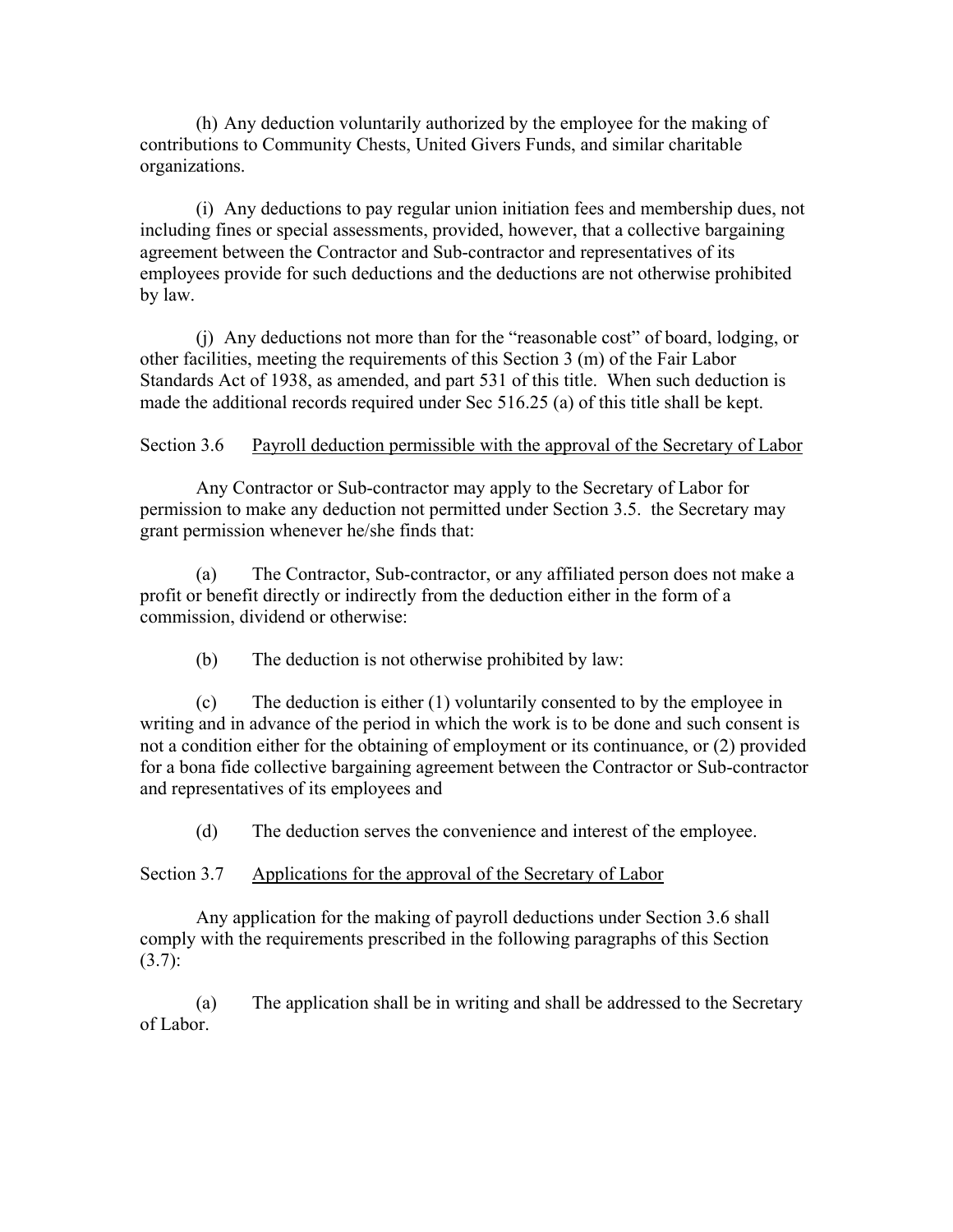(h) Any deduction voluntarily authorized by the employee for the making of contributions to Community Chests, United Givers Funds, and similar charitable organizations.

(i) Any deductions to pay regular union initiation fees and membership dues, not including fines or special assessments, provided, however, that a collective bargaining agreement between the Contractor and Sub-contractor and representatives of its employees provide for such deductions and the deductions are not otherwise prohibited by law.

(j) Any deductions not more than for the "reasonable cost" of board, lodging, or other facilities, meeting the requirements of this Section 3 (m) of the Fair Labor Standards Act of 1938, as amended, and part 531 of this title. When such deduction is made the additional records required under Sec 516.25 (a) of this title shall be kept.

Section 3.6 Payroll deduction permissible with the approval of the Secretary of Labor

Any Contractor or Sub-contractor may apply to the Secretary of Labor for permission to make any deduction not permitted under Section 3.5. the Secretary may grant permission whenever he/she finds that:

(a) The Contractor, Sub-contractor, or any affiliated person does not make a profit or benefit directly or indirectly from the deduction either in the form of a commission, dividend or otherwise:

(b) The deduction is not otherwise prohibited by law:

(c) The deduction is either (1) voluntarily consented to by the employee in writing and in advance of the period in which the work is to be done and such consent is not a condition either for the obtaining of employment or its continuance, or (2) provided for a bona fide collective bargaining agreement between the Contractor or Sub-contractor and representatives of its employees and

(d) The deduction serves the convenience and interest of the employee.

Section 3.7 Applications for the approval of the Secretary of Labor

Any application for the making of payroll deductions under Section 3.6 shall comply with the requirements prescribed in the following paragraphs of this Section (3.7):

(a) The application shall be in writing and shall be addressed to the Secretary of Labor.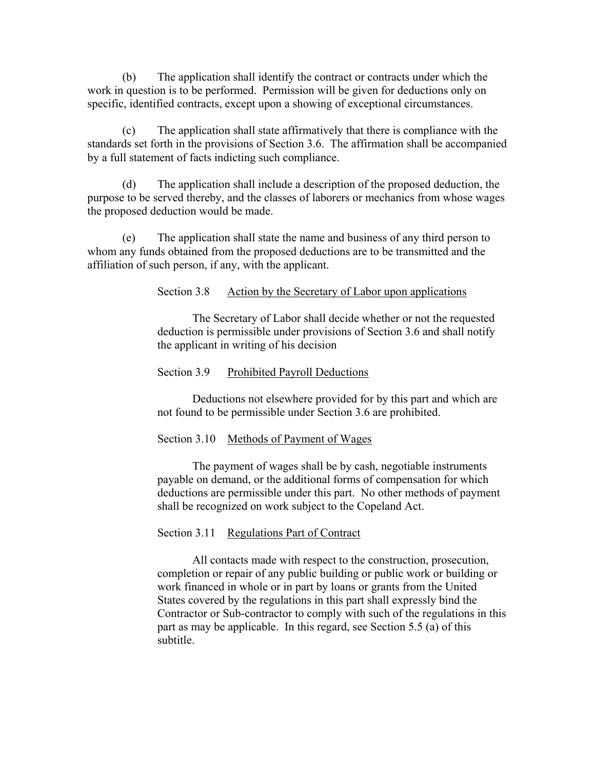(b) The application shall identify the contract or contracts under which the work in question is to be performed. Permission will be given for deductions only on specific, identified contracts, except upon a showing of exceptional circumstances.

(c) The application shall state affirmatively that there is compliance with the standards set forth in the provisions of Section 3.6. The affirmation shall be accompanied by a full statement of facts indicting such compliance.

(d) The application shall include a description of the proposed deduction, the purpose to be served thereby, and the classes of laborers or mechanics from whose wages the proposed deduction would be made.

(e) The application shall state the name and business of any third person to whom any funds obtained from the proposed deductions are to be transmitted and the affiliation of such person, if any, with the applicant.

Section 3.8 Action by the Secretary of Labor upon applications

The Secretary of Labor shall decide whether or not the requested deduction is permissible under provisions of Section 3.6 and shall notify the applicant in writing of his decision

Section 3.9 Prohibited Payroll Deductions

Deductions not elsewhere provided for by this part and which are not found to be permissible under Section 3.6 are prohibited.

Section 3.10 Methods of Payment of Wages

The payment of wages shall be by cash, negotiable instruments payable on demand, or the additional forms of compensation for which deductions are permissible under this part. No other methods of payment shall be recognized on work subject to the Copeland Act.

Section 3.11 Regulations Part of Contract

All contacts made with respect to the construction, prosecution, completion or repair of any public building or public work or building or work financed in whole or in part by loans or grants from the United States covered by the regulations in this part shall expressly bind the Contractor or Sub-contractor to comply with such of the regulations in this part as may be applicable. In this regard, see Section 5.5 (a) of this subtitle.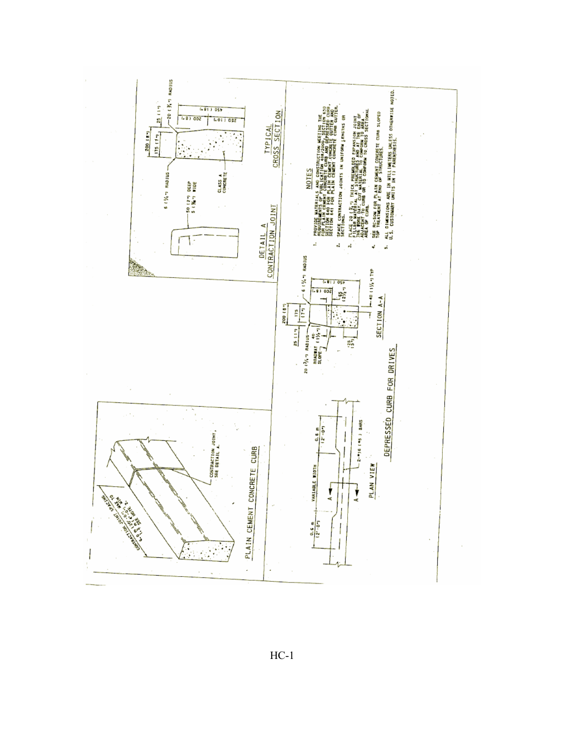PLAIN CEMENT CONCRETE CURB

CONTRACTION JOINT SPACING 6.0 m (20'-0") MAX TO 1.8 m (6'-0") MIN, SEE NOTE 2.

CONTRACTION JOINT, SEE DETAIL A.

DETAIL A
CONTRACTION JOINT

50 (2") DEEP
5 (3/16") WIDE

TYPICAL CROSS SECTION

200 (8")
175 (7")
25 (1")
6 (1/4") RADIUS
20 (3/4") RADIUS
200 (8")
250 (10")
450 (18")
CLASS A CONCRETE

DEPRESSED CURB FOR DRIVES

PLAN VIEW

0.6 m (2'-0")
VARIABLE WIDTH
0.6 m (2'-0")
2-#16 (#5) BARS

SECTION A-A

200 (8")
175 (7")
25 (1")
20 (3/4") RADIUS
6 (1/4") RADIUS
ROADWAY SLOPE
40 (1½")
125 (5")
65 (2½")
200 (8")
450 (18")
40 (1½") TYP

## NOTES

1. PROVIDE MATERIALS AND CONSTRUCTION MEETING THE REQUIREMENTS OF PUBLICATION 408/2000, SECTION 630 FOR PLAIN CEMENT CONCRETE CURB AND DEPRESSED CURB, SECTION 640 FOR PLAIN CEMENT CONCRETE GUTTER AND SECTION 641 FOR PLAIN CEMENT CONCRETE CURB GUTTER.
2. SPACE CONTRACTION JOINTS IN UNIFORM LENGTHS OR SECTIONS.
3. PLACE 20 (3/4") THICK PREMOLDED EXPANSION JOINT FILLER MATERIAL AT STRUCTURES AND AT THE END OF THE WORK DAY. CUT MATERIAL TO CONFORM TO AREA ADJACENT TO THE CURB OR TO CONFORM TO CROSS SECTIONAL AREA OF CURB.
4. SEE RC-50M FOR PLAIN CEMENT CONCRETE CURB SLOPED TOP TREATMENT AT END OF STRUCTURES.
5. ALL DIMENSIONS ARE IN MILLIMETERS UNLESS OTHERWISE NOTED. U.S. CUSTOMARY UNITS IN ( ) PARENTHESIS.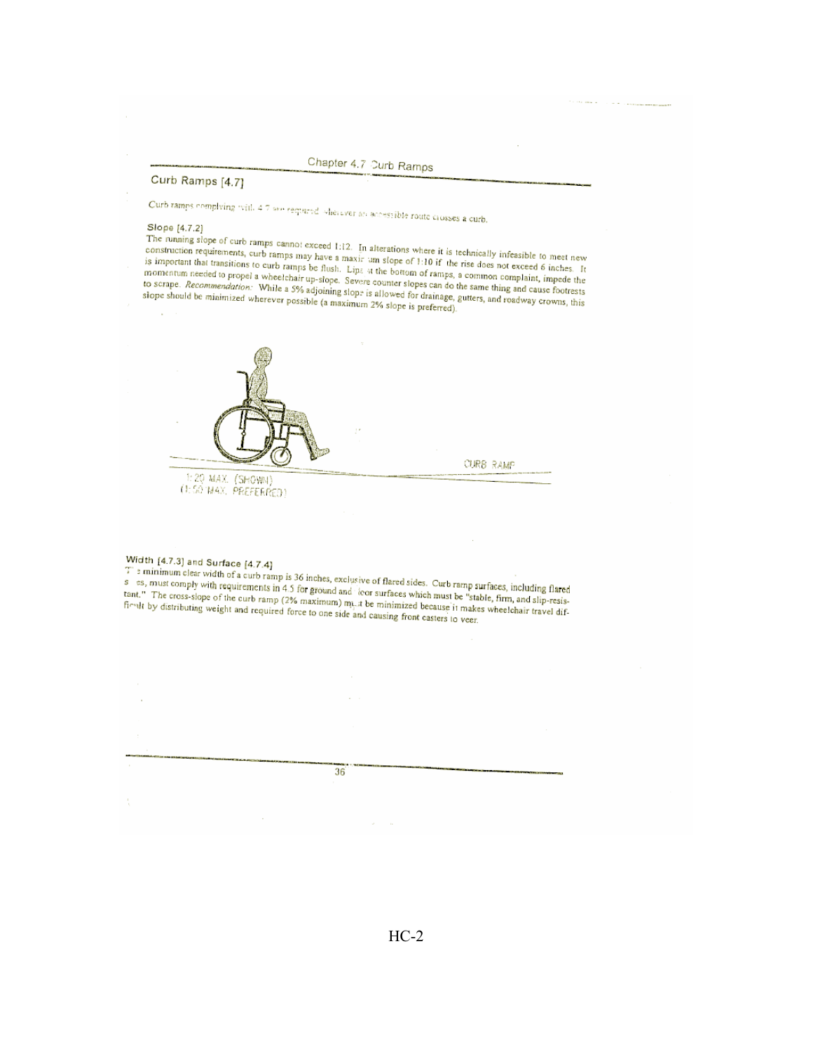## Curb Ramps [4.7]

Curb ramps complying with 4.7 are required wherever an accessible route crosses a curb.

### Slope [4.7.2]

The running slope of curb ramps cannot exceed 1:12. In alterations where it is technically infeasible to meet new construction requirements, curb ramps may have a maximum slope of 1:10 if the rise does not exceed 6 inches. It is important that transitions to curb ramps be flush. Lips at the bottom of ramps, a common complaint, impede the momentum needed to propel a wheelchair up-slope. Severe counter slopes can do the same thing and cause footrests to scrape. *Recommendation:* While a 5% adjoining slope is allowed for drainage, gutters, and roadway crowns, this slope should be minimized wherever possible (a maximum 2% slope is preferred).

CURB RAMP

1:20 MAX. (SHOWN)
(1:50 MAX. PREFERRED)

### Width [4.7.3] and Surface [4.7.4]

The minimum clear width of a curb ramp is 36 inches, exclusive of flared sides. Curb ramp surfaces, including flared sides, must comply with requirements in 4.5 for ground and floor surfaces which must be "stable, firm, and slip-resistant." The cross-slope of the curb ramp (2% maximum) must be minimized because it makes wheelchair travel difficult by distributing weight and required force to one side and causing front casters to veer.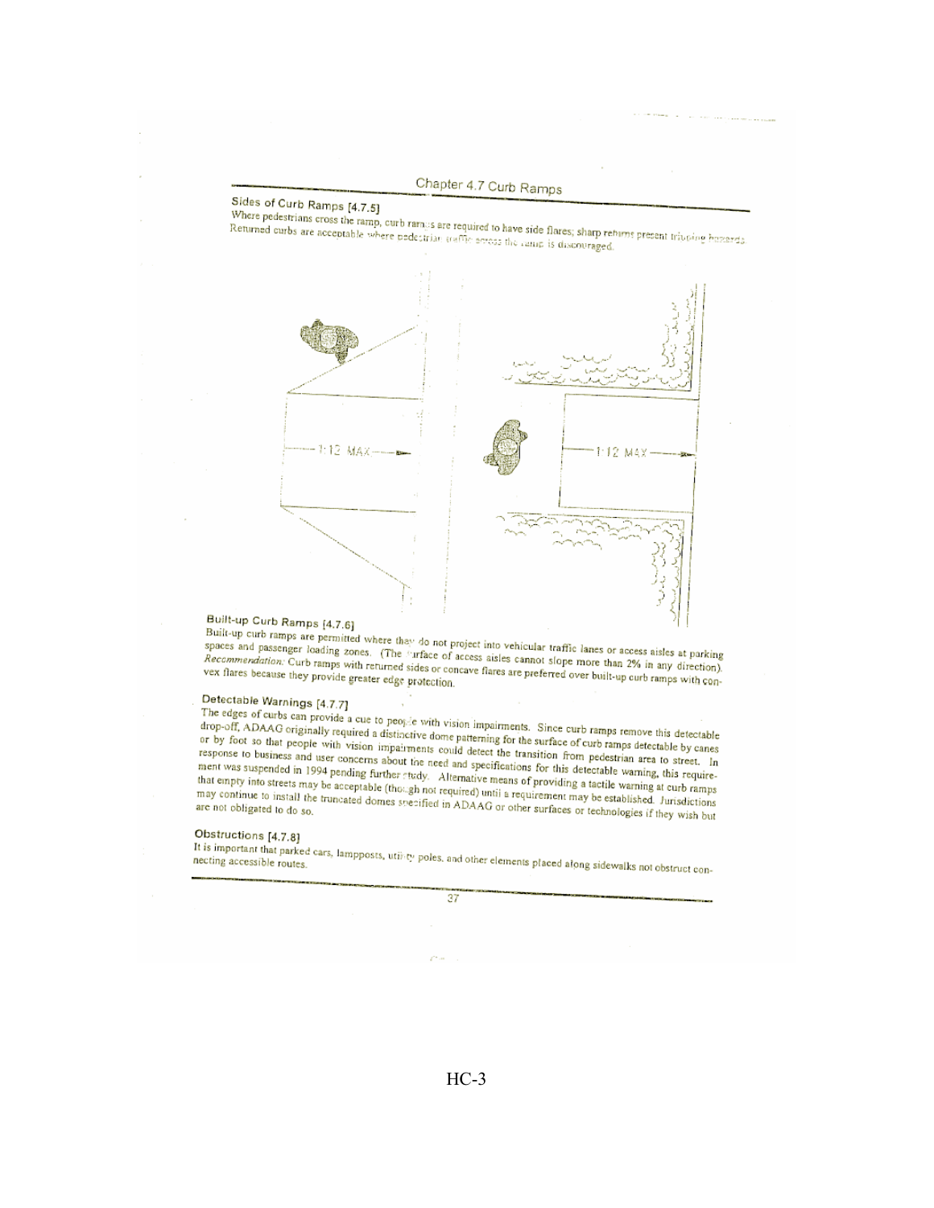Chapter 4.7 Curb Ramps

## Sides of Curb Ramps [4.7.5]

Where pedestrians cross the ramp, curb ramps are required to have side flares; sharp returns present tripping hazards. Returned curbs are acceptable where pedestrian traffic across the ramp is discouraged.

1:12 MAX

1:12 MAX

## Built-up Curb Ramps [4.7.6]

Built-up curb ramps are permitted where they do not project into vehicular traffic lanes or access aisles at parking spaces and passenger loading zones. (The surface of access aisles cannot slope more than 2% in any direction). *Recommendation:* Curb ramps with returned sides or concave flares are preferred over built-up curb ramps with convex flares because they provide greater edge protection.

## Detectable Warnings [4.7.7]

The edges of curbs can provide a cue to people with vision impairments. Since curb ramps remove this detectable drop-off, ADAAG originally required a distinctive dome patterning for the surface of curb ramps detectable by canes or by foot so that people with vision impairments could detect the transition from pedestrian area to street. In response to business and user concerns about the need and specifications for this detectable warning, this requirement was suspended in 1994 pending further study. Alternative means of providing a tactile warning at curb ramps that empty into streets may be acceptable (though not required) until a requirement may be established. Jurisdictions may continue to install the truncated domes specified in ADAAG or other surfaces or technologies if they wish but are not obligated to do so.

## Obstructions [4.7.8]

It is important that parked cars, lampposts, utility poles, and other elements placed along sidewalks not obstruct connecting accessible routes.

HC-3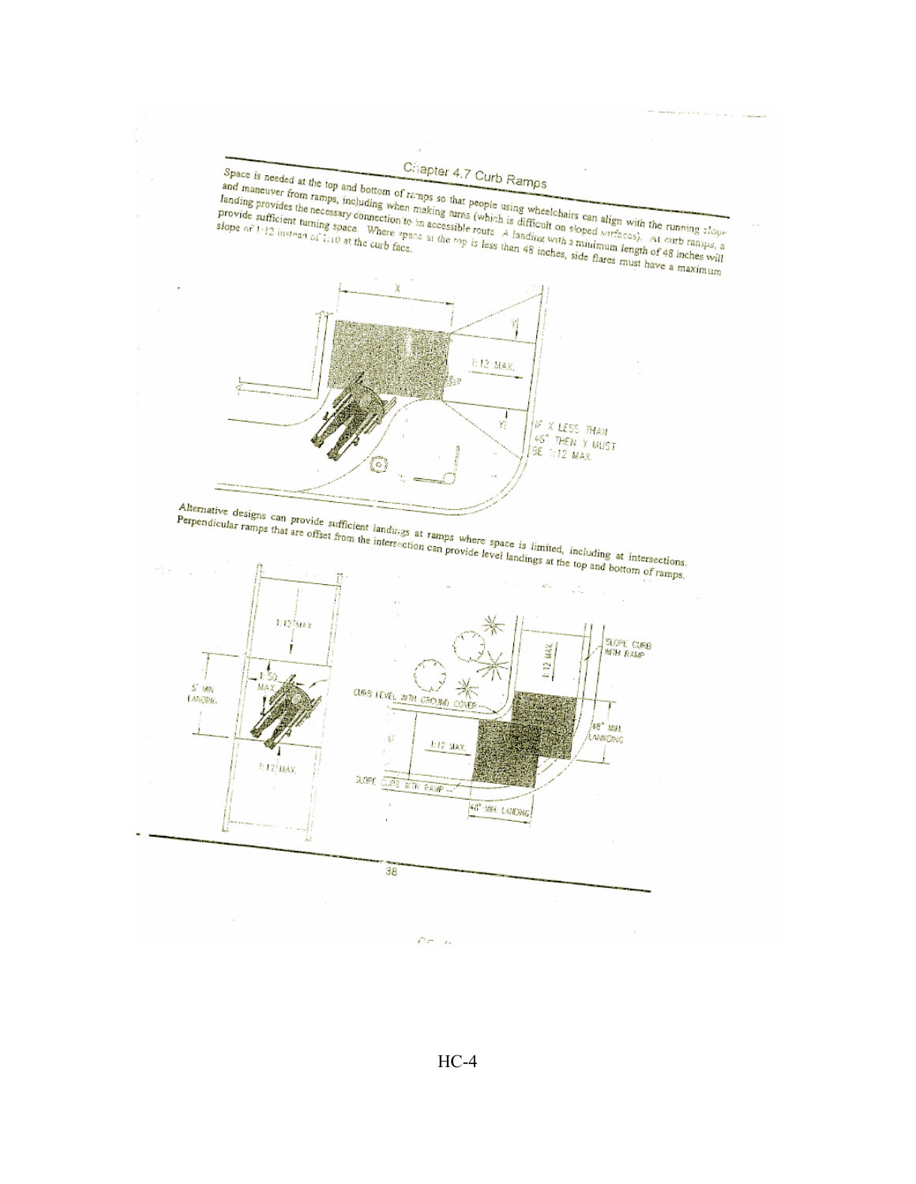## Chapter 4.7 Curb Ramps

Space is needed at the top and bottom of ramps so that people using wheelchairs can align with the running slope and maneuver from ramps, including when making turns (which is difficult on sloped surfaces). At curb ramps, a landing provides the necessary connection to an accessible route. A landing with a minimum length of 48 inches will provide sufficient turning space. Where space at the top is less than 48 inches, side flares must have a maximum slope of 1:12 instead of 1:10 at the curb face.

X

Y

1:12 MAX.

Y

IF X LESS THAN 48" THEN Y MUST BE 1:12 MAX.

Alternative designs can provide sufficient landings at ramps where space is limited, including at intersections. Perpendicular ramps that are offset from the intersection can provide level landings at the top and bottom of ramps.

1:12 MAX

5' MIN. LANDING

1:50 MAX.

1:12 MAX.

1:12 MAX.

SLOPE CURB WITH RAMP

CURB LEVEL WITH GROUND COVER

48" MIN. LANDING

1:12 MAX.

SLOPE CURB WITH RAMP

48" MIN. LANDING

HC-4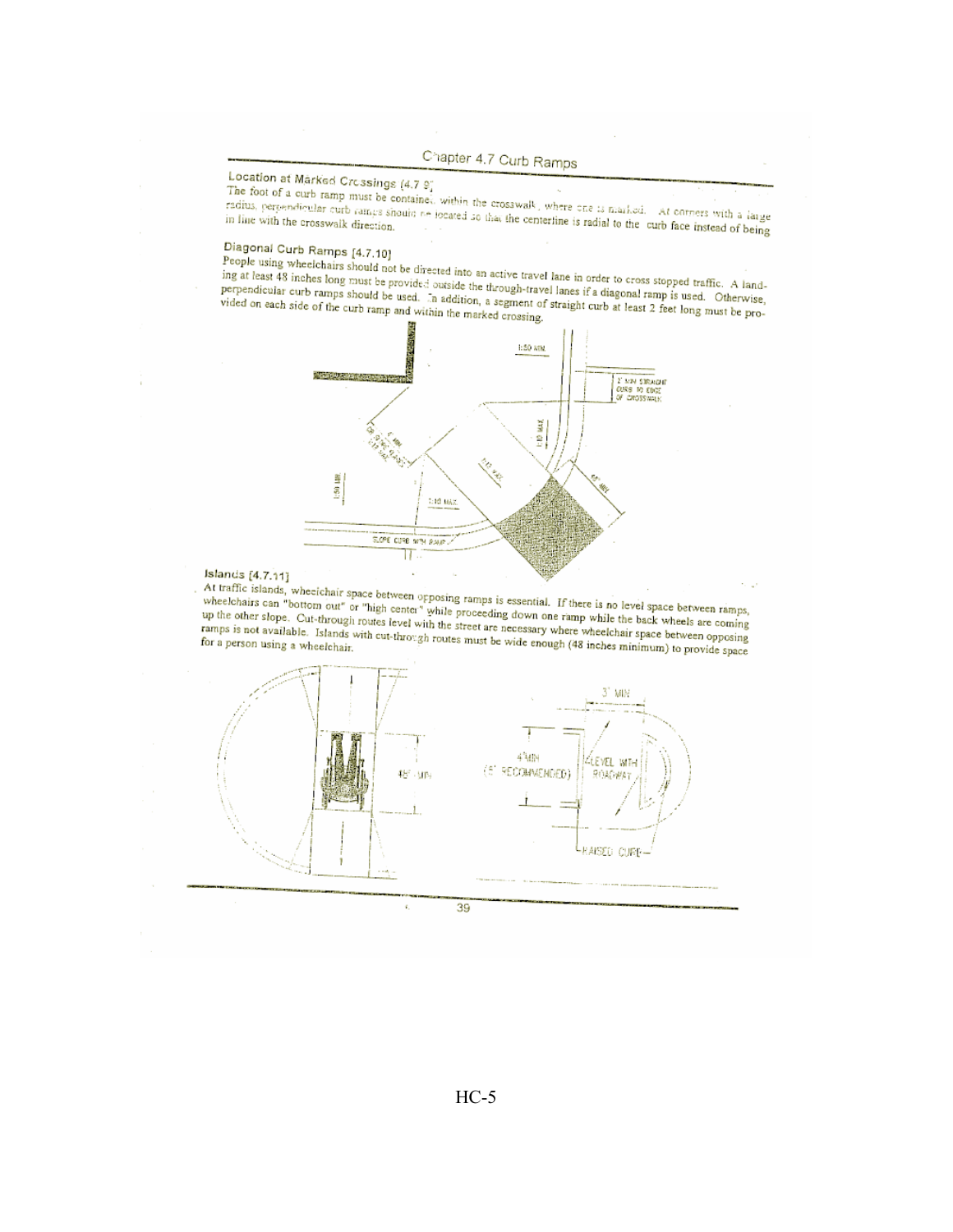## Chapter 4.7 Curb Ramps

### Location at Marked Crossings [4.7.9]

The foot of a curb ramp must be contained within the crosswalk, where one is marked. At corners with a large radius, perpendicular curb ramps should be located so that the centerline is radial to the curb face instead of being in line with the crosswalk direction.

### Diagonal Curb Ramps [4.7.10]

People using wheelchairs should not be directed into an active travel lane in order to cross stopped traffic. A landing at least 48 inches long must be provided outside the through-travel lanes if a diagonal ramp is used. Otherwise, perpendicular curb ramps should be used. In addition, a segment of straight curb at least 2 feet long must be provided on each side of the curb ramp and within the marked crossing.

### Islands [4.7.11]

At traffic islands, wheelchair space between opposing ramps is essential. If there is no level space between ramps, wheelchairs can "bottom out" or "high center" while proceeding down one ramp while the back wheels are coming up the other slope. Cut-through routes level with the street are necessary where wheelchair space between opposing ramps is not available. Islands with cut-through routes must be wide enough (48 inches minimum) to provide space for a person using a wheelchair.

HC-5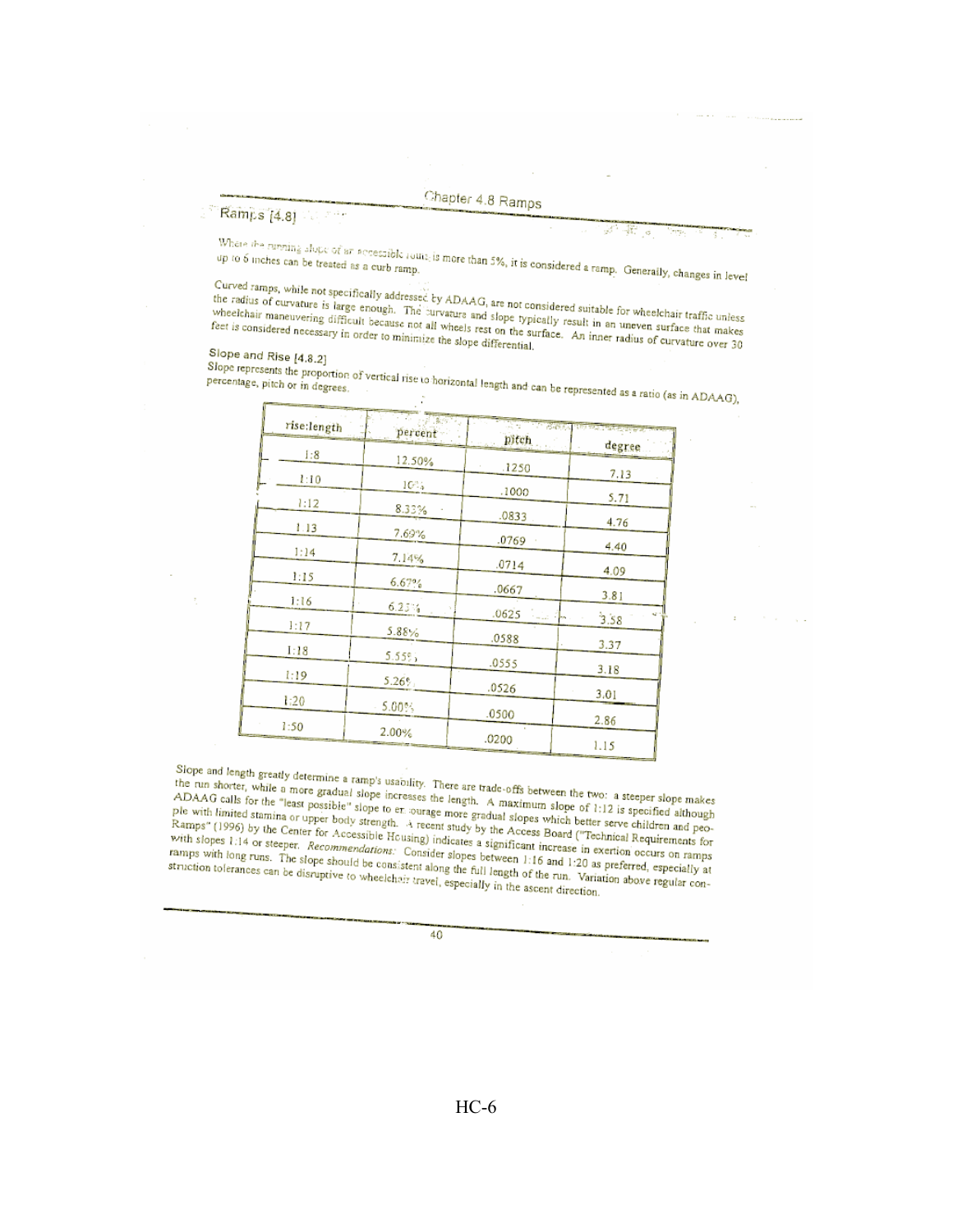## Ramps [4.8]

Where the running slope of an accessible route is more than 5%, it is considered a ramp. Generally, changes in level up to 6 inches can be treated as a curb ramp.

Curved ramps, while not specifically addressed by ADAAG, are not considered suitable for wheelchair traffic unless the radius of curvature is large enough. The curvature and slope typically result in an uneven surface that makes wheelchair maneuvering difficult because not all wheels rest on the surface. An inner radius of curvature over 30 feet is considered necessary in order to minimize the slope differential.

### Slope and Rise [4.8.2]

Slope represents the proportion of vertical rise to horizontal length and can be represented as a ratio (as in ADAAG), percentage, pitch or in degrees.

| rise:length | percent | pitch | degree |
|---|---|---|---|
| 1:8 | 12.50% | .1250 | 7.13 |
| 1:10 | 10% | .1000 | 5.71 |
| 1:12 | 8.33% | .0833 | 4.76 |
| 1:13 | 7.69% | .0769 | 4.40 |
| 1:14 | 7.14% | .0714 | 4.09 |
| 1:15 | 6.67% | .0667 | 3.81 |
| 1:16 | 6.25% | .0625 | 3.58 |
| 1:17 | 5.88% | .0588 | 3.37 |
| 1:18 | 5.55% | .0555 | 3.18 |
| 1:19 | 5.26% | .0526 | 3.01 |
| 1:20 | 5.00% | .0500 | 2.86 |
| 1:50 | 2.00% | .0200 | 1.15 |

Slope and length greatly determine a ramp's usability. There are trade-offs between the two: a steeper slope makes the run shorter, while a more gradual slope increases the length. A maximum slope of 1:12 is specified although ADAAG calls for the "least possible" slope to encourage more gradual slopes which better serve children and people with limited stamina or upper body strength. A recent study by the Access Board ("Technical Requirements for Ramps" (1996) by the Center for Accessible Housing) indicates a significant increase in exertion occurs on ramps with slopes 1:14 or steeper. *Recommendations:* Consider slopes between 1:16 and 1:20 as preferred, especially at ramps with long runs. The slope should be consistent along the full length of the run. Variation above regular construction tolerances can be disruptive to wheelchair travel, especially in the ascent direction.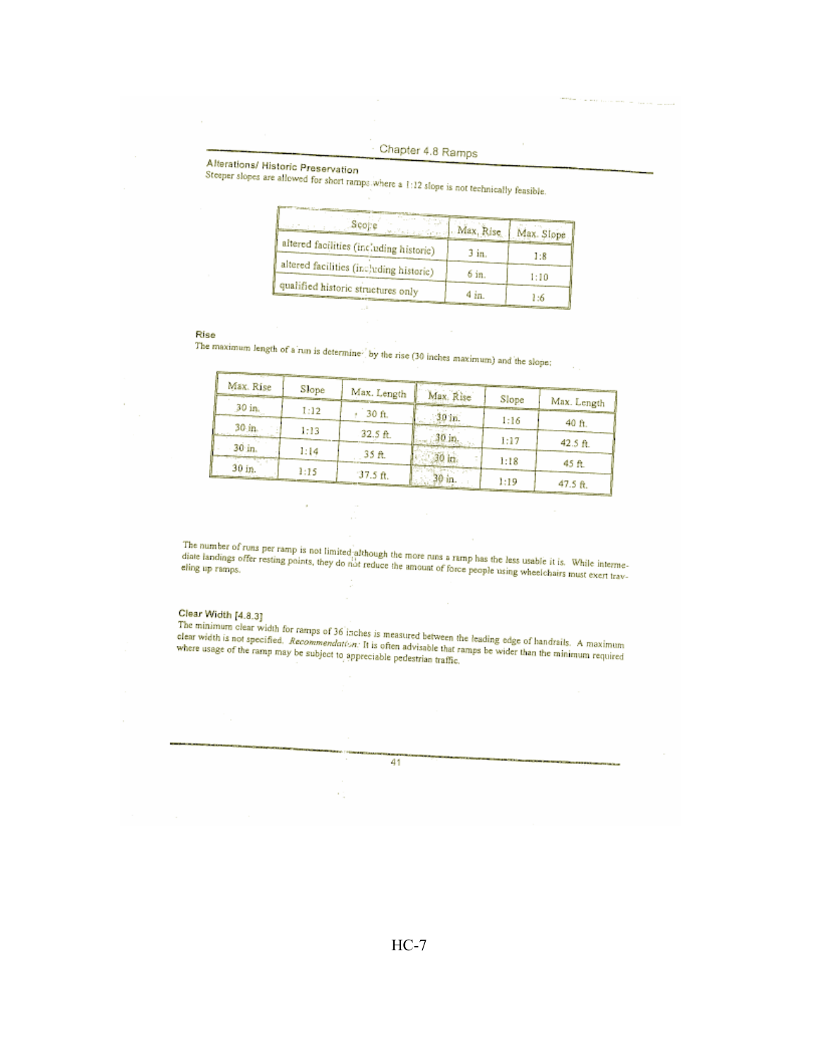## Chapter 4.8 Ramps

### Alterations/ Historic Preservation

Steeper slopes are allowed for short ramps where a 1:12 slope is not technically feasible.

| Scope | Max. Rise | Max. Slope |
|---|---|---|
| altered facilities (including historic) | 3 in. | 1:8 |
| altered facilities (including historic) | 6 in. | 1:10 |
| qualified historic structures only | 4 in. | 1:6 |

### Rise

The maximum length of a run is determined by the rise (30 inches maximum) and the slope:

| Max. Rise | Slope | Max. Length | Max. Rise | Slope | Max. Length |
|---|---|---|---|---|---|
| 30 in. | 1:12 | 30 ft. | 30 in. | 1:16 | 40 ft. |
| 30 in. | 1:13 | 32.5 ft. | 30 in. | 1:17 | 42.5 ft. |
| 30 in. | 1:14 | 35 ft. | 30 in. | 1:18 | 45 ft. |
| 30 in. | 1:15 | 37.5 ft. | 30 in. | 1:19 | 47.5 ft. |

The number of runs per ramp is not limited although the more runs a ramp has the less usable it is. While intermediate landings offer resting points, they do not reduce the amount of force people using wheelchairs must exert traveling up ramps.

### Clear Width [4.8.3]

The minimum clear width for ramps of 36 inches is measured between the leading edge of handrails. A maximum clear width is not specified. *Recommendation:* It is often advisable that ramps be wider than the minimum required where usage of the ramp may be subject to appreciable pedestrian traffic.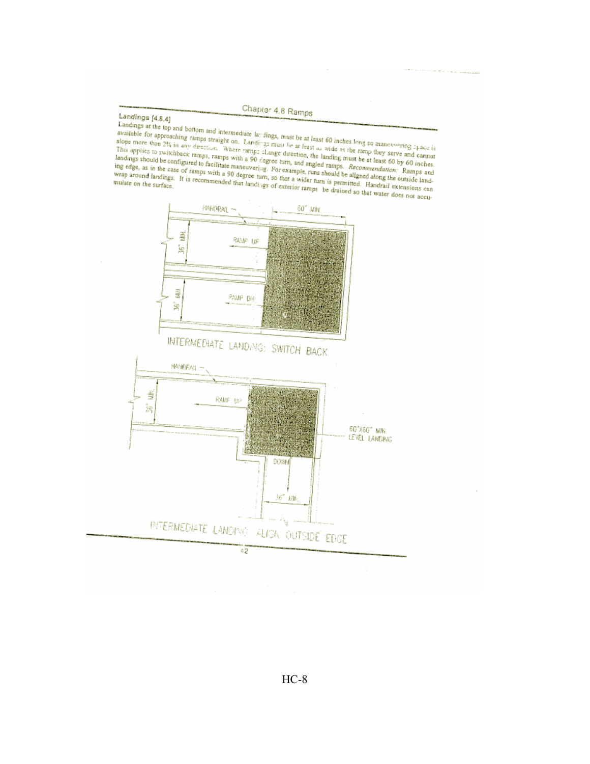## Chapter 4.8 Ramps

### Landings [4.8.4]

Landings at the top and bottom and intermediate landings, must be at least 60 inches long so maneuvering space is available for approaching ramps straight on. Landings must be at least as wide as the ramp they serve and cannot slope more than 2% in any direction. Where ramps change direction, the landing must be at least 60 by 60 inches. This applies to switchback ramps, ramps with a 90 degree turn, and angled ramps. *Recommendation:* Ramps and landings should be configured to facilitate maneuvering. For example, runs should be aligned along the outside landing edge, as in the case of ramps with a 90 degree turn, so that a wider turn is permitted. Handrail extensions can wrap around landings. It is recommended that landings of exterior ramps be drained so that water does not accumulate on the surface.

HANDRAIL

60" MIN.

36" MIN.

RAMP UP

36" MIN.

RAMP DN

INTERMEDIATE LANDING: SWITCH BACK

HANDRAIL

36" MIN.

RAMP UP

60"X60" MIN. LEVEL LANDING

DOWN

36" MIN.

INTERMEDIATE LANDING: ALIGN OUTSIDE EDGE

42

HC-8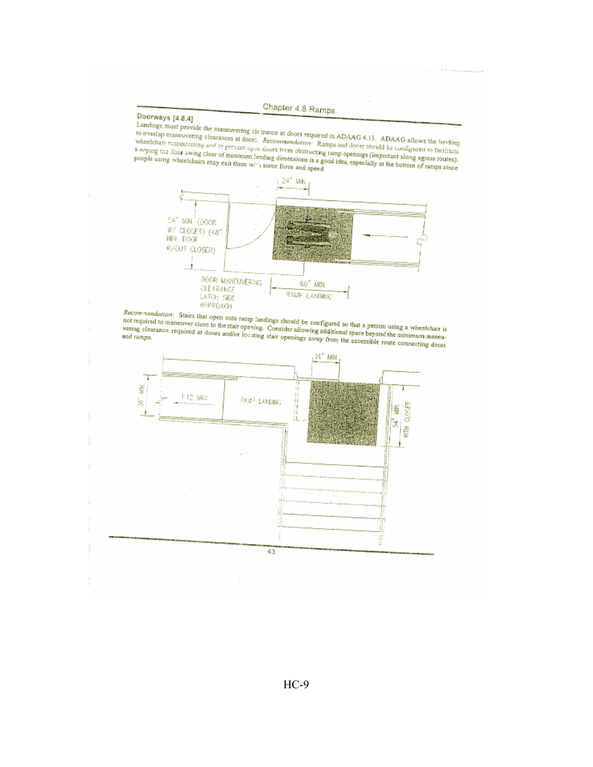Chapter 4.8 Ramps

### Doorways [4.8.4]

Landings must provide the maneuvering clearance at doors required in ADAAG 4.13. ADAAG allows the landing to overlap maneuvering clearances at doors. *Recommendation:* Ramps and doors should be configured to facilitate wheelchair maneuvering and to prevent open doors from obstructing ramp openings (important along egress routes). Keeping the door swing clear of minimum landing dimensions is a good idea, especially at the bottom of ramps since people using wheelchairs may exit them with some force and speed.

24" MIN.

54" MIN. (DOOR W/ CLOSER) (48" MIN. DOOR W/OUT CLOSER)

DOOR MANEUVERING CLEARANCE LATCH SIDE APPROACH

60" MIN. RAMP LANDING

*Recommendation:* Stairs that open onto ramp landings should be configured so that a person using a wheelchair is not required to maneuver close to the stair opening. Consider allowing additional space beyond the minimum maneuvering clearance required at doors and/or locating stair openings away from the accessible route connecting doors and ramps.

24" MIN.

36" MIN.

1:12 MAX

RAMP LANDING

54" MIN. WITH CLOSER

43

HC-9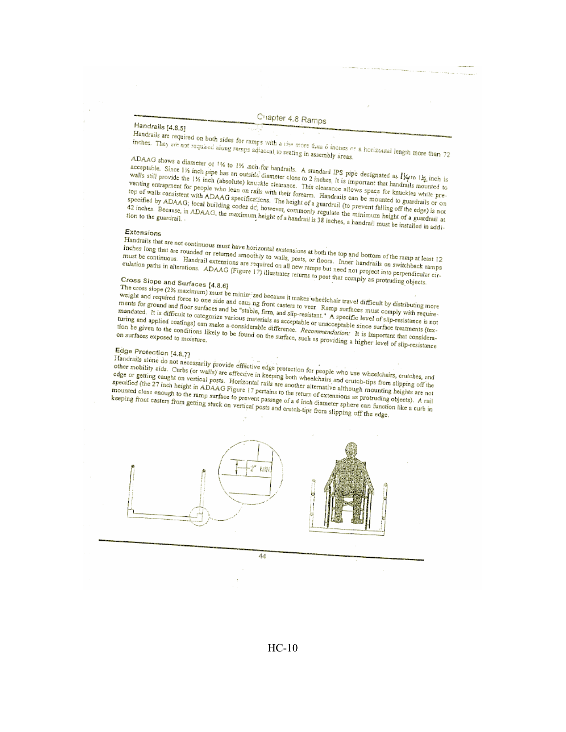Chapter 4.8 Ramps

### Handrails [4.8.5]

Handrails are required on both sides for ramps with a rise more than 6 inches or a horizontal length more than 72 inches. They are not required along ramps adjacent to seating in assembly areas.

ADAAG shows a diameter of 1¼ to 1½ inch for handrails. A standard IPS pipe designated as 1¼ to 1½ inch is acceptable. Since 1½ inch pipe has an outside diameter close to 2 inches, it is important that handrails mounted to walls still provide the 1½ inch (absolute) knuckle clearance. This clearance allows space for knuckles while preventing entrapment for people who lean on rails with their forearm. Handrails can be mounted to guardrails or on top of walls consistent with ADAAG specifications. The height of a guardrail (to prevent falling off the edge) is not specified by ADAAG; local building codes do, however, commonly regulate the minimum height of a guardrail at 42 inches. Because, in ADAAG, the maximum height of a handrail is 38 inches, a handrail must be installed in addition to the guardrail.

### Extensions

Handrails that are not continuous must have horizontal exstensions at both the top and bottom of the ramp at least 12 inches long that are rounded or returned smoothly to walls, posts, or floors. Inner handrails on switchback ramps must be continuous. Handrail extensions are required on all new ramps but need not project into perpendicular circulation paths in alterations. ADAAG (Figure 17) illustrates returns to post that comply as protruding objects.

### Cross Slope and Surfaces [4.8.6]

The cross slope (2% maximum) must be minimized because it makes wheelchair travel difficult by distributing more weight and required force to one side and causing front casters to veer. Ramp surfaces must comply with requirements for ground and floor surfaces and be "stable, firm, and slip-resistant." A specific level of slip-resistance is not mandated. It is difficult to categorize various materials as acceptable or unacceptable since surface treatments (texturing and applied coatings) can make a considerable difference. *Recommendation:* It is important that consideration be given to the conditions likely to be found on the surface, such as providing a higher level of slip-resistance on surfaces exposed to moisture.

### Edge Protection [4.8.7]

Handrails alone do not necessarily provide effective edge protection for people who use wheelchairs, crutches, and other mobility aids. Curbs (or walls) are effective in keeping both wheelchairs and crutch-tips from slipping off the edge or getting caught on vertical posts. Horizontal rails are another alternative although mounting heights are not specified (the 27 inch height in ADAAG Figure 17 pertains to the return of extensions as protruding objects). A rail mounted close enough to the ramp surface to prevent passage of a 4 inch diameter sphere can function like a curb in keeping front casters from getting stuck on vertical posts and crutch-tips from slipping off the edge.

2" MIN

HC-10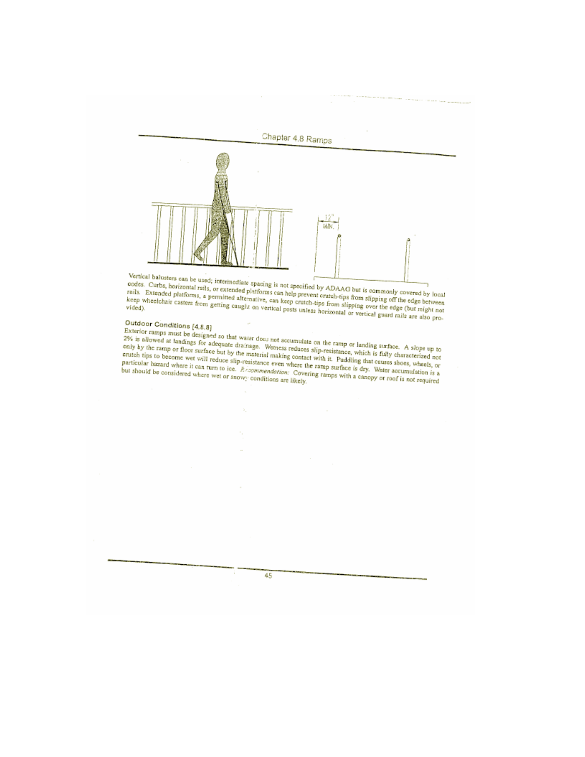Vertical balusters can be used; intermediate spacing is not specified by ADAAG but is commonly covered by local codes. Curbs, horizontal rails, or extended platforms can help prevent crutch-tips from slipping off the edge between rails. Extended platforms, a permitted alternative, can keep crutch-tips from slipping over the edge (but might not keep wheelchair casters from getting caught on vertical posts unless horizontal or vertical guard rails are also provided).

### Outdoor Conditions [4.8.8]

Exterior ramps must be designed so that water does not accumulate on the ramp or landing surface. A slope up to 2% is allowed at landings for adequate drainage. Wetness reduces slip-resistance, which is fully characterized not only by the ramp or floor surface but by the material making contact with it. Puddling that causes shoes, wheels, or crutch tips to become wet will reduce slip-resistance even where the ramp surface is dry. Water accumulation is a particular hazard where it can turn to ice. *Recommendation:* Covering ramps with a canopy or roof is not required but should be considered where wet or snowy conditions are likely.